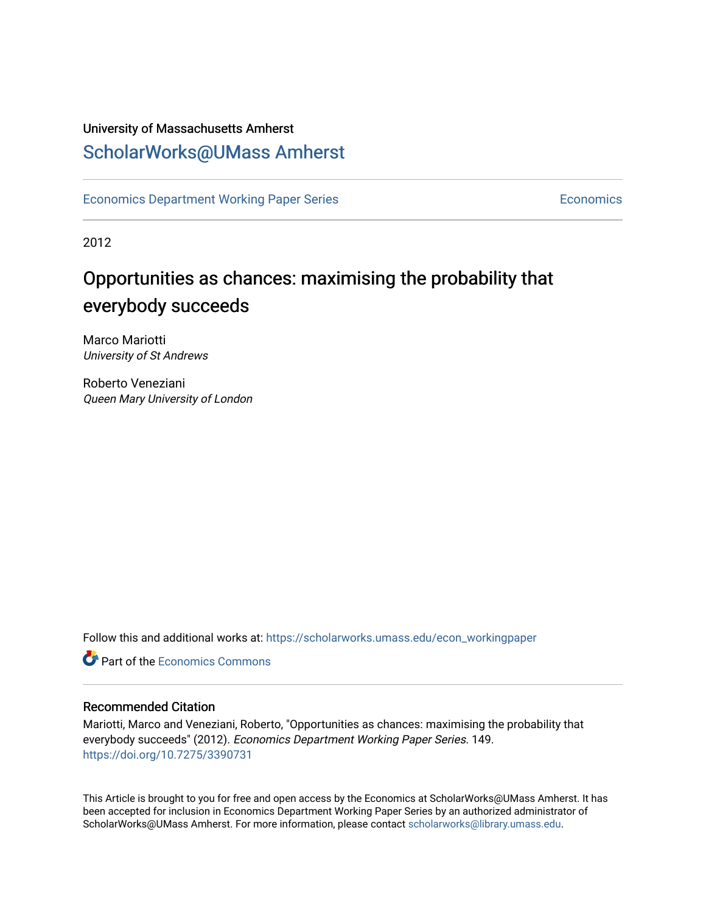University of Massachusetts Amherst

# ScholarWorks@UMass Amherst

Economics Department Working Paper Series | Economics

2012

# Opportunities as chances: maximising the probability that everybody succeeds

Marco Mariotti
*University of St Andrews*

Roberto Veneziani
*Queen Mary University of London*

Follow this and additional works at: https://scholarworks.umass.edu/econ_workingpaper

Part of the Economics Commons

## Recommended Citation

Mariotti, Marco and Veneziani, Roberto, "Opportunities as chances: maximising the probability that everybody succeeds" (2012). *Economics Department Working Paper Series*. 149.
https://doi.org/10.7275/3390731

This Article is brought to you for free and open access by the Economics at ScholarWorks@UMass Amherst. It has been accepted for inclusion in Economics Department Working Paper Series by an authorized administrator of ScholarWorks@UMass Amherst. For more information, please contact scholarworks@library.umass.edu.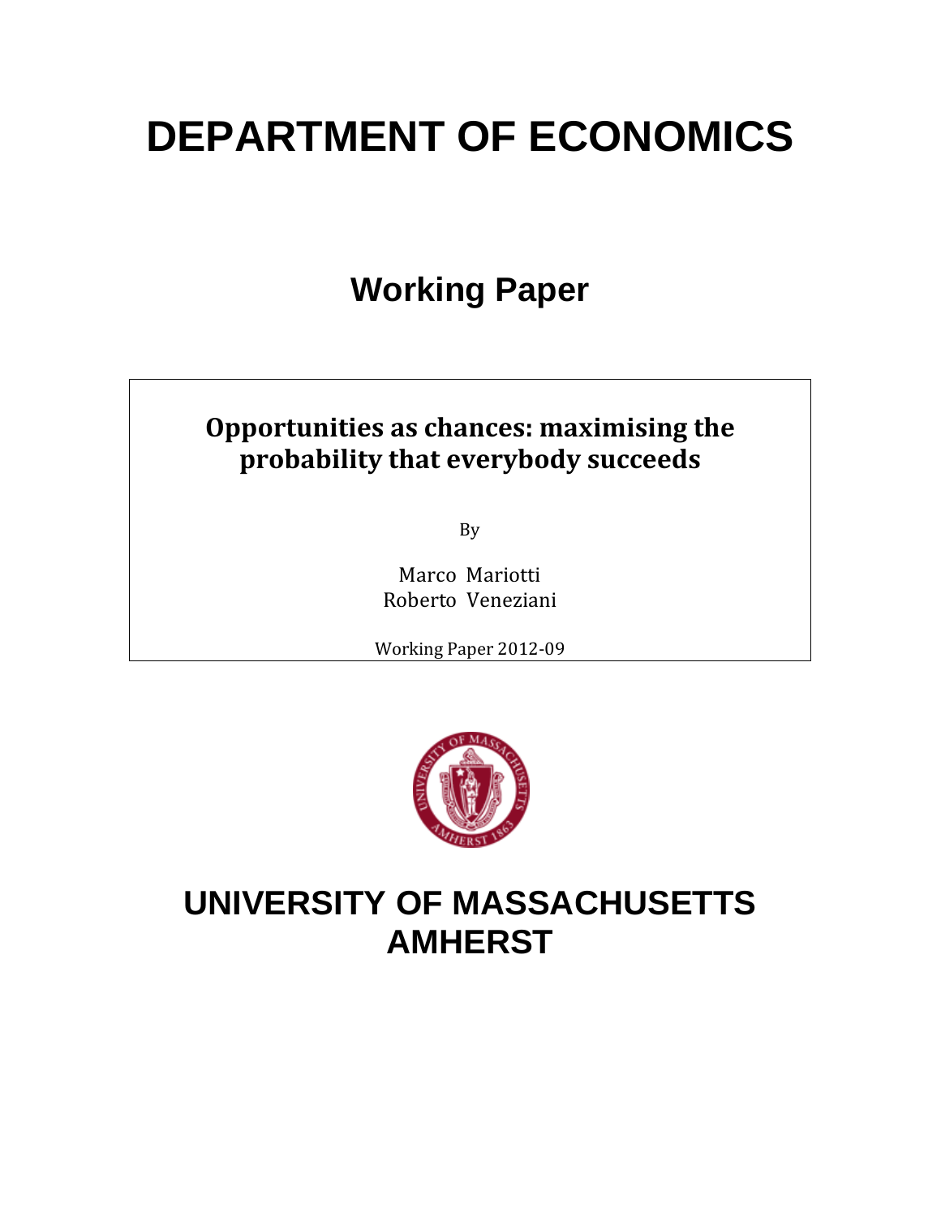# DEPARTMENT OF ECONOMICS

## Working Paper

**Opportunities as chances: maximising the probability that everybody succeeds**

By

Marco Mariotti
Roberto Veneziani

Working Paper 2012-09

# UNIVERSITY OF MASSACHUSETTS AMHERST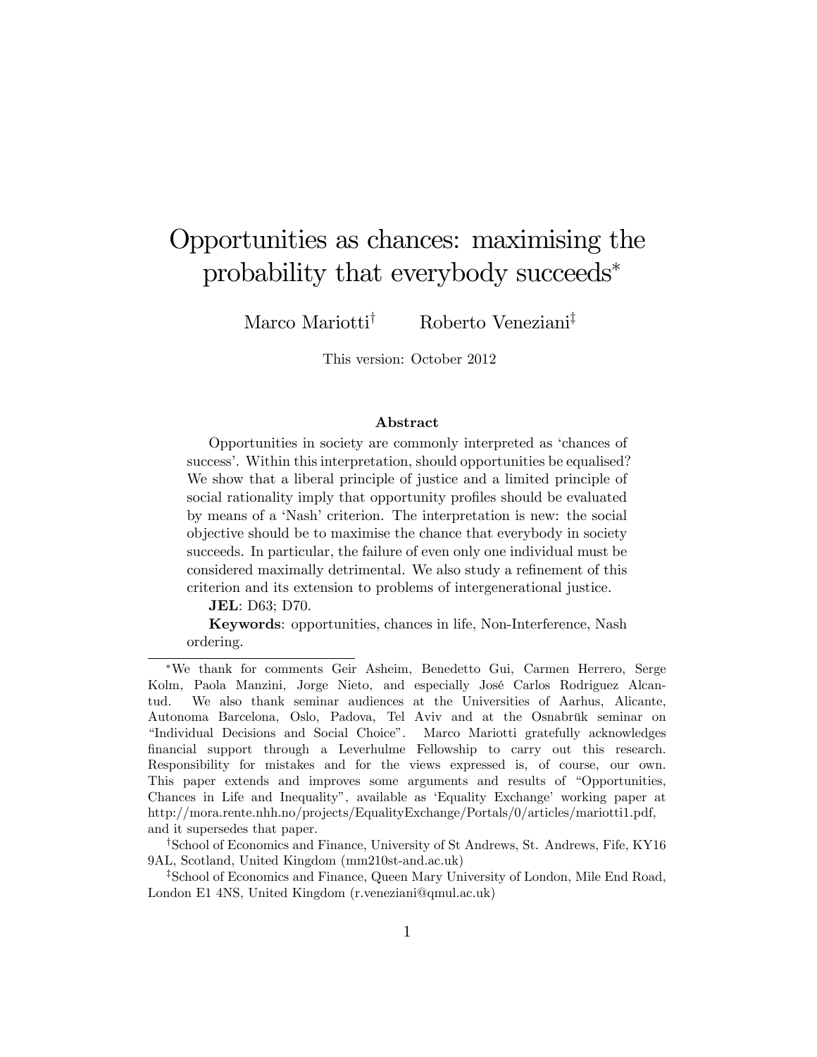# Opportunities as chances: maximising the probability that everybody succeeds*

Marco Mariotti† Roberto Veneziani‡

This version: October 2012

## Abstract

Opportunities in society are commonly interpreted as 'chances of success'. Within this interpretation, should opportunities be equalised? We show that a liberal principle of justice and a limited principle of social rationality imply that opportunity profiles should be evaluated by means of a 'Nash' criterion. The interpretation is new: the social objective should be to maximise the chance that everybody in society succeeds. In particular, the failure of even only one individual must be considered maximally detrimental. We also study a refinement of this criterion and its extension to problems of intergenerational justice.

**JEL**: D63; D70.

**Keywords**: opportunities, chances in life, Non-Interference, Nash ordering.

---

*We thank for comments Geir Asheim, Benedetto Gui, Carmen Herrero, Serge Kolm, Paola Manzini, Jorge Nieto, and especially José Carlos Rodriguez Alcantud. We also thank seminar audiences at the Universities of Aarhus, Alicante, Autonoma Barcelona, Oslo, Padova, Tel Aviv and at the Osnabrük seminar on "Individual Decisions and Social Choice". Marco Mariotti gratefully acknowledges financial support through a Leverhulme Fellowship to carry out this research. Responsibility for mistakes and for the views expressed is, of course, our own. This paper extends and improves some arguments and results of "Opportunities, Chances in Life and Inequality", available as 'Equality Exchange' working paper at http://mora.rente.nhh.no/projects/EqualityExchange/Portals/0/articles/mariotti1.pdf, and it supersedes that paper.

†School of Economics and Finance, University of St Andrews, St. Andrews, Fife, KY16 9AL, Scotland, United Kingdom (mm210st-and.ac.uk)

‡School of Economics and Finance, Queen Mary University of London, Mile End Road, London E1 4NS, United Kingdom (r.veneziani@qmul.ac.uk)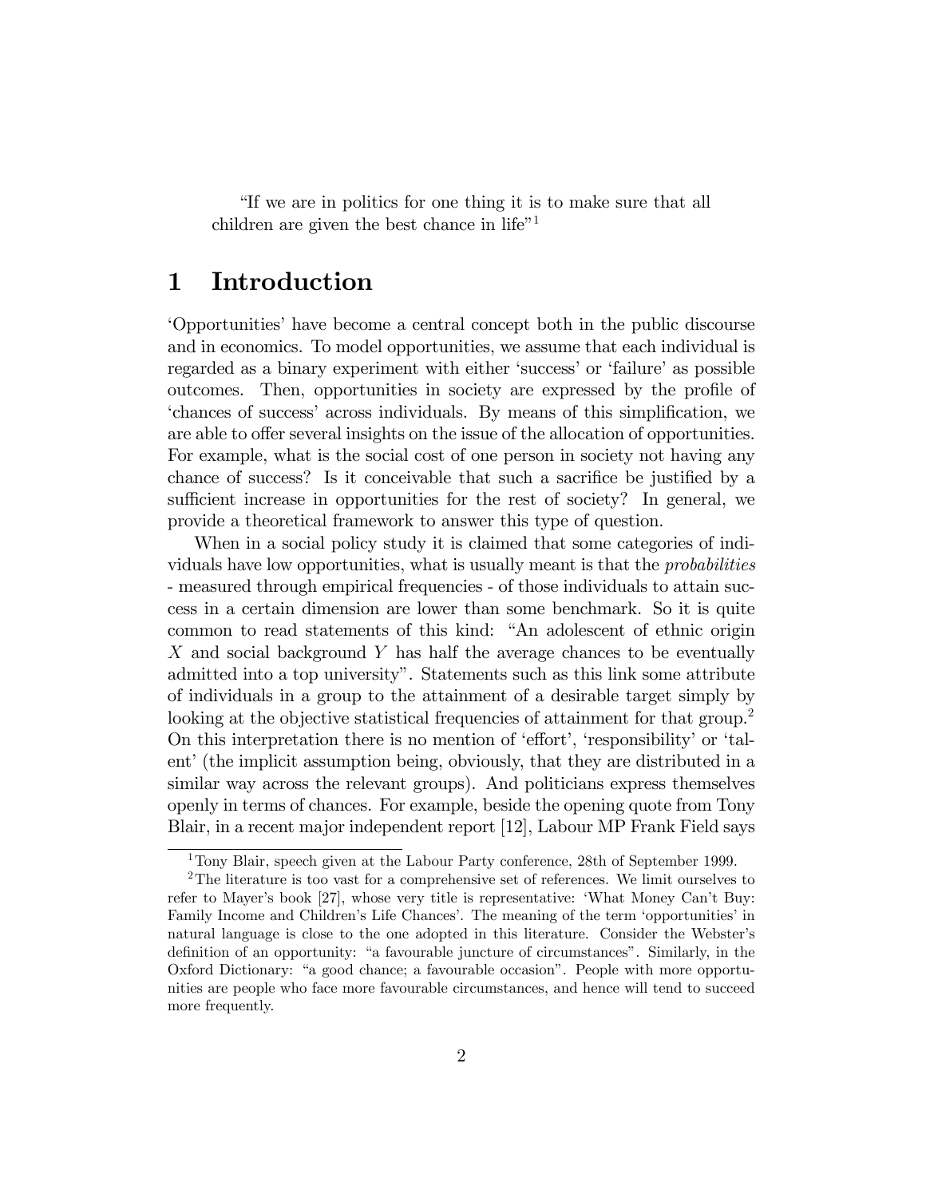"If we are in politics for one thing it is to make sure that all children are given the best chance in life"[1]

# 1 Introduction

'Opportunities' have become a central concept both in the public discourse and in economics. To model opportunities, we assume that each individual is regarded as a binary experiment with either 'success' or 'failure' as possible outcomes. Then, opportunities in society are expressed by the profile of 'chances of success' across individuals. By means of this simplification, we are able to offer several insights on the issue of the allocation of opportunities. For example, what is the social cost of one person in society not having any chance of success? Is it conceivable that such a sacrifice be justified by a sufficient increase in opportunities for the rest of society? In general, we provide a theoretical framework to answer this type of question.

When in a social policy study it is claimed that some categories of individuals have low opportunities, what is usually meant is that the *probabilities* - measured through empirical frequencies - of those individuals to attain success in a certain dimension are lower than some benchmark. So it is quite common to read statements of this kind: "An adolescent of ethnic origin $X$ and social background $Y$ has half the average chances to be eventually admitted into a top university". Statements such as this link some attribute of individuals in a group to the attainment of a desirable target simply by looking at the objective statistical frequencies of attainment for that group.[2] On this interpretation there is no mention of 'effort', 'responsibility' or 'talent' (the implicit assumption being, obviously, that they are distributed in a similar way across the relevant groups). And politicians express themselves openly in terms of chances. For example, beside the opening quote from Tony Blair, in a recent major independent report [12], Labour MP Frank Field says

[1] Tony Blair, speech given at the Labour Party conference, 28th of September 1999.

[2] The literature is too vast for a comprehensive set of references. We limit ourselves to refer to Mayer's book [27], whose very title is representative: 'What Money Can't Buy: Family Income and Children's Life Chances'. The meaning of the term 'opportunities' in natural language is close to the one adopted in this literature. Consider the Webster's definition of an opportunity: "a favourable juncture of circumstances". Similarly, in the Oxford Dictionary: "a good chance; a favourable occasion". People with more opportunities are people who face more favourable circumstances, and hence will tend to succeed more frequently.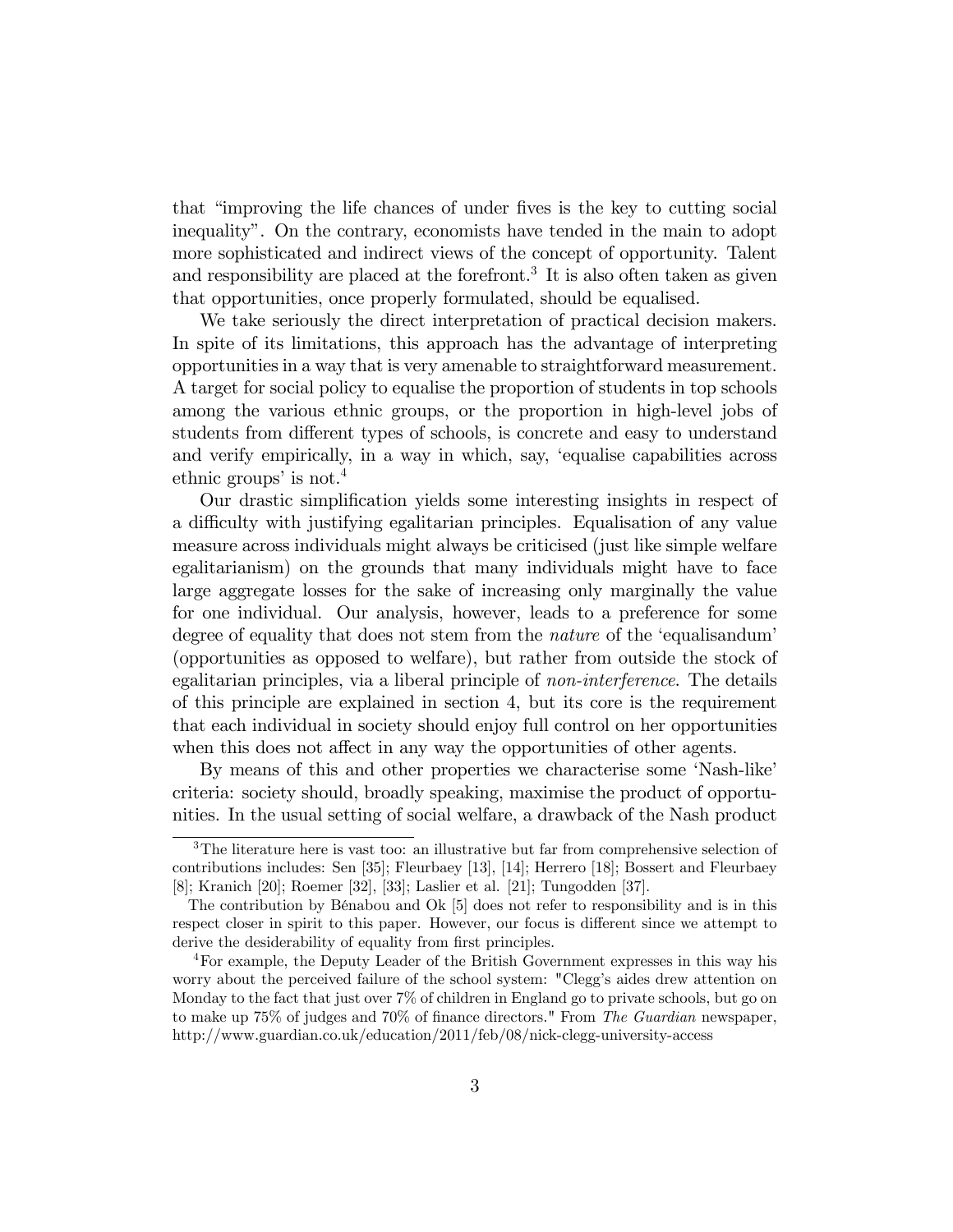that "improving the life chances of under fives is the key to cutting social inequality". On the contrary, economists have tended in the main to adopt more sophisticated and indirect views of the concept of opportunity. Talent and responsibility are placed at the forefront.[3] It is also often taken as given that opportunities, once properly formulated, should be equalised.

We take seriously the direct interpretation of practical decision makers. In spite of its limitations, this approach has the advantage of interpreting opportunities in a way that is very amenable to straightforward measurement. A target for social policy to equalise the proportion of students in top schools among the various ethnic groups, or the proportion in high-level jobs of students from different types of schools, is concrete and easy to understand and verify empirically, in a way in which, say, 'equalise capabilities across ethnic groups' is not.[4]

Our drastic simplification yields some interesting insights in respect of a difficulty with justifying egalitarian principles. Equalisation of any value measure across individuals might always be criticised (just like simple welfare egalitarianism) on the grounds that many individuals might have to face large aggregate losses for the sake of increasing only marginally the value for one individual. Our analysis, however, leads to a preference for some degree of equality that does not stem from the *nature* of the 'equalisandum' (opportunities as opposed to welfare), but rather from outside the stock of egalitarian principles, via a liberal principle of *non-interference*. The details of this principle are explained in section 4, but its core is the requirement that each individual in society should enjoy full control on her opportunities when this does not affect in any way the opportunities of other agents.

By means of this and other properties we characterise some 'Nash-like' criteria: society should, broadly speaking, maximise the product of opportunities. In the usual setting of social welfare, a drawback of the Nash product

---

[3] The literature here is vast too: an illustrative but far from comprehensive selection of contributions includes: Sen [35]; Fleurbaey [13], [14]; Herrero [18]; Bossert and Fleurbaey [8]; Kranich [20]; Roemer [32], [33]; Laslier et al. [21]; Tungodden [37].

The contribution by Bénabou and Ok [5] does not refer to responsibility and is in this respect closer in spirit to this paper. However, our focus is different since we attempt to derive the desirability of equality from first principles.

[4] For example, the Deputy Leader of the British Government expresses in this way his worry about the perceived failure of the school system: "Clegg's aides drew attention on Monday to the fact that just over 7% of children in England go to private schools, but go on to make up 75% of judges and 70% of finance directors." From *The Guardian* newspaper, http://www.guardian.co.uk/education/2011/feb/08/nick-clegg-university-access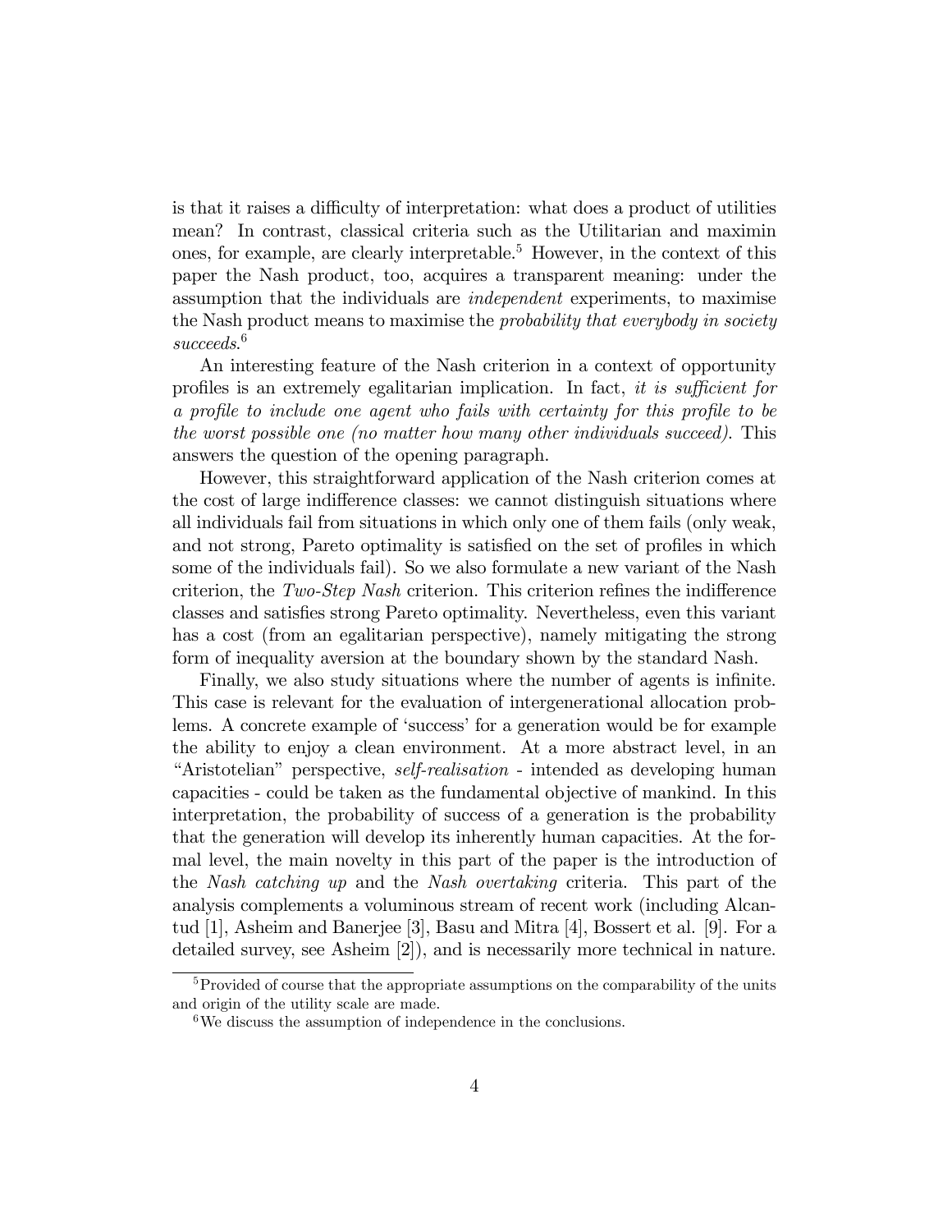is that it raises a difficulty of interpretation: what does a product of utilities mean? In contrast, classical criteria such as the Utilitarian and maximin ones, for example, are clearly interpretable.[5] However, in the context of this paper the Nash product, too, acquires a transparent meaning: under the assumption that the individuals are *independent* experiments, to maximise the Nash product means to maximise the *probability that everybody in society succeeds*.[6]

An interesting feature of the Nash criterion in a context of opportunity profiles is an extremely egalitarian implication. In fact, *it is sufficient for a profile to include one agent who fails with certainty for this profile to be the worst possible one (no matter how many other individuals succeed)*. This answers the question of the opening paragraph.

However, this straightforward application of the Nash criterion comes at the cost of large indifference classes: we cannot distinguish situations where all individuals fail from situations in which only one of them fails (only weak, and not strong, Pareto optimality is satisfied on the set of profiles in which some of the individuals fail). So we also formulate a new variant of the Nash criterion, the *Two-Step Nash* criterion. This criterion refines the indifference classes and satisfies strong Pareto optimality. Nevertheless, even this variant has a cost (from an egalitarian perspective), namely mitigating the strong form of inequality aversion at the boundary shown by the standard Nash.

Finally, we also study situations where the number of agents is infinite. This case is relevant for the evaluation of intergenerational allocation problems. A concrete example of 'success' for a generation would be for example the ability to enjoy a clean environment. At a more abstract level, in an "Aristotelian" perspective, *self-realisation* - intended as developing human capacities - could be taken as the fundamental objective of mankind. In this interpretation, the probability of success of a generation is the probability that the generation will develop its inherently human capacities. At the formal level, the main novelty in this part of the paper is the introduction of the *Nash catching up* and the *Nash overtaking* criteria. This part of the analysis complements a voluminous stream of recent work (including Alcantud [1], Asheim and Banerjee [3], Basu and Mitra [4], Bossert et al. [9]. For a detailed survey, see Asheim [2]), and is necessarily more technical in nature.

[5] Provided of course that the appropriate assumptions on the comparability of the units and origin of the utility scale are made.

[6] We discuss the assumption of independence in the conclusions.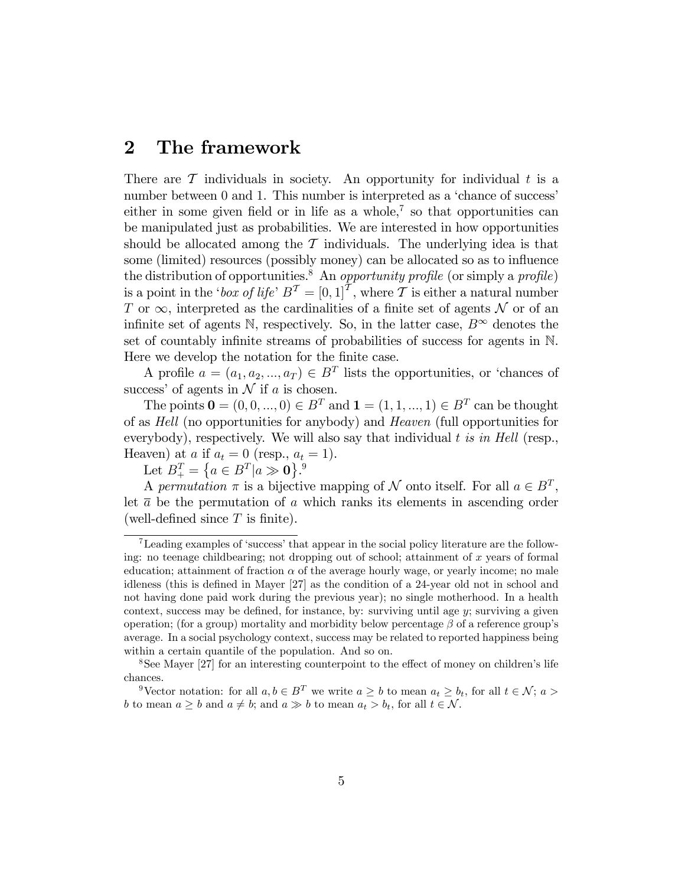## 2 The framework

There are $\mathcal{T}$ individuals in society. An opportunity for individual $t$ is a number between 0 and 1. This number is interpreted as a 'chance of success' either in some given field or in life as a whole,[7] so that opportunities can be manipulated just as probabilities. We are interested in how opportunities should be allocated among the $\mathcal{T}$ individuals. The underlying idea is that some (limited) resources (possibly money) can be allocated so as to influence the distribution of opportunities.[8] An *opportunity profile* (or simply a *profile*) is a point in the '*box of life*' $B^{\mathcal{T}} = [0,1]^{\mathcal{T}}$, where $\mathcal{T}$ is either a natural number $T$ or $\infty$, interpreted as the cardinalities of a finite set of agents $\mathcal{N}$ or of an infinite set of agents $\mathbb{N}$, respectively. So, in the latter case, $B^{\infty}$ denotes the set of countably infinite streams of probabilities of success for agents in $\mathbb{N}$. Here we develop the notation for the finite case.

A profile $a = (a_1, a_2, ..., a_T) \in B^T$ lists the opportunities, or 'chances of success' of agents in $\mathcal{N}$ if $a$ is chosen.

The points $\mathbf{0} = (0, 0, ..., 0) \in B^T$ and $\mathbf{1} = (1, 1, ..., 1) \in B^T$ can be thought of as *Hell* (no opportunities for anybody) and *Heaven* (full opportunities for everybody), respectively. We will also say that individual $t$ *is in Hell* (resp., Heaven) at $a$ if $a_t = 0$ (resp., $a_t = 1$).

Let $B^T_+ = \{a \in B^T | a \gg \mathbf{0}\}$.[9]

A *permutation* $\pi$ is a bijective mapping of $\mathcal{N}$ onto itself. For all $a \in B^T$, let $\overline{a}$ be the permutation of $a$ which ranks its elements in ascending order (well-defined since $T$ is finite).

---

[7] Leading examples of 'success' that appear in the social policy literature are the following: no teenage childbearing; not dropping out of school; attainment of $x$ years of formal education; attainment of fraction $\alpha$ of the average hourly wage, or yearly income; no male idleness (this is defined in Mayer [27] as the condition of a 24-year old not in school and not having done paid work during the previous year); no single motherhood. In a health context, success may be defined, for instance, by: surviving until age $y$; surviving a given operation; (for a group) mortality and morbidity below percentage $\beta$ of a reference group's average. In a social psychology context, success may be related to reported happiness being within a certain quantile of the population. And so on.

[8] See Mayer [27] for an interesting counterpoint to the effect of money on children's life chances.

[9] Vector notation: for all $a, b \in B^T$ we write $a \geq b$ to mean $a_t \geq b_t$, for all $t \in \mathcal{N}$; $a > b$ to mean $a \geq b$ and $a \neq b$; and $a \gg b$ to mean $a_t > b_t$, for all $t \in \mathcal{N}$.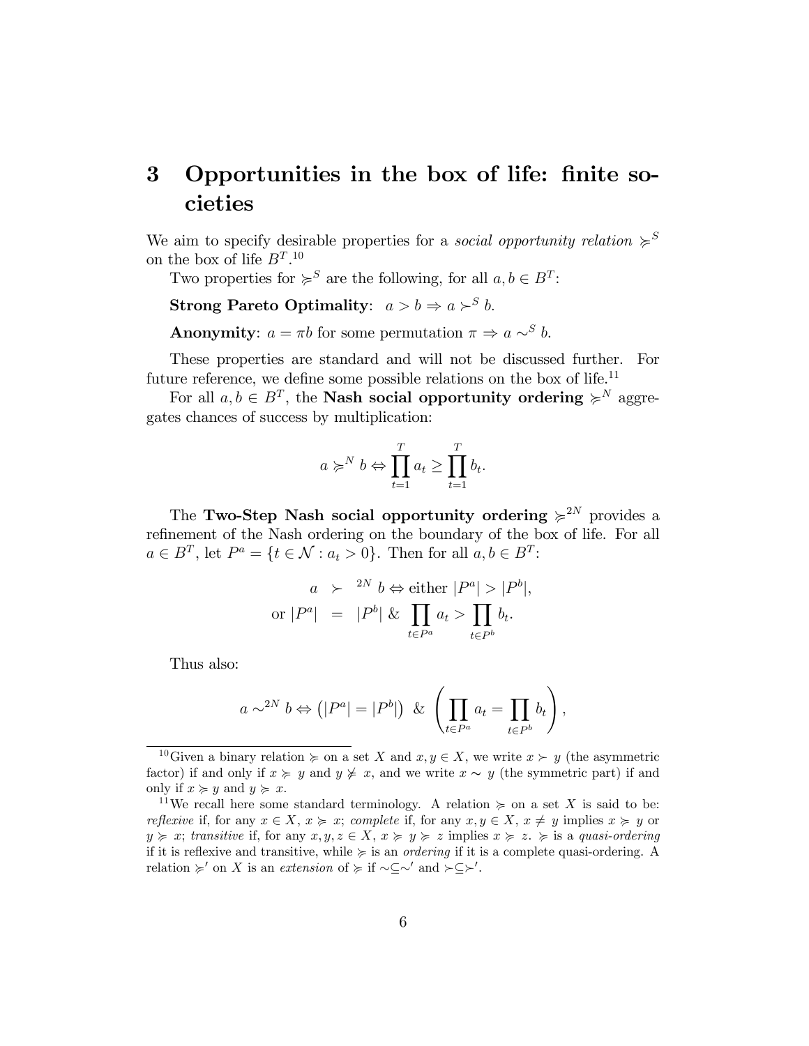# 3 Opportunities in the box of life: finite societies

We aim to specify desirable properties for a *social opportunity relation* $\succcurlyeq^S$ on the box of life $B^T$.[10]

Two properties for $\succcurlyeq^S$ are the following, for all $a, b \in B^T$:

**Strong Pareto Optimality**: $a > b \Rightarrow a \succ^S b$.

**Anonymity**: $a = \pi b$ for some permutation $\pi \Rightarrow a \sim^S b$.

These properties are standard and will not be discussed further. For future reference, we define some possible relations on the box of life.[11]

For all $a, b \in B^T$, the **Nash social opportunity ordering** $\succcurlyeq^N$ aggregates chances of success by multiplication:

$$a \succcurlyeq^N b \Leftrightarrow \prod_{t=1}^{T} a_t \geq \prod_{t=1}^{T} b_t.$$

The **Two-Step Nash social opportunity ordering** $\succcurlyeq^{2N}$ provides a refinement of the Nash ordering on the boundary of the box of life. For all $a \in B^T$, let $P^a = \{t \in \mathcal{N} : a_t > 0\}$. Then for all $a, b \in B^T$:

$$\begin{aligned} a &\succ^{2N} b \Leftrightarrow \text{either } |P^a| > |P^b|, \\ \text{or } |P^a| &= |P^b| \;\&\; \prod_{t \in P^a} a_t > \prod_{t \in P^b} b_t. \end{aligned}$$

Thus also:

$$a \sim^{2N} b \Leftrightarrow \left(|P^a| = |P^b|\right) \;\&\; \left(\prod_{t \in P^a} a_t = \prod_{t \in P^b} b_t\right),$$

---

[10] Given a binary relation $\succcurlyeq$ on a set $X$ and $x, y \in X$, we write $x \succ y$ (the asymmetric factor) if and only if $x \succcurlyeq y$ and $y \not\succcurlyeq x$, and we write $x \sim y$ (the symmetric part) if and only if $x \succcurlyeq y$ and $y \succcurlyeq x$.

[11] We recall here some standard terminology. A relation $\succcurlyeq$ on a set $X$ is said to be: *reflexive* if, for any $x \in X$, $x \succcurlyeq x$; *complete* if, for any $x, y \in X$, $x \neq y$ implies $x \succcurlyeq y$ or $y \succcurlyeq x$; *transitive* if, for any $x, y, z \in X$, $x \succcurlyeq y \succcurlyeq z$ implies $x \succcurlyeq z$. $\succcurlyeq$ is a *quasi-ordering* if it is reflexive and transitive, while $\succcurlyeq$ is an *ordering* if it is a complete quasi-ordering. A relation $\succcurlyeq'$ on $X$ is an *extension* of $\succcurlyeq$ if $\sim \subseteq \sim'$ and $\succ \subseteq \succ'$.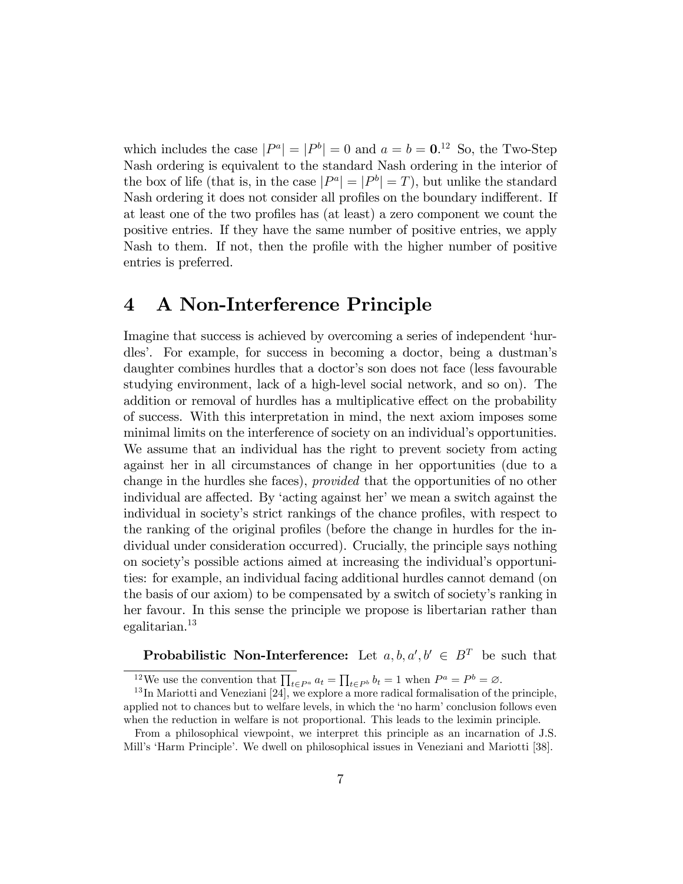which includes the case $|P^a| = |P^b| = 0$ and $a = b = \mathbf{0}$.[12] So, the Two-Step Nash ordering is equivalent to the standard Nash ordering in the interior of the box of life (that is, in the case $|P^a| = |P^b| = T$), but unlike the standard Nash ordering it does not consider all profiles on the boundary indifferent. If at least one of the two profiles has (at least) a zero component we count the positive entries. If they have the same number of positive entries, we apply Nash to them. If not, then the profile with the higher number of positive entries is preferred.

# 4 A Non-Interference Principle

Imagine that success is achieved by overcoming a series of independent 'hurdles'. For example, for success in becoming a doctor, being a dustman's daughter combines hurdles that a doctor's son does not face (less favourable studying environment, lack of a high-level social network, and so on). The addition or removal of hurdles has a multiplicative effect on the probability of success. With this interpretation in mind, the next axiom imposes some minimal limits on the interference of society on an individual's opportunities. We assume that an individual has the right to prevent society from acting against her in all circumstances of change in her opportunities (due to a change in the hurdles she faces), *provided* that the opportunities of no other individual are affected. By 'acting against her' we mean a switch against the individual in society's strict rankings of the chance profiles, with respect to the ranking of the original profiles (before the change in hurdles for the individual under consideration occurred). Crucially, the principle says nothing on society's possible actions aimed at increasing the individual's opportunities: for example, an individual facing additional hurdles cannot demand (on the basis of our axiom) to be compensated by a switch of society's ranking in her favour. In this sense the principle we propose is libertarian rather than egalitarian.[13]

**Probabilistic Non-Interference:** Let $a, b, a', b' \in B^T$ be such that

[12] We use the convention that $\prod_{t \in P^a} a_t = \prod_{t \in P^b} b_t = 1$ when $P^a = P^b = \varnothing$.

[13] In Mariotti and Veneziani [24], we explore a more radical formalisation of the principle, applied not to chances but to welfare levels, in which the 'no harm' conclusion follows even when the reduction in welfare is not proportional. This leads to the leximin principle.

From a philosophical viewpoint, we interpret this principle as an incarnation of J.S. Mill's 'Harm Principle'. We dwell on philosophical issues in Veneziani and Mariotti [38].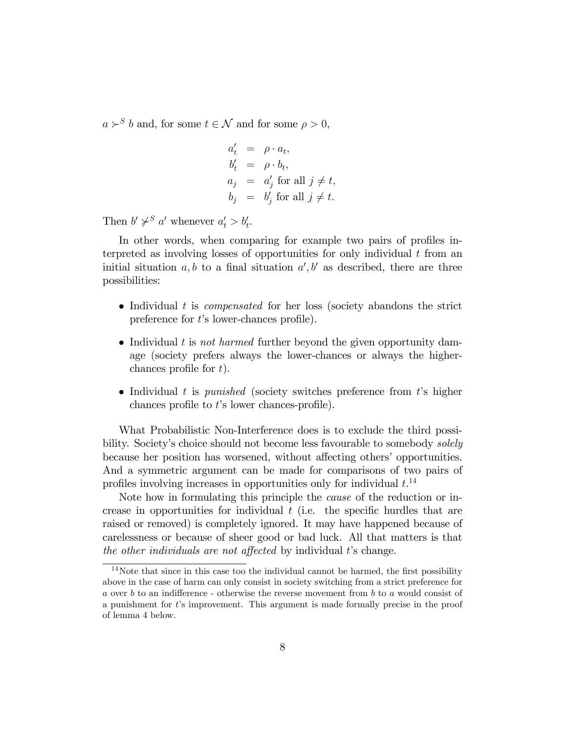$a \succ^S b$ and, for some $t \in \mathcal{N}$ and for some $\rho > 0$,

$$\begin{aligned} a'_t &= \rho \cdot a_t, \\ b'_t &= \rho \cdot b_t, \\ a_j &= a'_j \text{ for all } j \neq t, \\ b_j &= b'_j \text{ for all } j \neq t. \end{aligned}$$

Then $b' \not\succ^S a'$ whenever $a'_t > b'_t$.

In other words, when comparing for example two pairs of profiles interpreted as involving losses of opportunities for only individual $t$ from an initial situation $a, b$ to a final situation $a', b'$ as described, there are three possibilities:

- Individual $t$ is *compensated* for her loss (society abandons the strict preference for $t$'s lower-chances profile).
- Individual $t$ is *not harmed* further beyond the given opportunity damage (society prefers always the lower-chances or always the higher-chances profile for $t$).
- Individual $t$ is *punished* (society switches preference from $t$'s higher chances profile to $t$'s lower chances-profile).

What Probabilistic Non-Interference does is to exclude the third possibility. Society's choice should not become less favourable to somebody *solely* because her position has worsened, without affecting others' opportunities. And a symmetric argument can be made for comparisons of two pairs of profiles involving increases in opportunities only for individual $t$.[14]

Note how in formulating this principle the *cause* of the reduction or increase in opportunities for individual $t$ (i.e. the specific hurdles that are raised or removed) is completely ignored. It may have happened because of carelessness or because of sheer good or bad luck. All that matters is that *the other individuals are not affected* by individual $t$'s change.

[14] Note that since in this case too the individual cannot be harmed, the first possibility above in the case of harm can only consist in society switching from a strict preference for $a$ over $b$ to an indifference - otherwise the reverse movement from $b$ to $a$ would consist of a punishment for $t$'s improvement. This argument is made formally precise in the proof of lemma 4 below.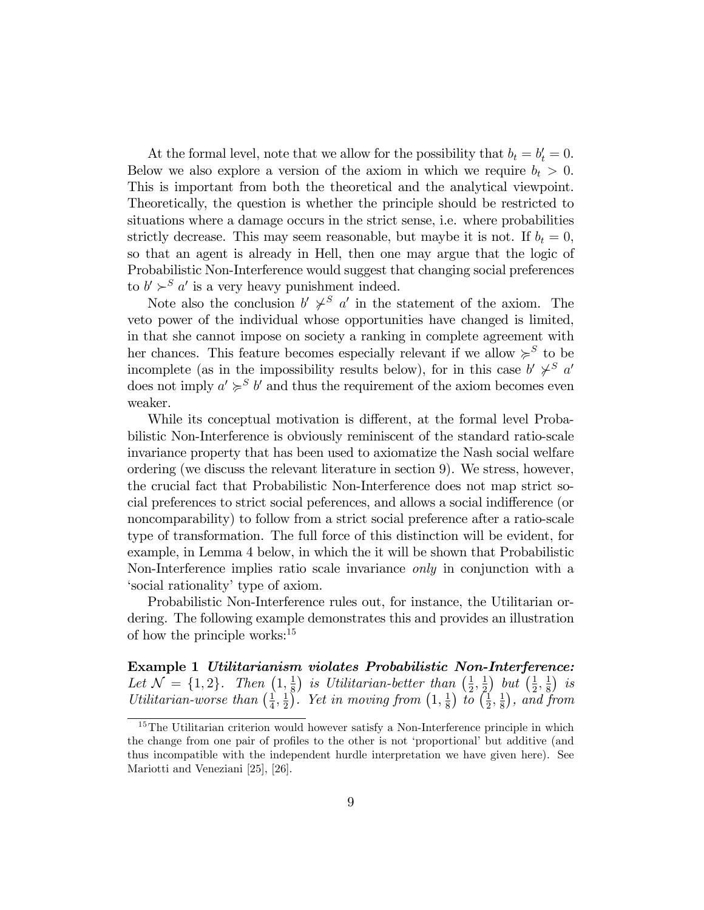At the formal level, note that we allow for the possibility that $b_t = b'_t = 0$. Below we also explore a version of the axiom in which we require $b_t > 0$. This is important from both the theoretical and the analytical viewpoint. Theoretically, the question is whether the principle should be restricted to situations where a damage occurs in the strict sense, i.e. where probabilities strictly decrease. This may seem reasonable, but maybe it is not. If $b_t = 0$, so that an agent is already in Hell, then one may argue that the logic of Probabilistic Non-Interference would suggest that changing social preferences to $b' \succ^S a'$ is a very heavy punishment indeed.

Note also the conclusion $b' \not\succ^S a'$ in the statement of the axiom. The veto power of the individual whose opportunities have changed is limited, in that she cannot impose on society a ranking in complete agreement with her chances. This feature becomes especially relevant if we allow $\succcurlyeq^S$ to be incomplete (as in the impossibility results below), for in this case $b' \not\succ^S a'$ does not imply $a' \succcurlyeq^S b'$ and thus the requirement of the axiom becomes even weaker.

While its conceptual motivation is different, at the formal level Probabilistic Non-Interference is obviously reminiscent of the standard ratio-scale invariance property that has been used to axiomatize the Nash social welfare ordering (we discuss the relevant literature in section 9). We stress, however, the crucial fact that Probabilistic Non-Interference does not map strict social preferences to strict social peferences, and allows a social indifference (or noncomparability) to follow from a strict social preference after a ratio-scale type of transformation. The full force of this distinction will be evident, for example, in Lemma 4 below, in which the it will be shown that Probabilistic Non-Interference implies ratio scale invariance *only* in conjunction with a 'social rationality' type of axiom.

Probabilistic Non-Interference rules out, for instance, the Utilitarian ordering. The following example demonstrates this and provides an illustration of how the principle works:[15]

**Example 1** ***Utilitarianism violates Probabilistic Non-Interference:*** *Let $\mathcal{N} = \{1, 2\}$. Then $\left(1, \frac{1}{8}\right)$ is Utilitarian-better than $\left(\frac{1}{2}, \frac{1}{2}\right)$ but $\left(\frac{1}{2}, \frac{1}{8}\right)$ is Utilitarian-worse than $\left(\frac{1}{4}, \frac{1}{2}\right)$. Yet in moving from $\left(1, \frac{1}{8}\right)$ to $\left(\frac{1}{2}, \frac{1}{8}\right)$, and from*

[15] The Utilitarian criterion would however satisfy a Non-Interference principle in which the change from one pair of profiles to the other is not 'proportional' but additive (and thus incompatible with the independent hurdle interpretation we have given here). See Mariotti and Veneziani [25], [26].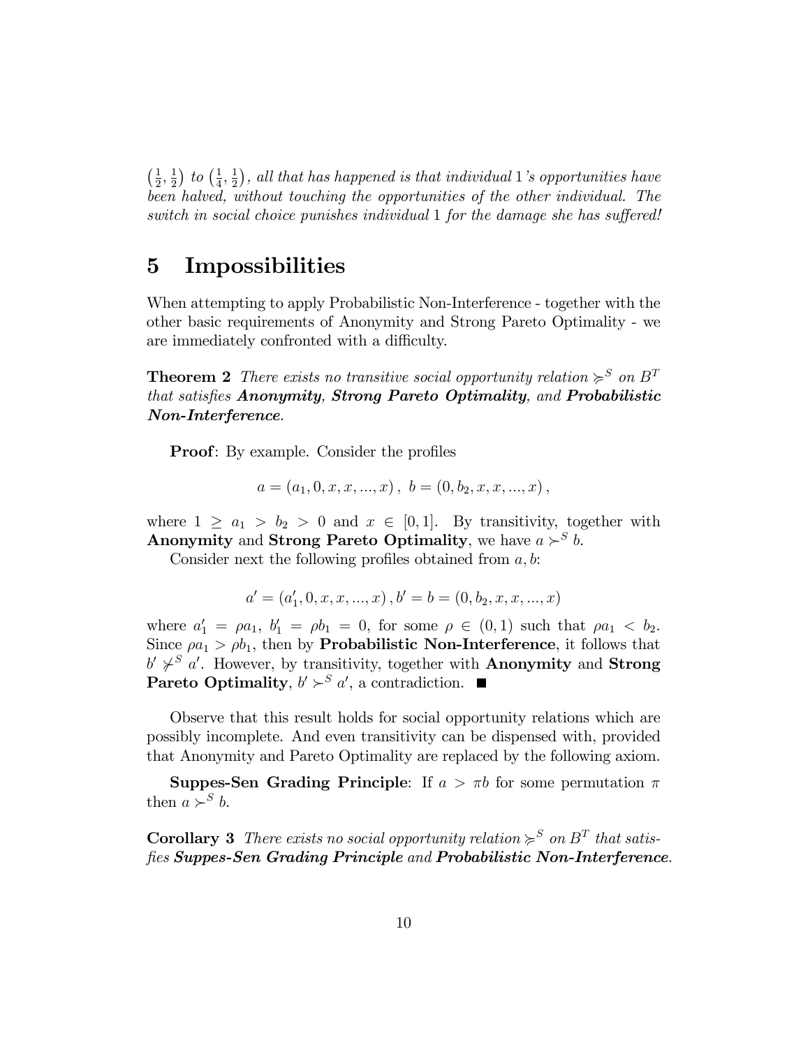$\left(\frac{1}{2}, \frac{1}{2}\right)$ *to* $\left(\frac{1}{4}, \frac{1}{2}\right)$*, all that has happened is that individual* 1*'s opportunities have been halved, without touching the opportunities of the other individual. The switch in social choice punishes individual* 1 *for the damage she has suffered!*

# 5 Impossibilities

When attempting to apply Probabilistic Non-Interference - together with the other basic requirements of Anonymity and Strong Pareto Optimality - we are immediately confronted with a difficulty.

**Theorem 2** *There exists no transitive social opportunity relation* $\succcurlyeq^S$ *on* $B^T$ *that satisfies* ***Anonymity****,* ***Strong Pareto Optimality****, and* ***Probabilistic Non-Interference****.*

**Proof**: By example. Consider the profiles

$$a = (a_1, 0, x, x, ..., x)\,,\ b = (0, b_2, x, x, ..., x)\,,$$

where $1 \geq a_1 > b_2 > 0$ and $x \in [0, 1]$. By transitivity, together with **Anonymity** and **Strong Pareto Optimality**, we have $a \succ^S b$.

Consider next the following profiles obtained from $a, b$:

$$a' = (a_1', 0, x, x, ..., x)\,, b' = b = (0, b_2, x, x, ..., x)$$

where $a_1' = \rho a_1$, $b_1' = \rho b_1 = 0$, for some $\rho \in (0, 1)$ such that $\rho a_1 < b_2$. Since $\rho a_1 > \rho b_1$, then by **Probabilistic Non-Interference**, it follows that $b' \not\succ^S a'$. However, by transitivity, together with **Anonymity** and **Strong Pareto Optimality**, $b' \succ^S a'$, a contradiction. ∎

Observe that this result holds for social opportunity relations which are possibly incomplete. And even transitivity can be dispensed with, provided that Anonymity and Pareto Optimality are replaced by the following axiom.

**Suppes-Sen Grading Principle**: If $a > \pi b$ for some permutation $\pi$ then $a \succ^S b$.

**Corollary 3** *There exists no social opportunity relation* $\succcurlyeq^S$ *on* $B^T$ *that satisfies* ***Suppes-Sen Grading Principle*** *and* ***Probabilistic Non-Interference****.*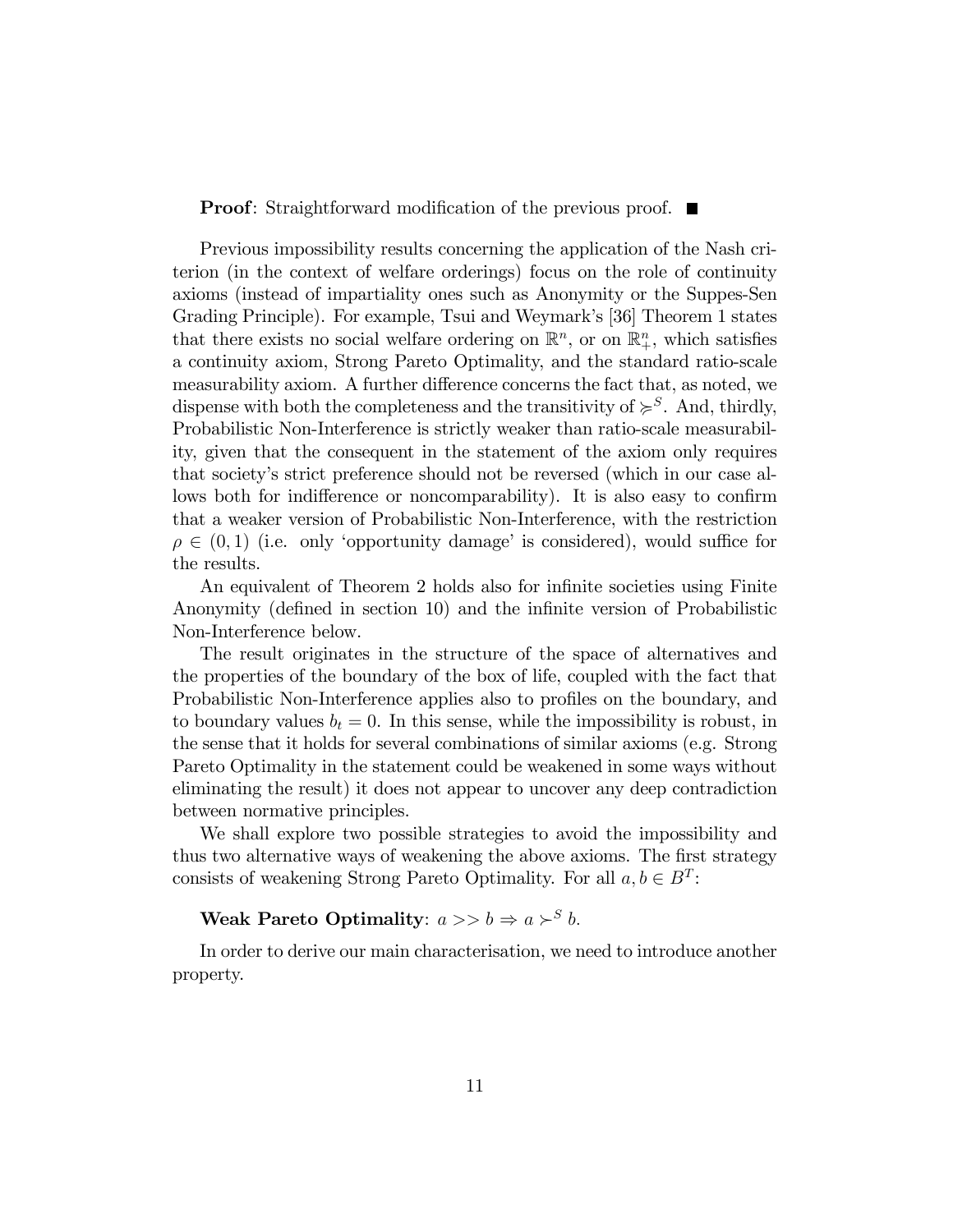**Proof**: Straightforward modification of the previous proof. ■

Previous impossibility results concerning the application of the Nash criterion (in the context of welfare orderings) focus on the role of continuity axioms (instead of impartiality ones such as Anonymity or the Suppes-Sen Grading Principle). For example, Tsui and Weymark's [36] Theorem 1 states that there exists no social welfare ordering on $\mathbb{R}^n$, or on $\mathbb{R}^n_+$, which satisfies a continuity axiom, Strong Pareto Optimality, and the standard ratio-scale measurability axiom. A further difference concerns the fact that, as noted, we dispense with both the completeness and the transitivity of $\succcurlyeq^S$. And, thirdly, Probabilistic Non-Interference is strictly weaker than ratio-scale measurability, given that the consequent in the statement of the axiom only requires that society's strict preference should not be reversed (which in our case allows both for indifference or noncomparability). It is also easy to confirm that a weaker version of Probabilistic Non-Interference, with the restriction $\rho \in (0, 1)$ (i.e. only 'opportunity damage' is considered), would suffice for the results.

An equivalent of Theorem 2 holds also for infinite societies using Finite Anonymity (defined in section 10) and the infinite version of Probabilistic Non-Interference below.

The result originates in the structure of the space of alternatives and the properties of the boundary of the box of life, coupled with the fact that Probabilistic Non-Interference applies also to profiles on the boundary, and to boundary values $b_t = 0$. In this sense, while the impossibility is robust, in the sense that it holds for several combinations of similar axioms (e.g. Strong Pareto Optimality in the statement could be weakened in some ways without eliminating the result) it does not appear to uncover any deep contradiction between normative principles.

We shall explore two possible strategies to avoid the impossibility and thus two alternative ways of weakening the above axioms. The first strategy consists of weakening Strong Pareto Optimality. For all $a, b \in B^T$:

**Weak Pareto Optimality**: $a >> b \Rightarrow a \succ^S b$.

In order to derive our main characterisation, we need to introduce another property.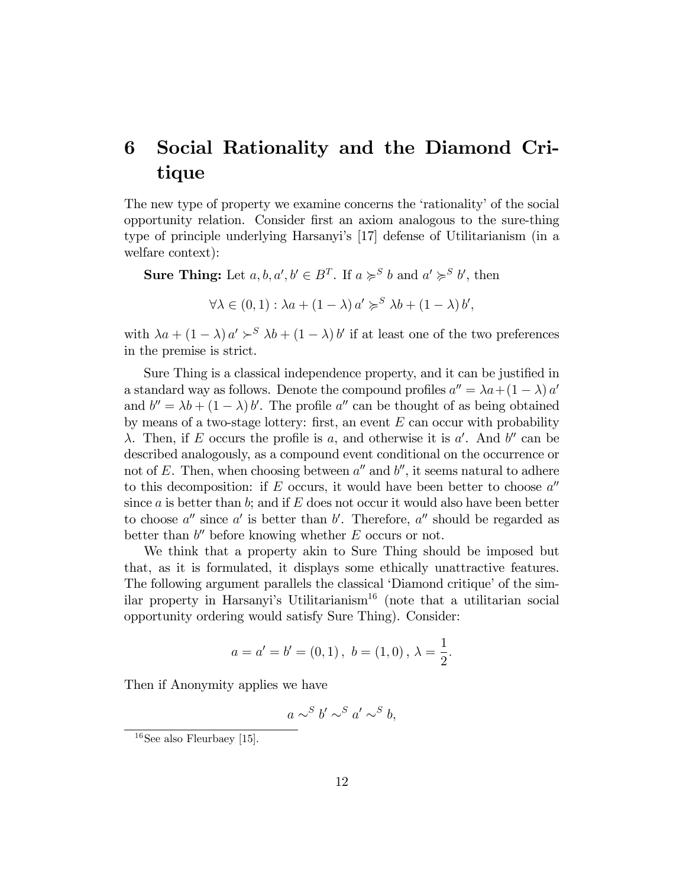# 6 Social Rationality and the Diamond Critique

The new type of property we examine concerns the 'rationality' of the social opportunity relation. Consider first an axiom analogous to the sure-thing type of principle underlying Harsanyi's [17] defense of Utilitarianism (in a welfare context):

**Sure Thing:** Let $a, b, a', b' \in B^T$. If $a \succcurlyeq^S b$ and $a' \succcurlyeq^S b'$, then

$$\forall \lambda \in (0,1) : \lambda a + (1-\lambda) a' \succcurlyeq^S \lambda b + (1-\lambda) b',$$

with $\lambda a + (1-\lambda) a' \succ^S \lambda b + (1-\lambda) b'$ if at least one of the two preferences in the premise is strict.

Sure Thing is a classical independence property, and it can be justified in a standard way as follows. Denote the compound profiles $a'' = \lambda a + (1-\lambda) a'$ and $b'' = \lambda b + (1-\lambda) b'$. The profile $a''$ can be thought of as being obtained by means of a two-stage lottery: first, an event $E$ can occur with probability $\lambda$. Then, if $E$ occurs the profile is $a$, and otherwise it is $a'$. And $b''$ can be described analogously, as a compound event conditional on the occurrence or not of $E$. Then, when choosing between $a''$ and $b''$, it seems natural to adhere to this decomposition: if $E$ occurs, it would have been better to choose $a''$ since $a$ is better than $b$; and if $E$ does not occur it would also have been better to choose $a''$ since $a'$ is better than $b'$. Therefore, $a''$ should be regarded as better than $b''$ before knowing whether $E$ occurs or not.

We think that a property akin to Sure Thing should be imposed but that, as it is formulated, it displays some ethically unattractive features. The following argument parallels the classical 'Diamond critique' of the similar property in Harsanyi's Utilitarianism[16] (note that a utilitarian social opportunity ordering would satisfy Sure Thing). Consider:

$$a = a' = b' = (0,1), \ b = (1,0), \ \lambda = \frac{1}{2}.$$

Then if Anonymity applies we have

$$a \sim^S b' \sim^S a' \sim^S b,$$

[16] See also Fleurbaey [15].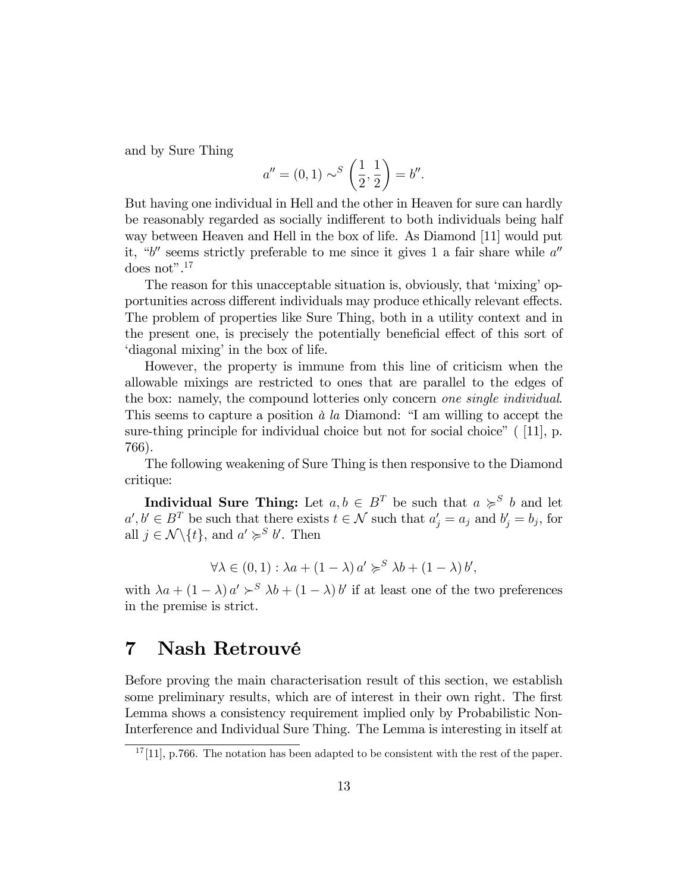and by Sure Thing

$$a'' = (0,1) \sim^S \left(\frac{1}{2}, \frac{1}{2}\right) = b''.$$

But having one individual in Hell and the other in Heaven for sure can hardly be reasonably regarded as socially indifferent to both individuals being half way between Heaven and Hell in the box of life. As Diamond [11] would put it, "$b''$ seems strictly preferable to me since it gives 1 a fair share while $a''$ does not".[17]

The reason for this unacceptable situation is, obviously, that 'mixing' opportunities across different individuals may produce ethically relevant effects. The problem of properties like Sure Thing, both in a utility context and in the present one, is precisely the potentially beneficial effect of this sort of 'diagonal mixing' in the box of life.

However, the property is immune from this line of criticism when the allowable mixings are restricted to ones that are parallel to the edges of the box: namely, the compound lotteries only concern *one single individual*. This seems to capture a position *à la* Diamond: "I am willing to accept the sure-thing principle for individual choice but not for social choice" ( [11], p. 766).

The following weakening of Sure Thing is then responsive to the Diamond critique:

**Individual Sure Thing:** Let $a, b \in B^T$ be such that $a \succcurlyeq^S b$ and let $a', b' \in B^T$ be such that there exists $t \in \mathcal{N}$ such that $a'_j = a_j$ and $b'_j = b_j$, for all $j \in \mathcal{N} \backslash \{t\}$, and $a' \succcurlyeq^S b'$. Then

$$\forall \lambda \in (0,1) : \lambda a + (1-\lambda) a' \succcurlyeq^S \lambda b + (1-\lambda) b',$$

with $\lambda a + (1-\lambda) a' \succ^S \lambda b + (1-\lambda) b'$ if at least one of the two preferences in the premise is strict.

# 7 Nash Retrouvé

Before proving the main characterisation result of this section, we establish some preliminary results, which are of interest in their own right. The first Lemma shows a consistency requirement implied only by Probabilistic Non-Interference and Individual Sure Thing. The Lemma is interesting in itself at

[17] [11], p.766. The notation has been adapted to be consistent with the rest of the paper.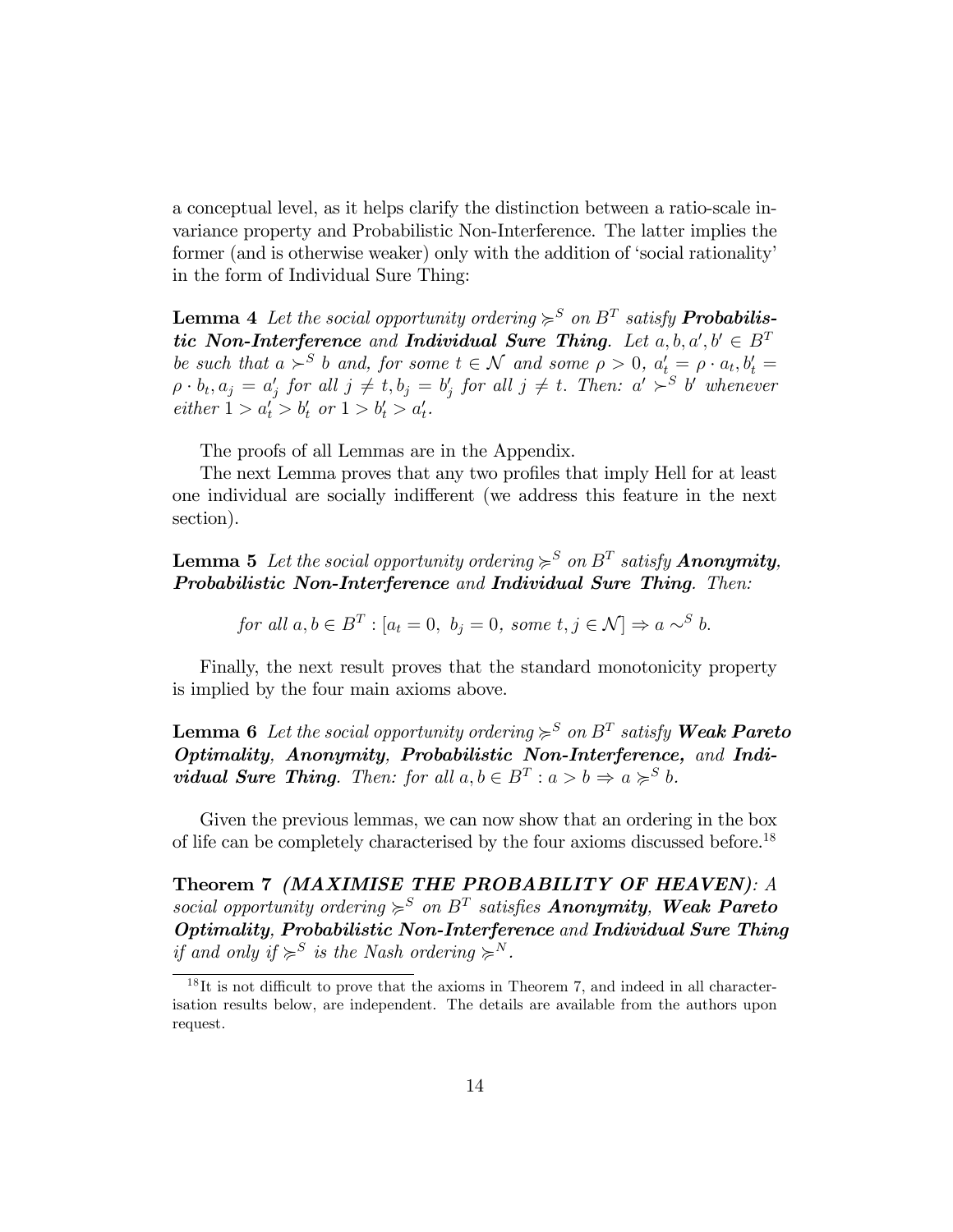a conceptual level, as it helps clarify the distinction between a ratio-scale invariance property and Probabilistic Non-Interference. The latter implies the former (and is otherwise weaker) only with the addition of 'social rationality' in the form of Individual Sure Thing:

**Lemma 4** *Let the social opportunity ordering $\succcurlyeq^S$ on $B^T$ satisfy* ***Probabilistic Non-Interference*** *and* ***Individual Sure Thing****. Let $a, b, a', b' \in B^T$ be such that $a \succ^S b$ and, for some $t \in \mathcal{N}$ and some $\rho > 0$, $a'_t = \rho \cdot a_t, b'_t = \rho \cdot b_t, a_j = a'_j$ for all $j \neq t, b_j = b'_j$ for all $j \neq t$. Then: $a' \succ^S b'$ whenever either $1 > a'_t > b'_t$ or $1 > b'_t > a'_t$.*

The proofs of all Lemmas are in the Appendix.

The next Lemma proves that any two profiles that imply Hell for at least one individual are socially indifferent (we address this feature in the next section).

**Lemma 5** *Let the social opportunity ordering $\succcurlyeq^S$ on $B^T$ satisfy* ***Anonymity****,* ***Probabilistic Non-Interference*** *and* ***Individual Sure Thing****. Then:*

$$\text{for all } a, b \in B^T : [a_t = 0,\ b_j = 0, \text{ some } t, j \in \mathcal{N}] \Rightarrow a \sim^S b.$$

Finally, the next result proves that the standard monotonicity property is implied by the four main axioms above.

**Lemma 6** *Let the social opportunity ordering $\succcurlyeq^S$ on $B^T$ satisfy* ***Weak Pareto Optimality****,* ***Anonymity****,* ***Probabilistic Non-Interference,*** *and* ***Individual Sure Thing****. Then: for all $a, b \in B^T : a > b \Rightarrow a \succcurlyeq^S b$.*

Given the previous lemmas, we can now show that an ordering in the box of life can be completely characterised by the four axioms discussed before.[18]

**Theorem 7** ***(MAXIMISE THE PROBABILITY OF HEAVEN)****: A social opportunity ordering $\succcurlyeq^S$ on $B^T$ satisfies* ***Anonymity****,* ***Weak Pareto Optimality****,* ***Probabilistic Non-Interference*** *and* ***Individual Sure Thing*** *if and only if $\succcurlyeq^S$ is the Nash ordering $\succcurlyeq^N$.*

[18] It is not difficult to prove that the axioms in Theorem 7, and indeed in all characterisation results below, are independent. The details are available from the authors upon request.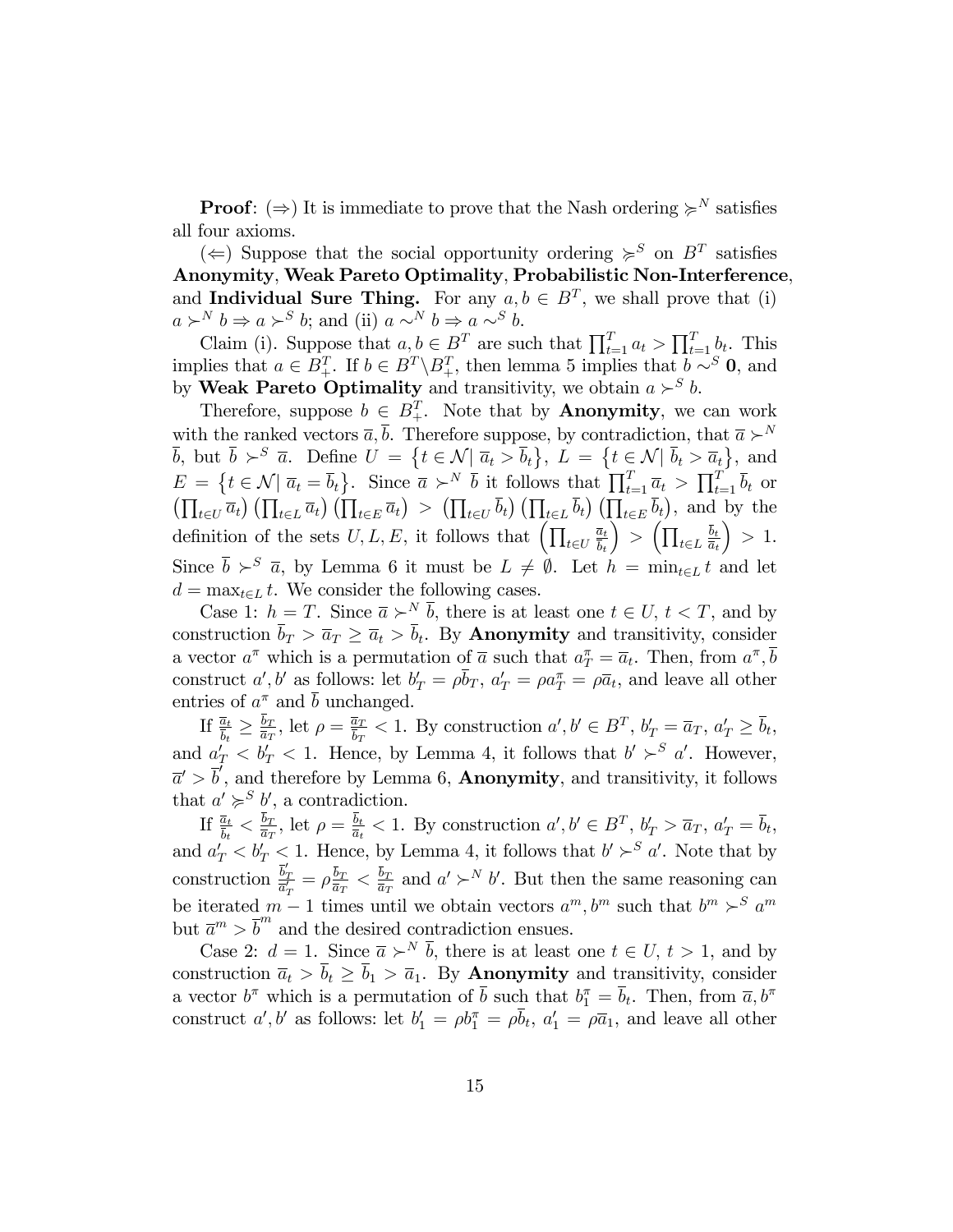**Proof**: ($\Rightarrow$) It is immediate to prove that the Nash ordering $\succcurlyeq^N$ satisfies all four axioms.

($\Leftarrow$) Suppose that the social opportunity ordering $\succcurlyeq^S$ on $B^T$ satisfies **Anonymity**, **Weak Pareto Optimality**, **Probabilistic Non-Interference**, and **Individual Sure Thing.** For any $a, b \in B^T$, we shall prove that (i) $a \succ^N b \Rightarrow a \succ^S b$; and (ii) $a \sim^N b \Rightarrow a \sim^S b$.

Claim (i). Suppose that $a, b \in B^T$ are such that $\prod_{t=1}^T a_t > \prod_{t=1}^T b_t$. This implies that $a \in B_+^T$. If $b \in B^T \backslash B_+^T$, then lemma 5 implies that $b \sim^S \mathbf{0}$, and by **Weak Pareto Optimality** and transitivity, we obtain $a \succ^S b$.

Therefore, suppose $b \in B_+^T$. Note that by **Anonymity**, we can work with the ranked vectors $\overline{a}, \overline{b}$. Therefore suppose, by contradiction, that $\overline{a} \succ^N \overline{b}$, but $\overline{b} \succ^S \overline{a}$. Define $U = \left\{t \in \mathcal{N} | \ \overline{a}_t > \overline{b}_t\right\}$, $L = \left\{t \in \mathcal{N} | \ \overline{b}_t > \overline{a}_t\right\}$, and $E = \left\{t \in \mathcal{N} | \ \overline{a}_t = \overline{b}_t\right\}$. Since $\overline{a} \succ^N \overline{b}$ it follows that $\prod_{t=1}^T \overline{a}_t > \prod_{t=1}^T \overline{b}_t$ or $\left(\prod_{t \in U} \overline{a}_t\right)\left(\prod_{t \in L} \overline{a}_t\right)\left(\prod_{t \in E} \overline{a}_t\right) > \left(\prod_{t \in U} \overline{b}_t\right)\left(\prod_{t \in L} \overline{b}_t\right)\left(\prod_{t \in E} \overline{b}_t\right)$, and by the definition of the sets $U, L, E$, it follows that $\left(\prod_{t \in U} \frac{\overline{a}_t}{\overline{b}_t}\right) > \left(\prod_{t \in L} \frac{\overline{b}_t}{\overline{a}_t}\right) > 1$. Since $\overline{b} \succ^S \overline{a}$, by Lemma 6 it must be $L \neq \emptyset$. Let $h = \min_{t \in L} t$ and let $d = \max_{t \in L} t$. We consider the following cases.

Case 1: $h = T$. Since $\overline{a} \succ^N \overline{b}$, there is at least one $t \in U$, $t < T$, and by construction $\overline{b}_T > \overline{a}_T \geq \overline{a}_t > \overline{b}_t$. By **Anonymity** and transitivity, consider a vector $a^\pi$ which is a permutation of $\overline{a}$ such that $a_T^\pi = \overline{a}_t$. Then, from $a^\pi, \overline{b}$ construct $a', b'$ as follows: let $b'_T = \rho \overline{b}_T$, $a'_T = \rho a_T^\pi = \rho \overline{a}_t$, and leave all other entries of $a^\pi$ and $\overline{b}$ unchanged.

If $\frac{\overline{a}_t}{\overline{b}_t} \geq \frac{\overline{b}_T}{\overline{a}_T}$, let $\rho = \frac{\overline{a}_T}{\overline{b}_T} < 1$. By construction $a', b' \in B^T$, $b'_T = \overline{a}_T$, $a'_T \geq \overline{b}_t$, and $a'_T < b'_T < 1$. Hence, by Lemma 4, it follows that $b' \succ^S a'$. However, $\overline{a}' > \overline{b}'$, and therefore by Lemma 6, **Anonymity**, and transitivity, it follows that $a' \succcurlyeq^S b'$, a contradiction.

If $\frac{\overline{a}_t}{\overline{b}_t} < \frac{\overline{b}_T}{\overline{a}_T}$, let $\rho = \frac{\overline{b}_t}{\overline{a}_t} < 1$. By construction $a', b' \in B^T$, $b'_T > \overline{a}_T$, $a'_T = \overline{b}_t$, and $a'_T < b'_T < 1$. Hence, by Lemma 4, it follows that $b' \succ^S a'$. Note that by construction $\frac{\overline{b}'_T}{\overline{a}'_T} = \rho \frac{\overline{b}_T}{\overline{a}_T} < \frac{\overline{b}_T}{\overline{a}_T}$ and $a' \succ^N b'$. But then the same reasoning can be iterated $m-1$ times until we obtain vectors $a^m, b^m$ such that $b^m \succ^S a^m$ but $\overline{a}^m > \overline{b}^m$ and the desired contradiction ensues.

Case 2: $d = 1$. Since $\overline{a} \succ^N \overline{b}$, there is at least one $t \in U$, $t > 1$, and by construction $\overline{a}_t > \overline{b}_t \geq \overline{b}_1 > \overline{a}_1$. By **Anonymity** and transitivity, consider a vector $b^\pi$ which is a permutation of $\overline{b}$ such that $b_1^\pi = \overline{b}_t$. Then, from $\overline{a}, b^\pi$ construct $a', b'$ as follows: let $b'_1 = \rho b_1^\pi = \rho \overline{b}_t$, $a'_1 = \rho \overline{a}_1$, and leave all other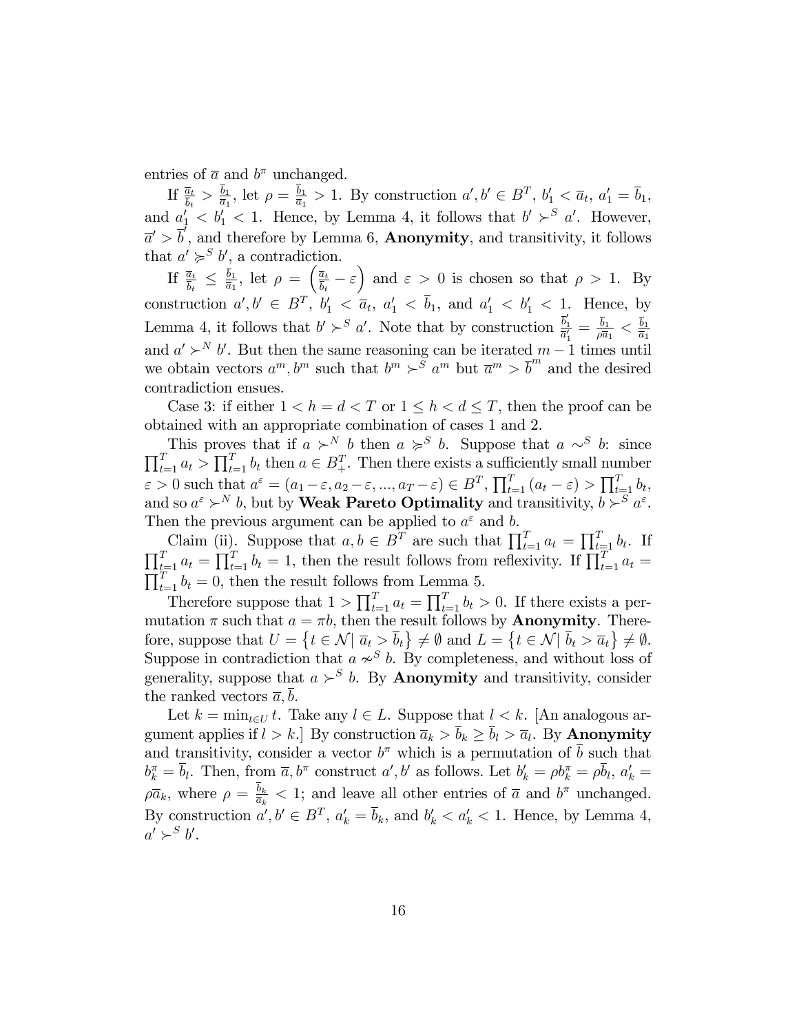entries of $\overline{a}$ and $b^{\pi}$ unchanged.

If $\frac{\overline{a}_t}{\overline{b}_t} > \frac{\overline{b}_1}{\overline{a}_1}$, let $\rho = \frac{\overline{b}_1}{\overline{a}_1} > 1$. By construction $a', b' \in B^T$, $b'_1 < \overline{a}_t$, $a'_1 = \overline{b}_1$, and $a'_1 < b'_1 < 1$. Hence, by Lemma 4, it follows that $b' \succ^S a'$. However, $\overline{a}' > \overline{b}'$, and therefore by Lemma 6, **Anonymity**, and transitivity, it follows that $a' \succcurlyeq^S b'$, a contradiction.

If $\frac{\overline{a}_t}{\overline{b}_t} \leq \frac{\overline{b}_1}{\overline{a}_1}$, let $\rho = \left(\frac{\overline{a}_t}{\overline{b}_t} - \varepsilon\right)$ and $\varepsilon > 0$ is chosen so that $\rho > 1$. By construction $a', b' \in B^T$, $b'_1 < \overline{a}_t$, $a'_1 < \overline{b}_1$, and $a'_1 < b'_1 < 1$. Hence, by Lemma 4, it follows that $b' \succ^S a'$. Note that by construction $\frac{\overline{b}'_1}{\overline{a}'_1} = \frac{\overline{b}_1}{\rho \overline{a}_1} < \frac{\overline{b}_1}{\overline{a}_1}$ and $a' \succ^N b'$. But then the same reasoning can be iterated $m-1$ times until we obtain vectors $a^m, b^m$ such that $b^m \succ^S a^m$ but $\overline{a}^m > \overline{b}^m$ and the desired contradiction ensues.

Case 3: if either $1 < h = d < T$ or $1 \leq h < d \leq T$, then the proof can be obtained with an appropriate combination of cases 1 and 2.

This proves that if $a \succ^N b$ then $a \succcurlyeq^S b$. Suppose that $a \sim^S b$: since $\prod_{t=1}^T a_t > \prod_{t=1}^T b_t$ then $a \in B_+^T$. Then there exists a sufficiently small number $\varepsilon > 0$ such that $a^\varepsilon = (a_1 - \varepsilon, a_2 - \varepsilon, ..., a_T - \varepsilon) \in B^T$, $\prod_{t=1}^T (a_t - \varepsilon) > \prod_{t=1}^T b_t$, and so $a^\varepsilon \succ^N b$, but by **Weak Pareto Optimality** and transitivity, $b \succ^S a^\varepsilon$. Then the previous argument can be applied to $a^\varepsilon$ and $b$.

Claim (ii). Suppose that $a, b \in B^T$ are such that $\prod_{t=1}^T a_t = \prod_{t=1}^T b_t$. If $\prod_{t=1}^T a_t = \prod_{t=1}^T b_t = 1$, then the result follows from reflexivity. If $\prod_{t=1}^T a_t = \prod_{t=1}^T b_t = 0$, then the result follows from Lemma 5.

Therefore suppose that $1 > \prod_{t=1}^T a_t = \prod_{t=1}^T b_t > 0$. If there exists a permutation $\pi$ such that $a = \pi b$, then the result follows by **Anonymity**. Therefore, suppose that $U = \left\{t \in \mathcal{N} \mid \overline{a}_t > \overline{b}_t\right\} \neq \emptyset$ and $L = \left\{t \in \mathcal{N} \mid \overline{b}_t > \overline{a}_t\right\} \neq \emptyset$. Suppose in contradiction that $a \nsim^S b$. By completeness, and without loss of generality, suppose that $a \succ^S b$. By **Anonymity** and transitivity, consider the ranked vectors $\overline{a}, \overline{b}$.

Let $k = \min_{t \in U} t$. Take any $l \in L$. Suppose that $l < k$. [An analogous argument applies if $l > k$.] By construction $\overline{a}_k > \overline{b}_k \geq \overline{b}_l > \overline{a}_l$. By **Anonymity** and transitivity, consider a vector $b^\pi$ which is a permutation of $\overline{b}$ such that $b_k^\pi = \overline{b}_l$. Then, from $\overline{a}, b^\pi$ construct $a', b'$ as follows. Let $b'_k = \rho b_k^\pi = \rho \overline{b}_l$, $a'_k = \rho \overline{a}_k$, where $\rho = \frac{\overline{b}_k}{\overline{a}_k} < 1$; and leave all other entries of $\overline{a}$ and $b^\pi$ unchanged. By construction $a', b' \in B^T$, $a'_k = \overline{b}_k$, and $b'_k < a'_k < 1$. Hence, by Lemma 4, $a' \succ^S b'$.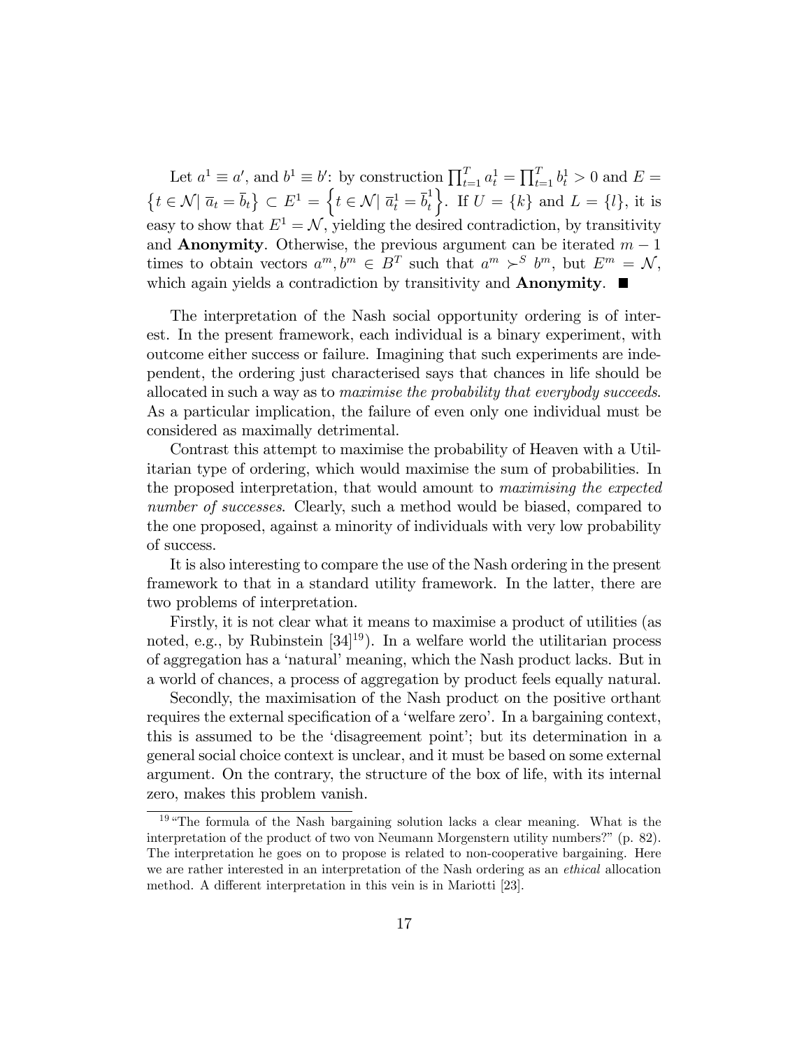Let $a^1 \equiv a'$, and $b^1 \equiv b'$: by construction $\prod_{t=1}^T a_t^1 = \prod_{t=1}^T b_t^1 > 0$ and $E = \left\{t \in \mathcal{N} | \; \overline{a}_t = \overline{b}_t\right\} \subset E^1 = \left\{t \in \mathcal{N} | \; \overline{a}_t^1 = \overline{b}_t^1\right\}$. If $U = \{k\}$ and $L = \{l\}$, it is easy to show that $E^1 = \mathcal{N}$, yielding the desired contradiction, by transitivity and **Anonymity**. Otherwise, the previous argument can be iterated $m-1$ times to obtain vectors $a^m, b^m \in B^T$ such that $a^m \succ^S b^m$, but $E^m = \mathcal{N}$, which again yields a contradiction by transitivity and **Anonymity**. ■

The interpretation of the Nash social opportunity ordering is of interest. In the present framework, each individual is a binary experiment, with outcome either success or failure. Imagining that such experiments are independent, the ordering just characterised says that chances in life should be allocated in such a way as to *maximise the probability that everybody succeeds*. As a particular implication, the failure of even only one individual must be considered as maximally detrimental.

Contrast this attempt to maximise the probability of Heaven with a Utilitarian type of ordering, which would maximise the sum of probabilities. In the proposed interpretation, that would amount to *maximising the expected number of successes*. Clearly, such a method would be biased, compared to the one proposed, against a minority of individuals with very low probability of success.

It is also interesting to compare the use of the Nash ordering in the present framework to that in a standard utility framework. In the latter, there are two problems of interpretation.

Firstly, it is not clear what it means to maximise a product of utilities (as noted, e.g., by Rubinstein [34][19]). In a welfare world the utilitarian process of aggregation has a 'natural' meaning, which the Nash product lacks. But in a world of chances, a process of aggregation by product feels equally natural.

Secondly, the maximisation of the Nash product on the positive orthant requires the external specification of a 'welfare zero'. In a bargaining context, this is assumed to be the 'disagreement point'; but its determination in a general social choice context is unclear, and it must be based on some external argument. On the contrary, the structure of the box of life, with its internal zero, makes this problem vanish.

[19] "The formula of the Nash bargaining solution lacks a clear meaning. What is the interpretation of the product of two von Neumann Morgenstern utility numbers?" (p. 82). The interpretation he goes on to propose is related to non-cooperative bargaining. Here we are rather interested in an interpretation of the Nash ordering as an *ethical* allocation method. A different interpretation in this vein is in Mariotti [23].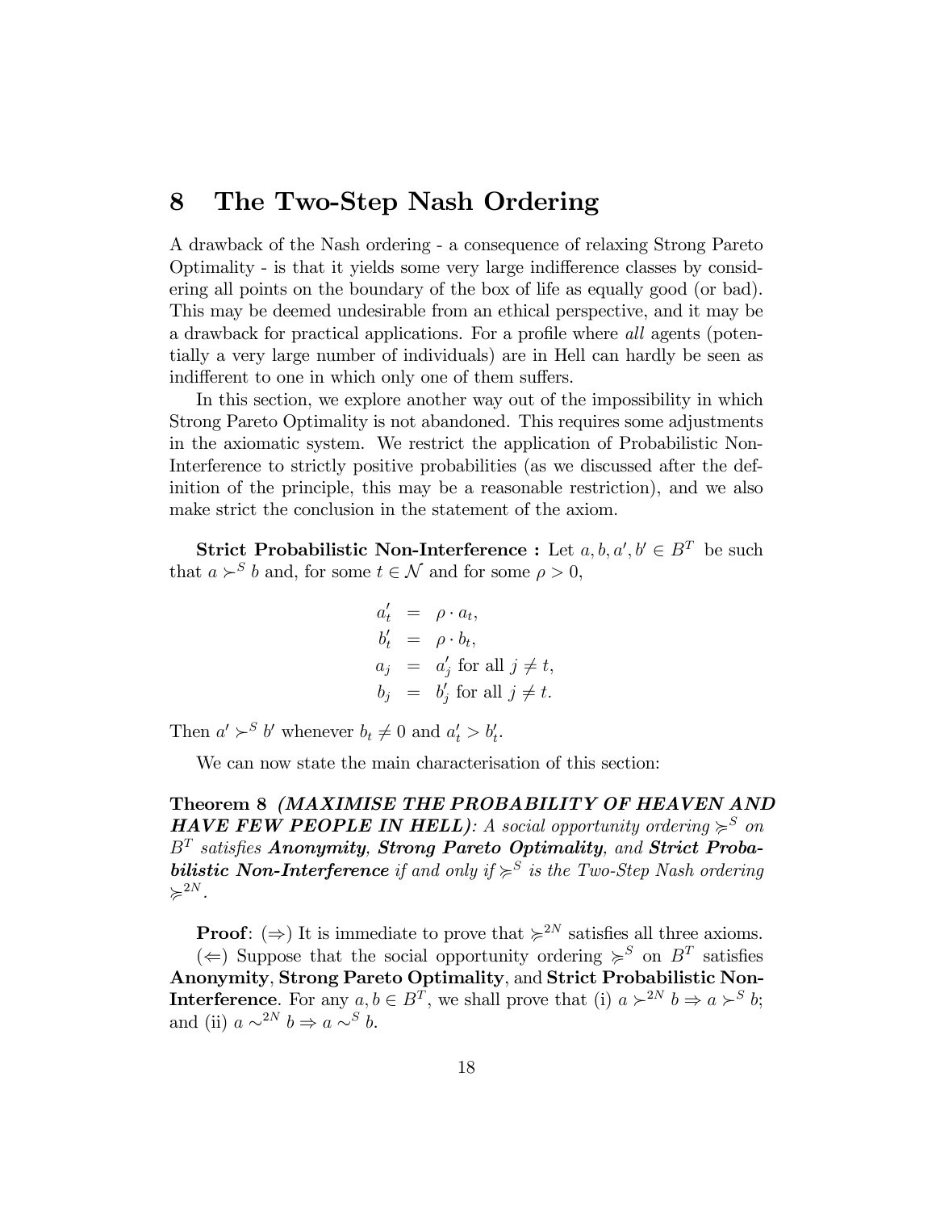## 8 The Two-Step Nash Ordering

A drawback of the Nash ordering - a consequence of relaxing Strong Pareto Optimality - is that it yields some very large indifference classes by considering all points on the boundary of the box of life as equally good (or bad). This may be deemed undesirable from an ethical perspective, and it may be a drawback for practical applications. For a profile where *all* agents (potentially a very large number of individuals) are in Hell can hardly be seen as indifferent to one in which only one of them suffers.

In this section, we explore another way out of the impossibility in which Strong Pareto Optimality is not abandoned. This requires some adjustments in the axiomatic system. We restrict the application of Probabilistic Non-Interference to strictly positive probabilities (as we discussed after the definition of the principle, this may be a reasonable restriction), and we also make strict the conclusion in the statement of the axiom.

**Strict Probabilistic Non-Interference :** Let $a, b, a', b' \in B^T$ be such that $a \succ^S b$ and, for some $t \in \mathcal{N}$ and for some $\rho > 0$,

$$
\begin{aligned}
a'_t &= \rho \cdot a_t, \\
b'_t &= \rho \cdot b_t, \\
a_j &= a'_j \text{ for all } j \neq t, \\
b_j &= b'_j \text{ for all } j \neq t.
\end{aligned}
$$

Then $a' \succ^S b'$ whenever $b_t \neq 0$ and $a'_t > b'_t$.

We can now state the main characterisation of this section:

**Theorem 8** ***(MAXIMISE THE PROBABILITY OF HEAVEN AND HAVE FEW PEOPLE IN HELL)****: A social opportunity ordering $\succcurlyeq^S$ on $B^T$ satisfies* ***Anonymity****,* ***Strong Pareto Optimality****, and* ***Strict Probabilistic Non-Interference*** *if and only if $\succcurlyeq^S$ is the Two-Step Nash ordering $\succcurlyeq^{2N}$.*

**Proof**: $(\Rightarrow)$ It is immediate to prove that $\succcurlyeq^{2N}$ satisfies all three axioms.

$(\Leftarrow)$ Suppose that the social opportunity ordering $\succcurlyeq^S$ on $B^T$ satisfies **Anonymity**, **Strong Pareto Optimality**, and **Strict Probabilistic Non-Interference**. For any $a, b \in B^T$, we shall prove that (i) $a \succ^{2N} b \Rightarrow a \succ^S b$; and (ii) $a \sim^{2N} b \Rightarrow a \sim^S b$.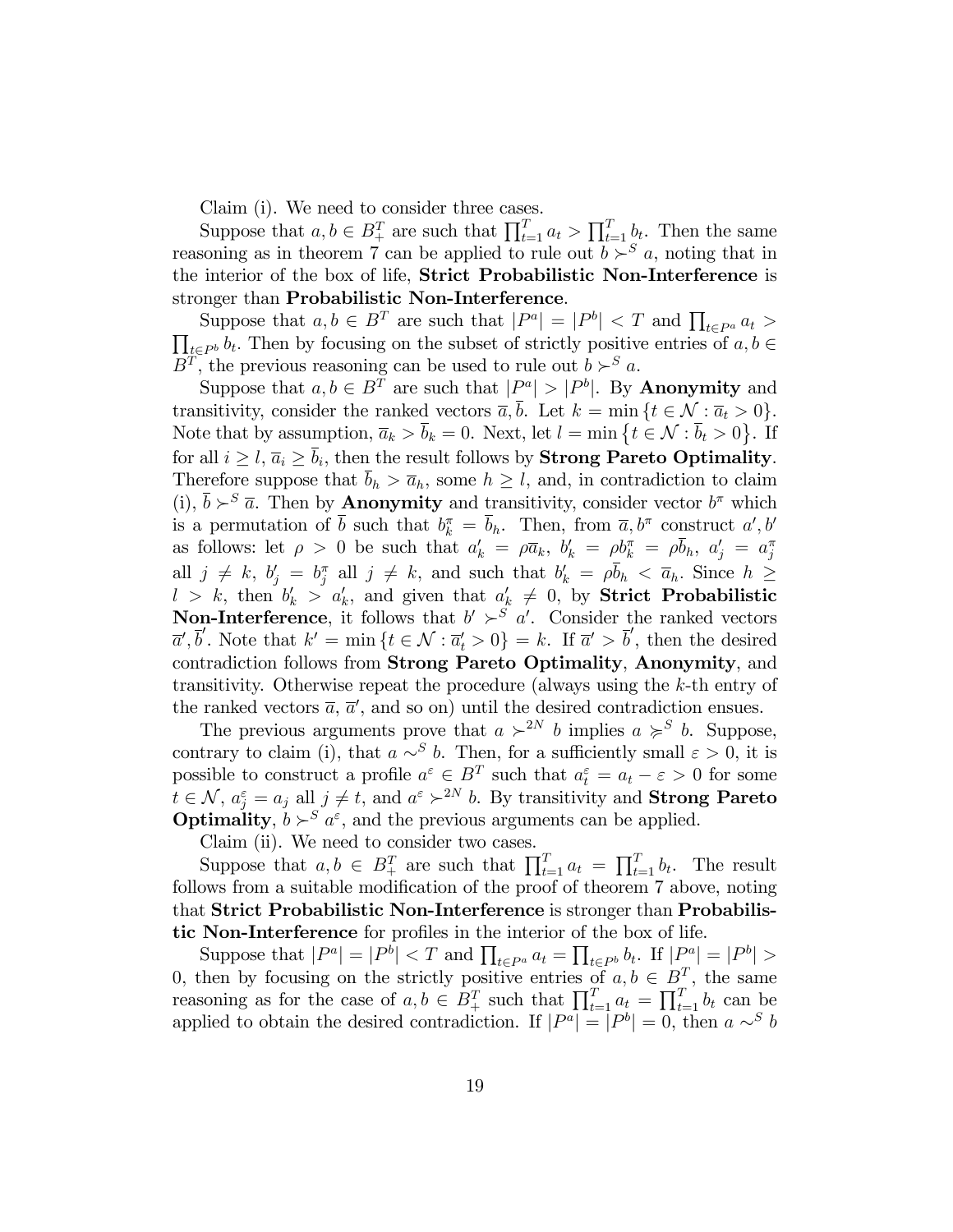Claim (i). We need to consider three cases.

Suppose that $a, b \in B_+^T$ are such that $\prod_{t=1}^T a_t > \prod_{t=1}^T b_t$. Then the same reasoning as in theorem 7 can be applied to rule out $b \succ^S a$, noting that in the interior of the box of life, **Strict Probabilistic Non-Interference** is stronger than **Probabilistic Non-Interference**.

Suppose that $a, b \in B^T$ are such that $|P^a| = |P^b| < T$ and $\prod_{t \in P^a} a_t > \prod_{t \in P^b} b_t$. Then by focusing on the subset of strictly positive entries of $a, b \in B^T$, the previous reasoning can be used to rule out $b \succ^S a$.

Suppose that $a, b \in B^T$ are such that $|P^a| > |P^b|$. By **Anonymity** and transitivity, consider the ranked vectors $\overline{a}, \overline{b}$. Let $k = \min \{t \in \mathcal{N} : \overline{a}_t > 0\}$. Note that by assumption, $\overline{a}_k > \overline{b}_k = 0$. Next, let $l = \min \{t \in \mathcal{N} : \overline{b}_t > 0\}$. If for all $i \geq l$, $\overline{a}_i \geq \overline{b}_i$, then the result follows by **Strong Pareto Optimality**. Therefore suppose that $\overline{b}_h > \overline{a}_h$, some $h \geq l$, and, in contradiction to claim (i), $\overline{b} \succ^S \overline{a}$. Then by **Anonymity** and transitivity, consider vector $b^\pi$ which is a permutation of $\overline{b}$ such that $b_k^\pi = \overline{b}_h$. Then, from $\overline{a}, b^\pi$ construct $a', b'$ as follows: let $\rho > 0$ be such that $a'_k = \rho \overline{a}_k$, $b'_k = \rho b_k^\pi = \rho \overline{b}_h$, $a'_j = a_j^\pi$ all $j \neq k$, $b'_j = b_j^\pi$ all $j \neq k$, and such that $b'_k = \rho \overline{b}_h < \overline{a}_h$. Since $h \geq l > k$, then $b'_k > a'_k$, and given that $a'_k \neq 0$, by **Strict Probabilistic Non-Interference**, it follows that $b' \succ^S a'$. Consider the ranked vectors $\overline{a}', \overline{b}'$. Note that $k' = \min \{t \in \mathcal{N} : \overline{a}'_t > 0\} = k$. If $\overline{a}' > \overline{b}'$, then the desired contradiction follows from **Strong Pareto Optimality**, **Anonymity**, and transitivity. Otherwise repeat the procedure (always using the $k$-th entry of the ranked vectors $\overline{a}$, $\overline{a}'$, and so on) until the desired contradiction ensues.

The previous arguments prove that $a \succ^{2N} b$ implies $a \not\prec^S b$. Suppose, contrary to claim (i), that $a \sim^S b$. Then, for a sufficiently small $\varepsilon > 0$, it is possible to construct a profile $a^\varepsilon \in B^T$ such that $a_t^\varepsilon = a_t - \varepsilon > 0$ for some $t \in \mathcal{N}$, $a_j^\varepsilon = a_j$ all $j \neq t$, and $a^\varepsilon \succ^{2N} b$. By transitivity and **Strong Pareto Optimality**, $b \succ^S a^\varepsilon$, and the previous arguments can be applied.

Claim (ii). We need to consider two cases.

Suppose that $a, b \in B_+^T$ are such that $\prod_{t=1}^T a_t = \prod_{t=1}^T b_t$. The result follows from a suitable modification of the proof of theorem 7 above, noting that **Strict Probabilistic Non-Interference** is stronger than **Probabilistic Non-Interference** for profiles in the interior of the box of life.

Suppose that $|P^a| = |P^b| < T$ and $\prod_{t \in P^a} a_t = \prod_{t \in P^b} b_t$. If $|P^a| = |P^b| > 0$, then by focusing on the strictly positive entries of $a, b \in B^T$, the same reasoning as for the case of $a, b \in B_+^T$ such that $\prod_{t=1}^T a_t = \prod_{t=1}^T b_t$ can be applied to obtain the desired contradiction. If $|P^a| = |P^b| = 0$, then $a \sim^S b$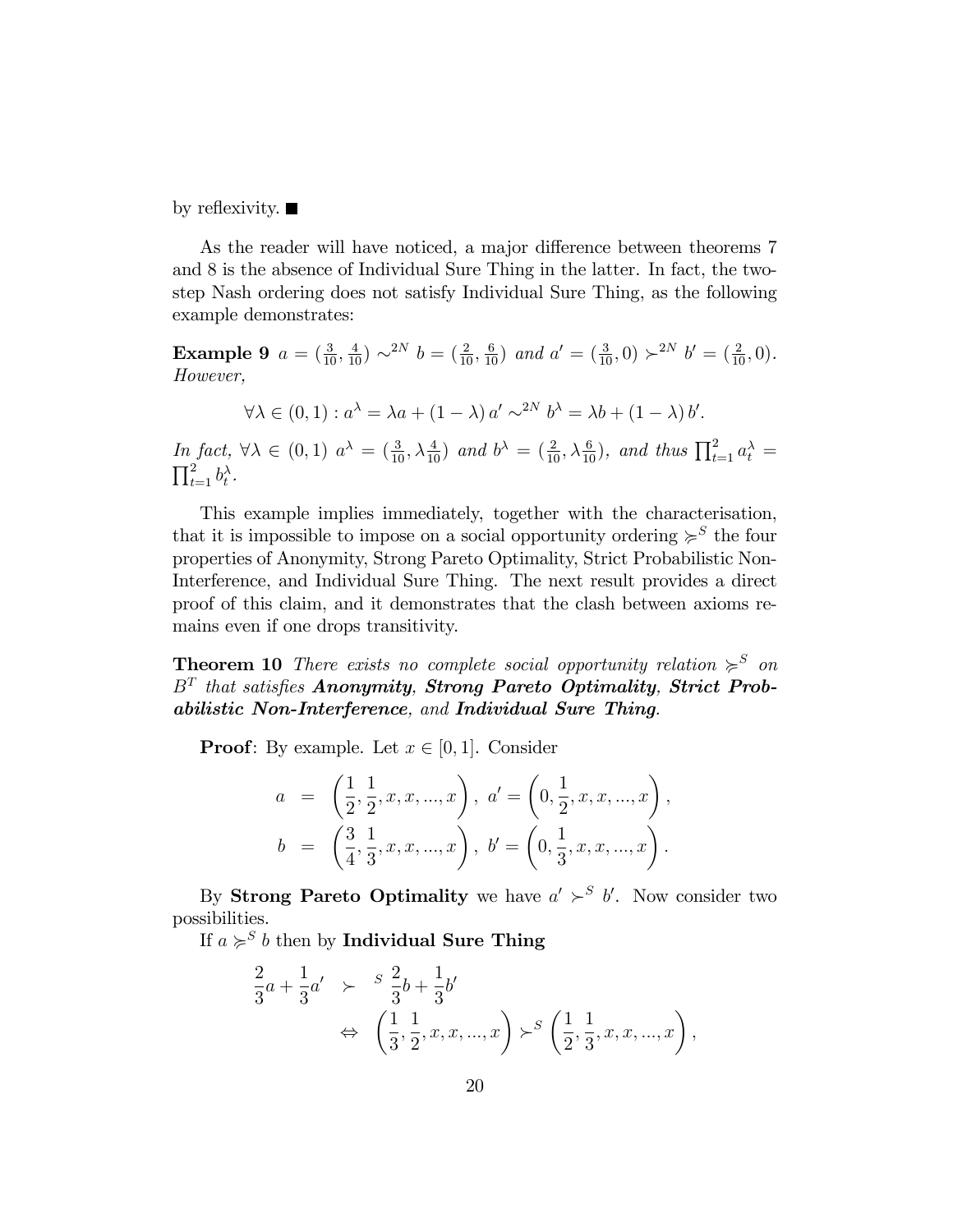by reflexivity. ■

As the reader will have noticed, a major difference between theorems 7 and 8 is the absence of Individual Sure Thing in the latter. In fact, the two-step Nash ordering does not satisfy Individual Sure Thing, as the following example demonstrates:

**Example 9** *$a = (\frac{3}{10}, \frac{4}{10}) \sim^{2N} b = (\frac{2}{10}, \frac{6}{10})$ and $a' = (\frac{3}{10}, 0) \succ^{2N} b' = (\frac{2}{10}, 0)$. However,*

$$\forall \lambda \in (0,1) : a^{\lambda} = \lambda a + (1-\lambda) a' \sim^{2N} b^{\lambda} = \lambda b + (1-\lambda) b'.$$

*In fact, $\forall \lambda \in (0,1)$ $a^{\lambda} = (\frac{3}{10}, \lambda \frac{4}{10})$ and $b^{\lambda} = (\frac{2}{10}, \lambda \frac{6}{10})$, and thus $\prod_{t=1}^{2} a_t^{\lambda} = \prod_{t=1}^{2} b_t^{\lambda}$.*

This example implies immediately, together with the characterisation, that it is impossible to impose on a social opportunity ordering $\succcurlyeq^S$ the four properties of Anonymity, Strong Pareto Optimality, Strict Probabilistic Non-Interference, and Individual Sure Thing. The next result provides a direct proof of this claim, and it demonstrates that the clash between axioms remains even if one drops transitivity.

**Theorem 10** *There exists no complete social opportunity relation $\succcurlyeq^S$ on $B^T$ that satisfies **Anonymity**, **Strong Pareto Optimality**, **Strict Probabilistic Non-Interference**, and **Individual Sure Thing**.*

**Proof**: By example. Let $x \in [0,1]$. Consider

$$\begin{aligned} a &= \left(\frac{1}{2}, \frac{1}{2}, x, x, ..., x\right),\ a' = \left(0, \frac{1}{2}, x, x, ..., x\right), \\ b &= \left(\frac{3}{4}, \frac{1}{3}, x, x, ..., x\right),\ b' = \left(0, \frac{1}{3}, x, x, ..., x\right). \end{aligned}$$

By **Strong Pareto Optimality** we have $a' \succ^S b'$. Now consider two possibilities.

If $a \succcurlyeq^S b$ then by **Individual Sure Thing**

$$\begin{aligned} \frac{2}{3}a + \frac{1}{3}a' &\succ^S \frac{2}{3}b + \frac{1}{3}b' \\ &\Leftrightarrow \left(\frac{1}{3}, \frac{1}{2}, x, x, ..., x\right) \succ^S \left(\frac{1}{2}, \frac{1}{3}, x, x, ..., x\right), \end{aligned}$$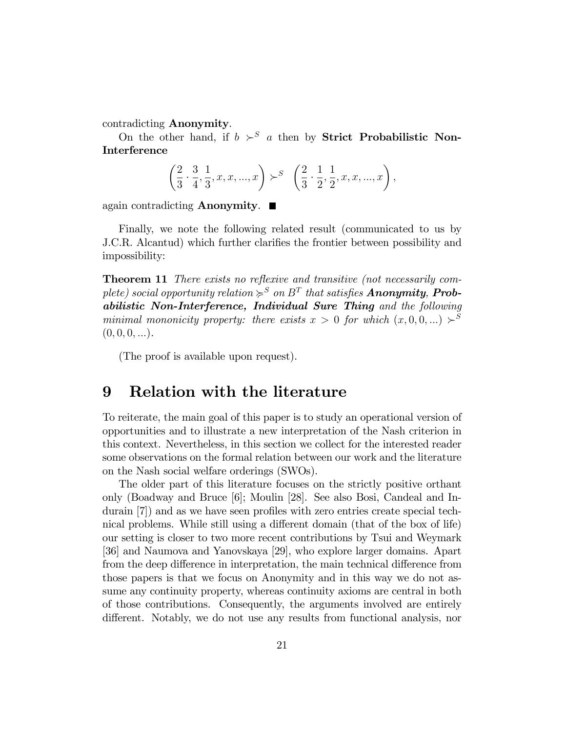contradicting **Anonymity**.

On the other hand, if $b \succ^S a$ then by **Strict Probabilistic Non-Interference**

$$\left(\frac{2}{3} \cdot \frac{3}{4}, \frac{1}{3}, x, x, ..., x\right) \succ^S \left(\frac{2}{3} \cdot \frac{1}{2}, \frac{1}{2}, x, x, ..., x\right),$$

again contradicting **Anonymity**. ■

Finally, we note the following related result (communicated to us by J.C.R. Alcantud) which further clarifies the frontier between possibility and impossibility:

**Theorem 11** *There exists no reflexive and transitive (not necessarily complete) social opportunity relation $\succcurlyeq^S$ on $B^T$ that satisfies **Anonymity, Probabilistic Non-Interference, Individual Sure Thing** and the following minimal mononicity property: there exists $x > 0$ for which $(x, 0, 0, ...) \succ^S (0, 0, 0, ...)$.*

(The proof is available upon request).

# 9 Relation with the literature

To reiterate, the main goal of this paper is to study an operational version of opportunities and to illustrate a new interpretation of the Nash criterion in this context. Nevertheless, in this section we collect for the interested reader some observations on the formal relation between our work and the literature on the Nash social welfare orderings (SWOs).

The older part of this literature focuses on the strictly positive orthant only (Boadway and Bruce [6]; Moulin [28]. See also Bosi, Candeal and Indurain [7]) and as we have seen profiles with zero entries create special technical problems. While still using a different domain (that of the box of life) our setting is closer to two more recent contributions by Tsui and Weymark [36] and Naumova and Yanovskaya [29], who explore larger domains. Apart from the deep difference in interpretation, the main technical difference from those papers is that we focus on Anonymity and in this way we do not assume any continuity property, whereas continuity axioms are central in both of those contributions. Consequently, the arguments involved are entirely different. Notably, we do not use any results from functional analysis, nor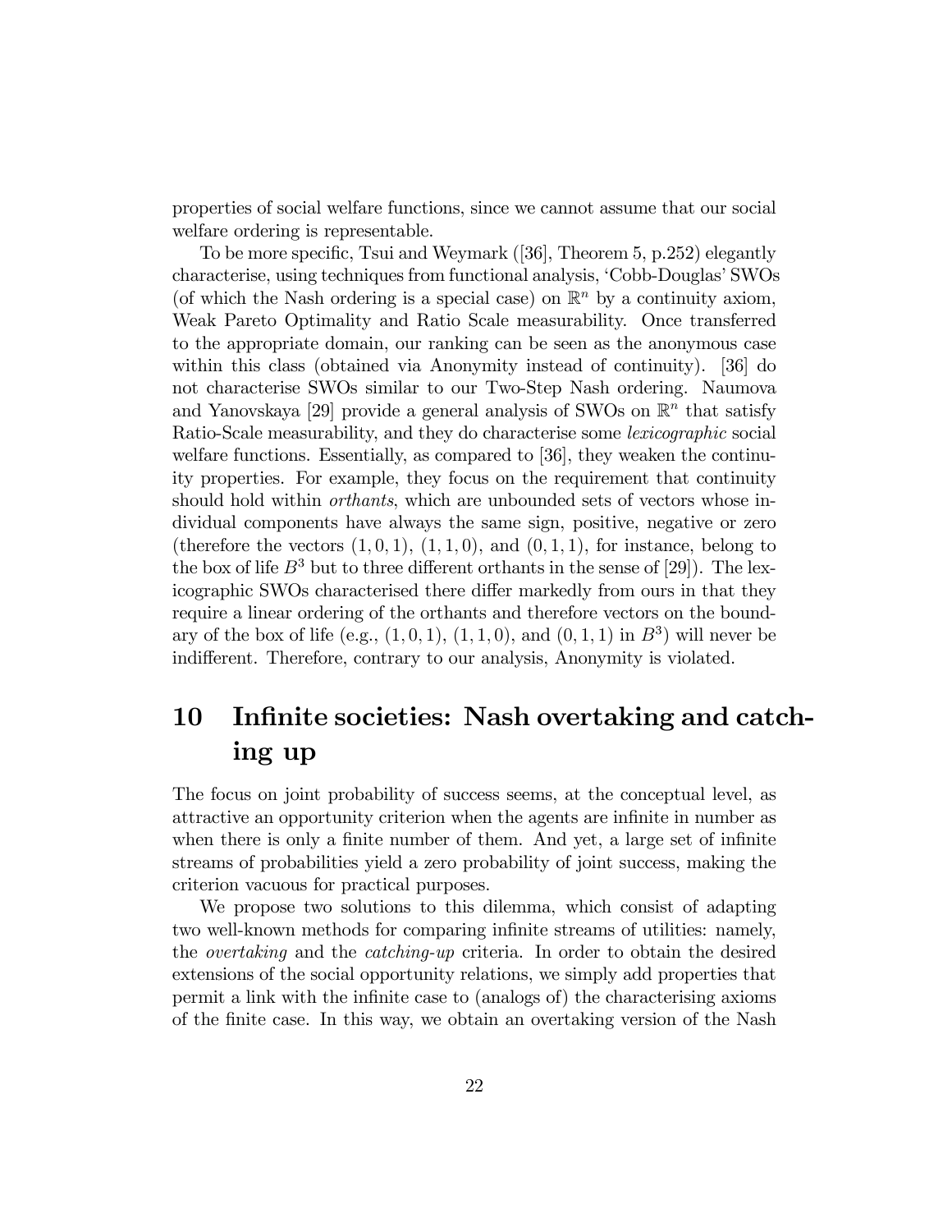properties of social welfare functions, since we cannot assume that our social welfare ordering is representable.

To be more specific, Tsui and Weymark ([36], Theorem 5, p.252) elegantly characterise, using techniques from functional analysis, 'Cobb-Douglas' SWOs (of which the Nash ordering is a special case) on $\mathbb{R}^n$ by a continuity axiom, Weak Pareto Optimality and Ratio Scale measurability. Once transferred to the appropriate domain, our ranking can be seen as the anonymous case within this class (obtained via Anonymity instead of continuity). [36] do not characterise SWOs similar to our Two-Step Nash ordering. Naumova and Yanovskaya [29] provide a general analysis of SWOs on $\mathbb{R}^n$ that satisfy Ratio-Scale measurability, and they do characterise some *lexicographic* social welfare functions. Essentially, as compared to [36], they weaken the continuity properties. For example, they focus on the requirement that continuity should hold within *orthants*, which are unbounded sets of vectors whose individual components have always the same sign, positive, negative or zero (therefore the vectors $(1, 0, 1)$, $(1, 1, 0)$, and $(0, 1, 1)$, for instance, belong to the box of life $B^3$ but to three different orthants in the sense of [29]). The lexicographic SWOs characterised there differ markedly from ours in that they require a linear ordering of the orthants and therefore vectors on the boundary of the box of life (e.g., $(1, 0, 1)$, $(1, 1, 0)$, and $(0, 1, 1)$ in $B^3$) will never be indifferent. Therefore, contrary to our analysis, Anonymity is violated.

# 10 Infinite societies: Nash overtaking and catching up

The focus on joint probability of success seems, at the conceptual level, as attractive an opportunity criterion when the agents are infinite in number as when there is only a finite number of them. And yet, a large set of infinite streams of probabilities yield a zero probability of joint success, making the criterion vacuous for practical purposes.

We propose two solutions to this dilemma, which consist of adapting two well-known methods for comparing infinite streams of utilities: namely, the *overtaking* and the *catching-up* criteria. In order to obtain the desired extensions of the social opportunity relations, we simply add properties that permit a link with the infinite case to (analogs of) the characterising axioms of the finite case. In this way, we obtain an overtaking version of the Nash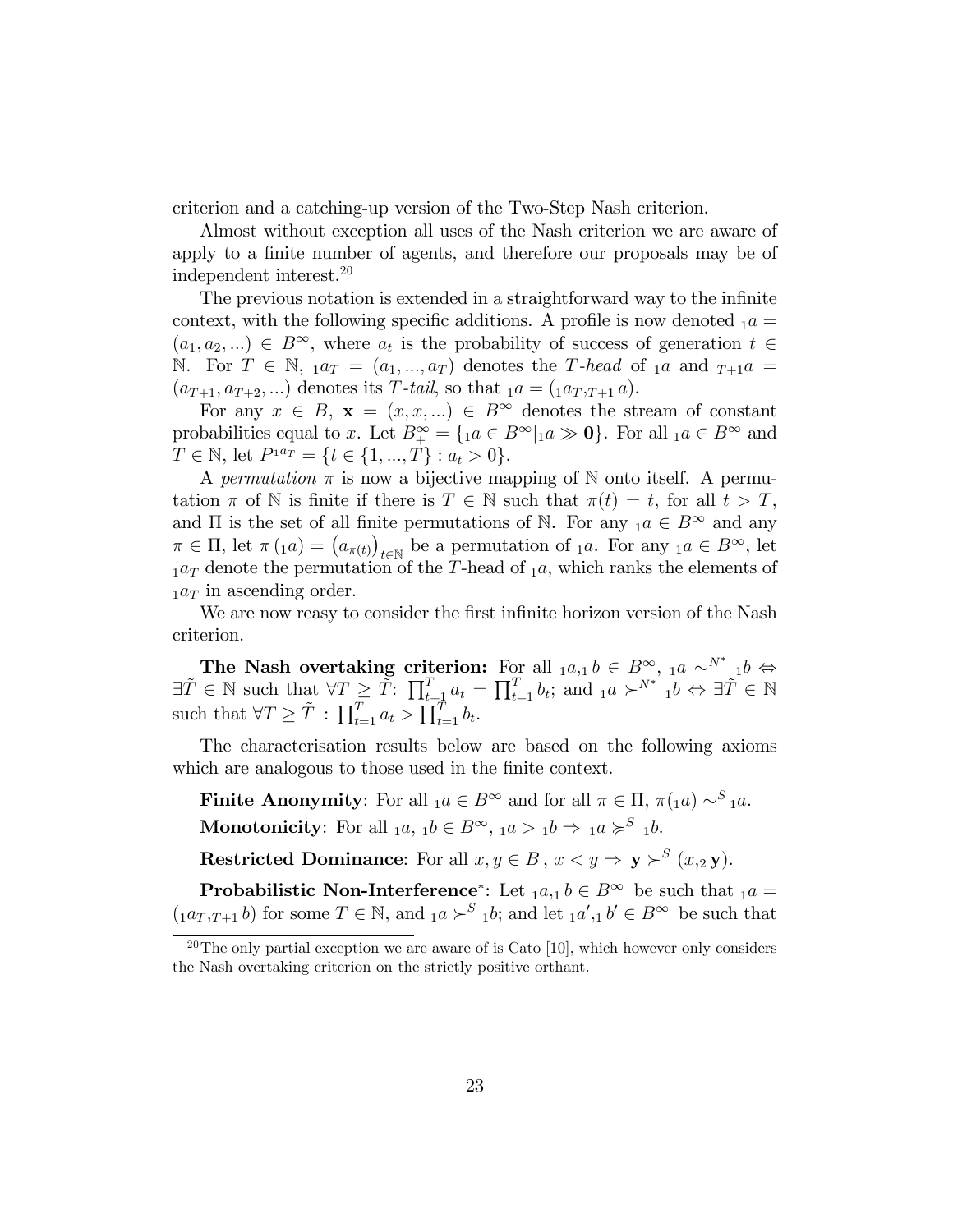criterion and a catching-up version of the Two-Step Nash criterion.

Almost without exception all uses of the Nash criterion we are aware of apply to a finite number of agents, and therefore our proposals may be of independent interest.[20]

The previous notation is extended in a straightforward way to the infinite context, with the following specific additions. A profile is now denoted ${}_1a = (a_1, a_2, ...) \in B^\infty$, where $a_t$ is the probability of success of generation $t \in \mathbb{N}$. For $T \in \mathbb{N}$, ${}_1a_T = (a_1, ..., a_T)$ denotes the *T-head* of ${}_1a$ and ${}_{T+1}a = (a_{T+1}, a_{T+2}, ...)$ denotes its *T-tail*, so that ${}_1a = ({}_1a_T, {}_{T+1}a)$.

For any $x \in B$, $\mathbf{x} = (x, x, ...) \in B^\infty$ denotes the stream of constant probabilities equal to $x$. Let $B^\infty_+ = \{{}_1a \in B^\infty | {}_1a \gg \mathbf{0}\}$. For all ${}_1a \in B^\infty$ and $T \in \mathbb{N}$, let $P^{{}_1a_T} = \{t \in \{1, ..., T\} : a_t > 0\}$.

A *permutation* $\pi$ is now a bijective mapping of $\mathbb{N}$ onto itself. A permutation $\pi$ of $\mathbb{N}$ is finite if there is $T \in \mathbb{N}$ such that $\pi(t) = t$, for all $t > T$, and $\Pi$ is the set of all finite permutations of $\mathbb{N}$. For any ${}_1a \in B^\infty$ and any $\pi \in \Pi$, let $\pi({}_1a) = \left(a_{\pi(t)}\right)_{t \in \mathbb{N}}$ be a permutation of ${}_1a$. For any ${}_1a \in B^\infty$, let ${}_1\overline{a}_T$ denote the permutation of the $T$-head of ${}_1a$, which ranks the elements of ${}_1a_T$ in ascending order.

We are now reasy to consider the first infinite horizon version of the Nash criterion.

**The Nash overtaking criterion:** For all ${}_1a, {}_1b \in B^\infty$, ${}_1a \sim^{N^*} {}_1b \Leftrightarrow \exists \tilde{T} \in \mathbb{N}$ such that $\forall T \geq \tilde{T}$: $\prod_{t=1}^T a_t = \prod_{t=1}^T b_t$; and ${}_1a \succ^{N^*} {}_1b \Leftrightarrow \exists \tilde{T} \in \mathbb{N}$ such that $\forall T \geq \tilde{T}$ : $\prod_{t=1}^T a_t > \prod_{t=1}^T b_t$.

The characterisation results below are based on the following axioms which are analogous to those used in the finite context.

**Finite Anonymity**: For all ${}_1a \in B^\infty$ and for all $\pi \in \Pi$, $\pi({}_1a) \sim^S {}_1a$.

**Monotonicity**: For all ${}_1a$, ${}_1b \in B^\infty$, ${}_1a > {}_1b \Rightarrow {}_1a \succcurlyeq^S {}_1b$.

**Restricted Dominance**: For all $x, y \in B$ , $x < y \Rightarrow \mathbf{y} \succ^S (x, {}_2\mathbf{y})$.

**Probabilistic Non-Interference**$^*$: Let ${}_1a, {}_1b \in B^\infty$ be such that ${}_1a = ({}_1a_T, {}_{T+1}b)$ for some $T \in \mathbb{N}$, and ${}_1a \succ^S {}_1b$; and let ${}_1a', {}_1b' \in B^\infty$ be such that

[20]The only partial exception we are aware of is Cato [10], which however only considers the Nash overtaking criterion on the strictly positive orthant.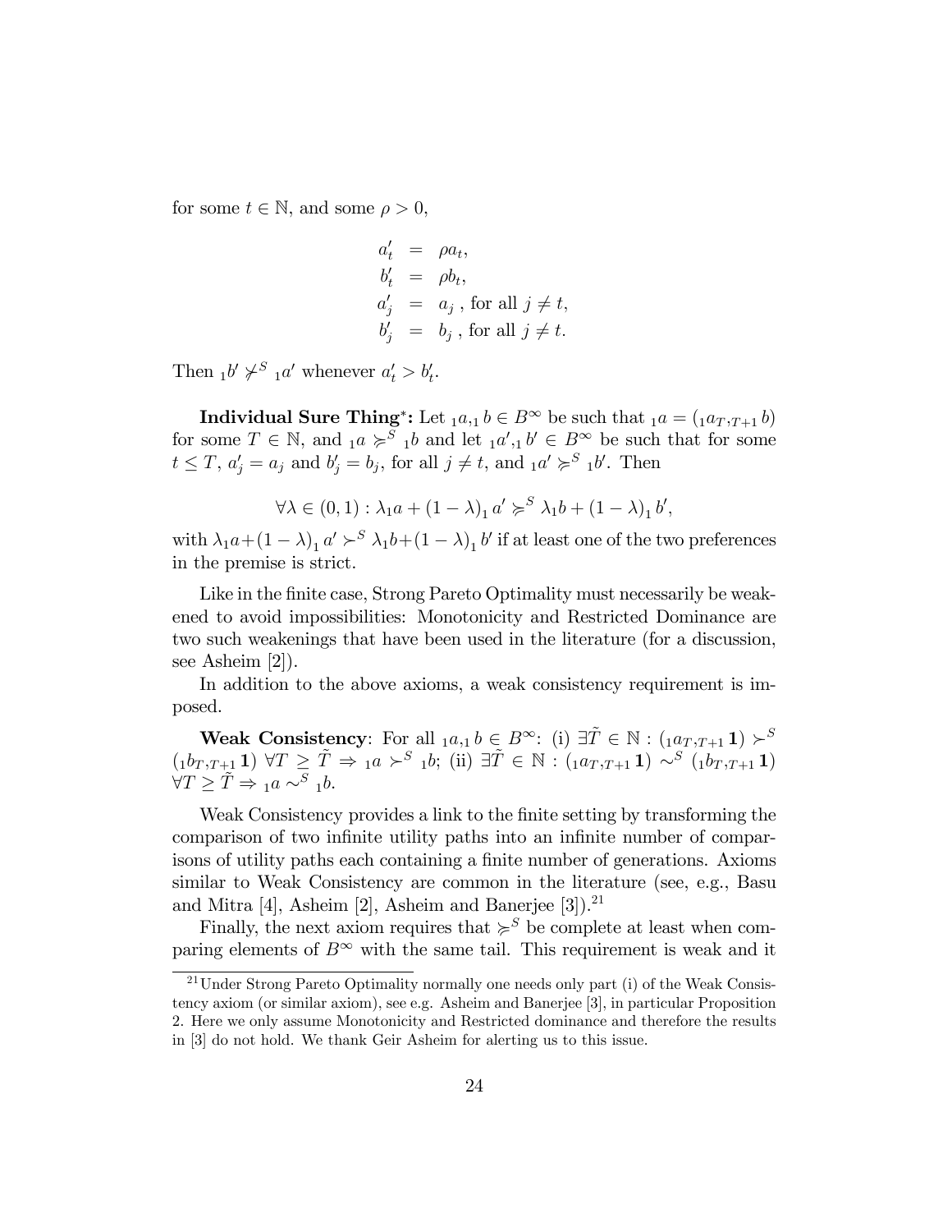for some $t \in \mathbb{N}$, and some $\rho > 0$,

$$\begin{aligned} a'_t &= \rho a_t, \\ b'_t &= \rho b_t, \\ a'_j &= a_j \text{ , for all } j \neq t, \\ b'_j &= b_j \text{ , for all } j \neq t. \end{aligned}$$

Then ${}_1b' \not\succ^S {}_1a'$ whenever $a'_t > b'_t$.

**Individual Sure Thing\*:** Let ${}_1a, {}_1b \in B^\infty$ be such that ${}_1a = ({}_1a_T, {}_{T+1}b)$ for some $T \in \mathbb{N}$, and ${}_1a \succcurlyeq^S {}_1b$ and let ${}_1a', {}_1b' \in B^\infty$ be such that for some $t \leq T$, $a'_j = a_j$ and $b'_j = b_j$, for all $j \neq t$, and ${}_1a' \succcurlyeq^S {}_1b'$. Then

$$\forall \lambda \in (0,1) : \lambda_1 a + (1-\lambda)_1 a' \succcurlyeq^S \lambda_1 b + (1-\lambda)_1 b',$$

with $\lambda_1 a + (1-\lambda)_1 a' \succ^S \lambda_1 b + (1-\lambda)_1 b'$ if at least one of the two preferences in the premise is strict.

Like in the finite case, Strong Pareto Optimality must necessarily be weakened to avoid impossibilities: Monotonicity and Restricted Dominance are two such weakenings that have been used in the literature (for a discussion, see Asheim [2]).

In addition to the above axioms, a weak consistency requirement is imposed.

**Weak Consistency**: For all ${}_1a, {}_1b \in B^\infty$: (i) $\exists \tilde{T} \in \mathbb{N} : ({}_1a_T, {}_{T+1}\mathbf{1}) \succ^S ({}_1b_T, {}_{T+1}\mathbf{1})$ $\forall T \geq \tilde{T} \Rightarrow {}_1a \succ^S {}_1b$; (ii) $\exists \tilde{T} \in \mathbb{N} : ({}_1a_T, {}_{T+1}\mathbf{1}) \sim^S ({}_1b_T, {}_{T+1}\mathbf{1})$ $\forall T \geq \tilde{T} \Rightarrow {}_1a \sim^S {}_1b$.

Weak Consistency provides a link to the finite setting by transforming the comparison of two infinite utility paths into an infinite number of comparisons of utility paths each containing a finite number of generations. Axioms similar to Weak Consistency are common in the literature (see, e.g., Basu and Mitra [4], Asheim [2], Asheim and Banerjee [3]).[21]

Finally, the next axiom requires that $\succcurlyeq^S$ be complete at least when comparing elements of $B^\infty$ with the same tail. This requirement is weak and it

[21] Under Strong Pareto Optimality normally one needs only part (i) of the Weak Consistency axiom (or similar axiom), see e.g. Asheim and Banerjee [3], in particular Proposition 2. Here we only assume Monotonicity and Restricted dominance and therefore the results in [3] do not hold. We thank Geir Asheim for alerting us to this issue.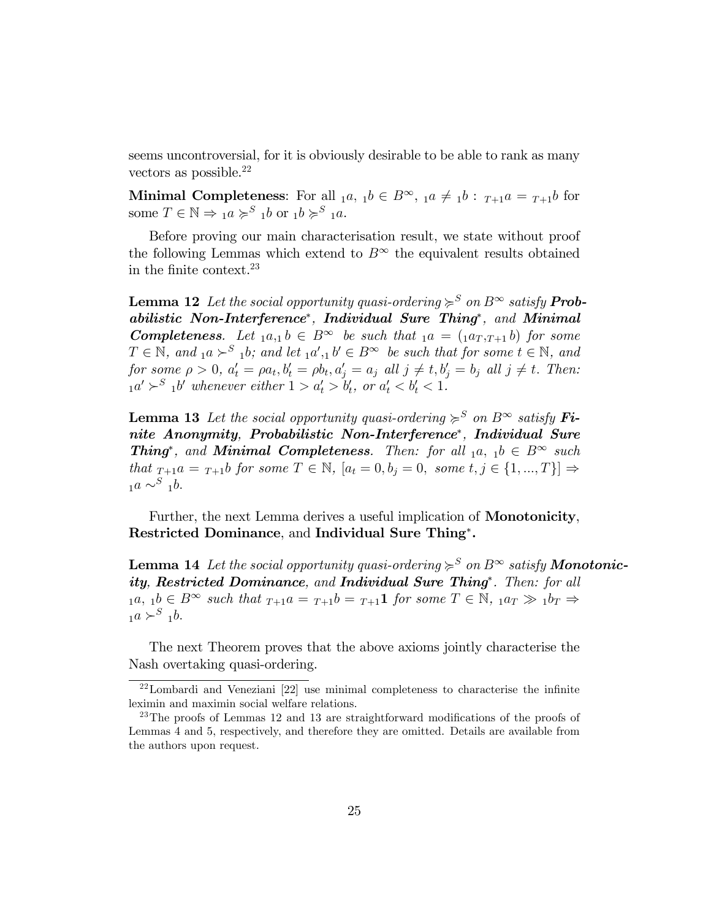seems uncontroversial, for it is obviously desirable to be able to rank as many vectors as possible.[22]

**Minimal Completeness**: For all ${}_1a,\ {}_1b \in B^\infty$, ${}_1a \neq {}_1b$ : ${}_{T+1}a = {}_{T+1}b$ for some $T \in \mathbb{N} \Rightarrow {}_1a \succcurlyeq^S {}_1b$ or ${}_1b \succcurlyeq^S {}_1a$.

Before proving our main characterisation result, we state without proof the following Lemmas which extend to $B^\infty$ the equivalent results obtained in the finite context.[23]

**Lemma 12** *Let the social opportunity quasi-ordering $\succcurlyeq^S$ on $B^\infty$ satisfy **Probabilistic Non-Interference***, ***Individual Sure Thing****, and **Minimal Completeness**. Let ${}_1a, {}_1b \in B^\infty$ be such that ${}_1a = ({}_1a_T, {}_{T+1}b)$ for some $T \in \mathbb{N}$, and ${}_1a \succ^S {}_1b$; and let ${}_1a', {}_1b' \in B^\infty$ be such that for some $t \in \mathbb{N}$, and for some $\rho > 0$, $a_t' = \rho a_t, b_t' = \rho b_t, a_j' = a_j$ all $j \neq t, b_j' = b_j$ all $j \neq t$. Then: ${}_1a' \succ^S {}_1b'$ whenever either $1 > a_t' > b_t'$, or $a_t' < b_t' < 1$.*

**Lemma 13** *Let the social opportunity quasi-ordering $\succcurlyeq^S$ on $B^\infty$ satisfy **Finite Anonymity**, **Probabilistic Non-Interference****, ***Individual Sure Thing****, and **Minimal Completeness**. Then: for all ${}_1a,\ {}_1b \in B^\infty$ such that ${}_{T+1}a = {}_{T+1}b$ for some $T \in \mathbb{N}$, $[a_t = 0, b_j = 0,$ some $t, j \in \{1, ..., T\}] \Rightarrow {}_1a \sim^S {}_1b$.*

Further, the next Lemma derives a useful implication of **Monotonicity**, **Restricted Dominance**, and **Individual Sure Thing*.**

**Lemma 14** *Let the social opportunity quasi-ordering $\succcurlyeq^S$ on $B^\infty$ satisfy **Monotonicity, Restricted Dominance**, and ***Individual Sure Thing****. Then: for all ${}_1a,\ {}_1b \in B^\infty$ such that ${}_{T+1}a = {}_{T+1}b = {}_{T+1}\mathbf{1}$ for some $T \in \mathbb{N}$, ${}_1a_T \gg {}_1b_T \Rightarrow {}_1a \succ^S {}_1b$.*

The next Theorem proves that the above axioms jointly characterise the Nash overtaking quasi-ordering.

[22] Lombardi and Veneziani [22] use minimal completeness to characterise the infinite leximin and maximin social welfare relations.

[23] The proofs of Lemmas 12 and 13 are straightforward modifications of the proofs of Lemmas 4 and 5, respectively, and therefore they are omitted. Details are available from the authors upon request.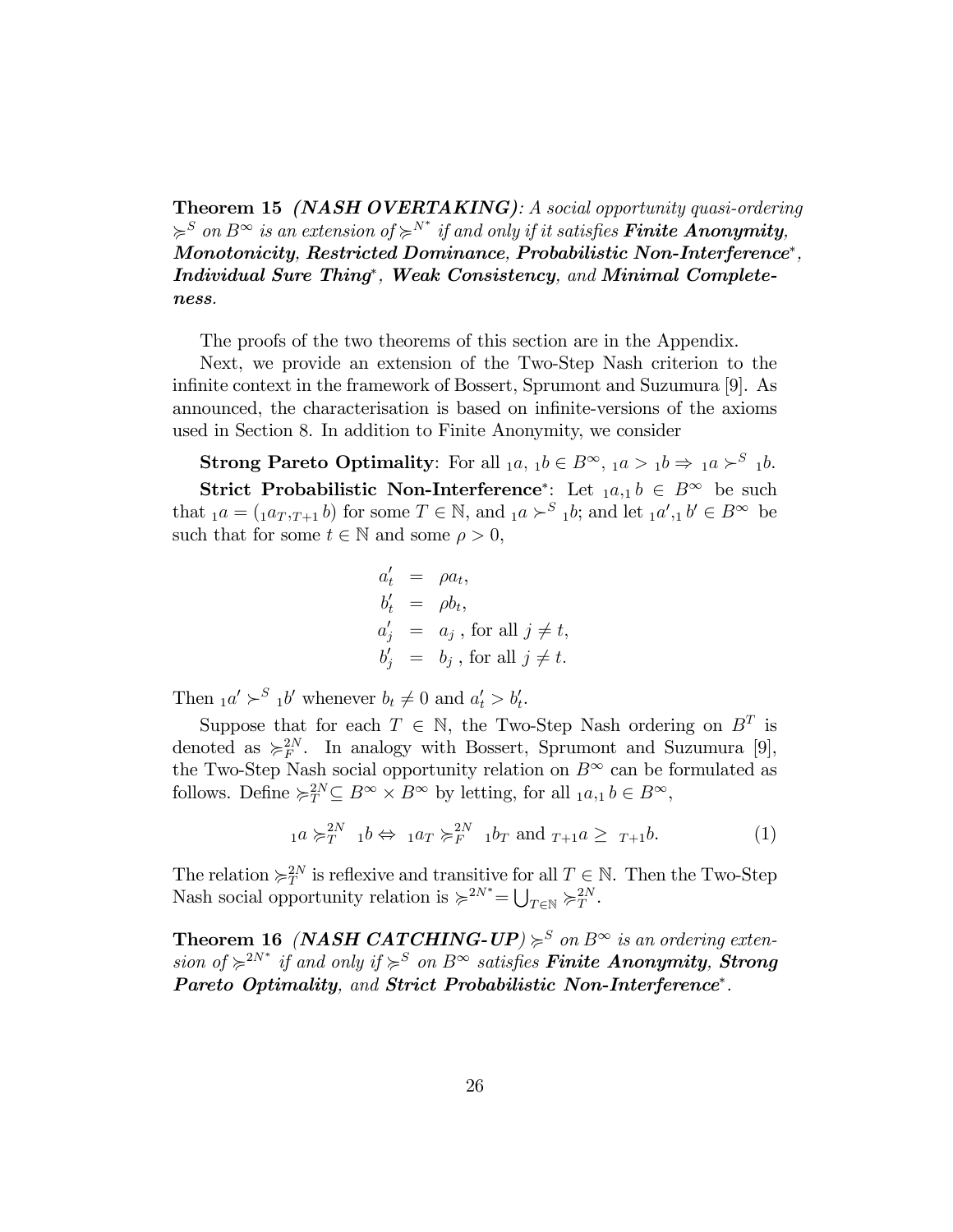**Theorem 15** ***(NASH OVERTAKING)****: A social opportunity quasi-ordering $\succcurlyeq^S$ on $B^\infty$ is an extension of $\succcurlyeq^{N^*}$ if and only if it satisfies* ***Finite Anonymity****,* ***Monotonicity****,* ***Restricted Dominance****,* ***Probabilistic Non-Interference****$^*$,* ***Individual Sure Thing****$^*$,* ***Weak Consistency****, and* ***Minimal Completeness****.*

The proofs of the two theorems of this section are in the Appendix.

Next, we provide an extension of the Two-Step Nash criterion to the infinite context in the framework of Bossert, Sprumont and Suzumura [9]. As announced, the characterisation is based on infinite-versions of the axioms used in Section 8. In addition to Finite Anonymity, we consider

**Strong Pareto Optimality**: For all ${}_1a,\ {}_1b \in B^\infty$, ${}_1a > {}_1b \Rightarrow {}_1a \succ^S {}_1b$.

**Strict Probabilistic Non-Interference**$^*$: Let ${}_1a, {}_1b \in B^\infty$ be such that ${}_1a = ({}_1a_T, {}_{T+1}b)$ for some $T \in \mathbb{N}$, and ${}_1a \succ^S {}_1b$; and let ${}_1a', {}_1b' \in B^\infty$ be such that for some $t \in \mathbb{N}$ and some $\rho > 0$,

$$
\begin{aligned}
a'_t &= \rho a_t, \\
b'_t &= \rho b_t, \\
a'_j &= a_j \text{ , for all } j \neq t, \\
b'_j &= b_j \text{ , for all } j \neq t.
\end{aligned}
$$

Then ${}_1a' \succ^S {}_1b'$ whenever $b_t \neq 0$ and $a'_t > b'_t$.

Suppose that for each $T \in \mathbb{N}$, the Two-Step Nash ordering on $B^T$ is denoted as $\succcurlyeq_F^{2N}$. In analogy with Bossert, Sprumont and Suzumura [9], the Two-Step Nash social opportunity relation on $B^\infty$ can be formulated as follows. Define $\succcurlyeq_T^{2N} \subseteq B^\infty \times B^\infty$ by letting, for all ${}_1a, {}_1b \in B^\infty$,

$$
{}_1a \succcurlyeq_T^{2N} {}_1b \Leftrightarrow {}_1a_T \succcurlyeq_F^{2N} {}_1b_T \text{ and } {}_{T+1}a \geq {}_{T+1}b. \tag{1}
$$

The relation $\succcurlyeq_T^{2N}$ is reflexive and transitive for all $T \in \mathbb{N}$. Then the Two-Step Nash social opportunity relation is $\succcurlyeq^{2N^*} = \bigcup_{T \in \mathbb{N}} \succcurlyeq_T^{2N}$.

**Theorem 16** ***(NASH CATCHING-UP)*** *$\succcurlyeq^S$ on $B^\infty$ is an ordering extension of $\succcurlyeq^{2N^*}$ if and only if $\succcurlyeq^S$ on $B^\infty$ satisfies* ***Finite Anonymity****,* ***Strong Pareto Optimality****, and* ***Strict Probabilistic Non-Interference****$^*$.*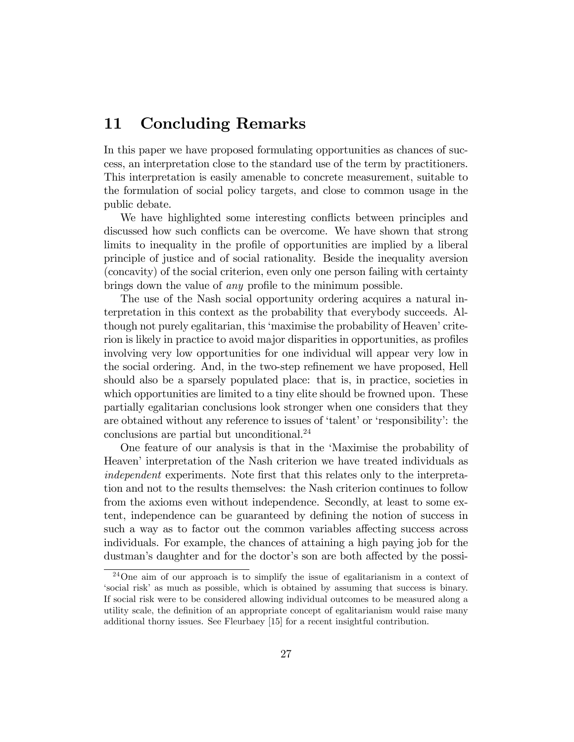## 11 Concluding Remarks

In this paper we have proposed formulating opportunities as chances of success, an interpretation close to the standard use of the term by practitioners. This interpretation is easily amenable to concrete measurement, suitable to the formulation of social policy targets, and close to common usage in the public debate.

We have highlighted some interesting conflicts between principles and discussed how such conflicts can be overcome. We have shown that strong limits to inequality in the profile of opportunities are implied by a liberal principle of justice and of social rationality. Beside the inequality aversion (concavity) of the social criterion, even only one person failing with certainty brings down the value of *any* profile to the minimum possible.

The use of the Nash social opportunity ordering acquires a natural interpretation in this context as the probability that everybody succeeds. Although not purely egalitarian, this 'maximise the probability of Heaven' criterion is likely in practice to avoid major disparities in opportunities, as profiles involving very low opportunities for one individual will appear very low in the social ordering. And, in the two-step refinement we have proposed, Hell should also be a sparsely populated place: that is, in practice, societies in which opportunities are limited to a tiny elite should be frowned upon. These partially egalitarian conclusions look stronger when one considers that they are obtained without any reference to issues of 'talent' or 'responsibility': the conclusions are partial but unconditional.[24]

One feature of our analysis is that in the 'Maximise the probability of Heaven' interpretation of the Nash criterion we have treated individuals as *independent* experiments. Note first that this relates only to the interpretation and not to the results themselves: the Nash criterion continues to follow from the axioms even without independence. Secondly, at least to some extent, independence can be guaranteed by defining the notion of success in such a way as to factor out the common variables affecting success across individuals. For example, the chances of attaining a high paying job for the dustman's daughter and for the doctor's son are both affected by the possi-

[24] One aim of our approach is to simplify the issue of egalitarianism in a context of 'social risk' as much as possible, which is obtained by assuming that success is binary. If social risk were to be considered allowing individual outcomes to be measured along a utility scale, the definition of an appropriate concept of egalitarianism would raise many additional thorny issues. See Fleurbaey [15] for a recent insightful contribution.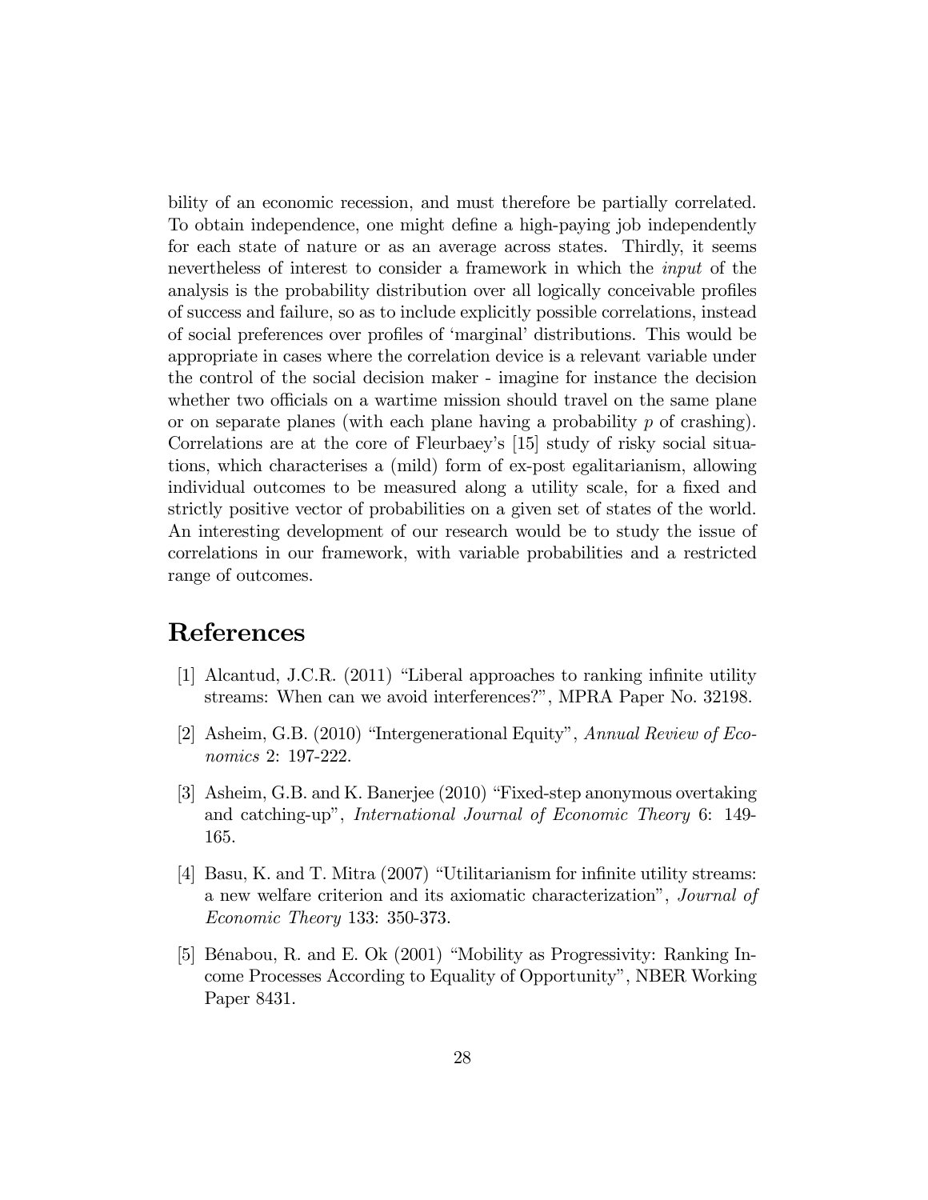bility of an economic recession, and must therefore be partially correlated. To obtain independence, one might define a high-paying job independently for each state of nature or as an average across states. Thirdly, it seems nevertheless of interest to consider a framework in which the *input* of the analysis is the probability distribution over all logically conceivable profiles of success and failure, so as to include explicitly possible correlations, instead of social preferences over profiles of 'marginal' distributions. This would be appropriate in cases where the correlation device is a relevant variable under the control of the social decision maker - imagine for instance the decision whether two officials on a wartime mission should travel on the same plane or on separate planes (with each plane having a probability $p$ of crashing). Correlations are at the core of Fleurbaey's [15] study of risky social situations, which characterises a (mild) form of ex-post egalitarianism, allowing individual outcomes to be measured along a utility scale, for a fixed and strictly positive vector of probabilities on a given set of states of the world. An interesting development of our research would be to study the issue of correlations in our framework, with variable probabilities and a restricted range of outcomes.

# References

[1] Alcantud, J.C.R. (2011) "Liberal approaches to ranking infinite utility streams: When can we avoid interferences?", MPRA Paper No. 32198.

[2] Asheim, G.B. (2010) "Intergenerational Equity", *Annual Review of Economics* 2: 197-222.

[3] Asheim, G.B. and K. Banerjee (2010) "Fixed-step anonymous overtaking and catching-up", *International Journal of Economic Theory* 6: 149-165.

[4] Basu, K. and T. Mitra (2007) "Utilitarianism for infinite utility streams: a new welfare criterion and its axiomatic characterization", *Journal of Economic Theory* 133: 350-373.

[5] Bénabou, R. and E. Ok (2001) "Mobility as Progressivity: Ranking Income Processes According to Equality of Opportunity", NBER Working Paper 8431.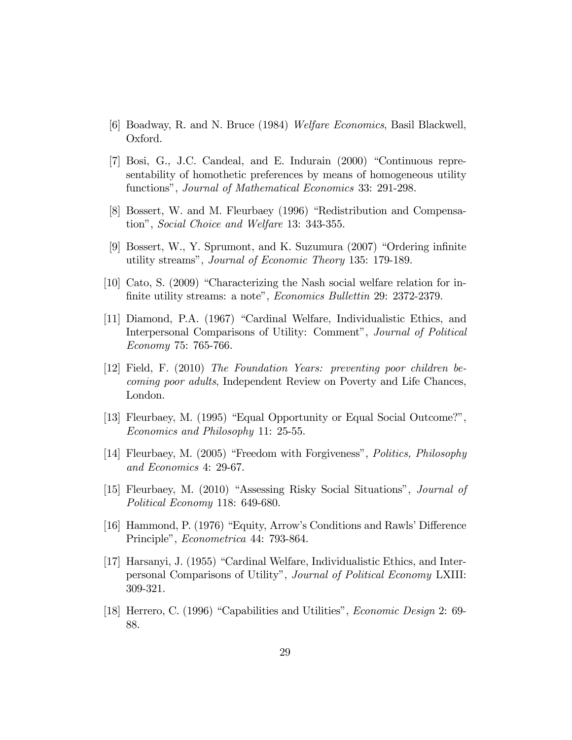[6] Boadway, R. and N. Bruce (1984) *Welfare Economics*, Basil Blackwell, Oxford.

[7] Bosi, G., J.C. Candeal, and E. Indurain (2000) "Continuous representability of homothetic preferences by means of homogeneous utility functions", *Journal of Mathematical Economics* 33: 291-298.

[8] Bossert, W. and M. Fleurbaey (1996) "Redistribution and Compensation", *Social Choice and Welfare* 13: 343-355.

[9] Bossert, W., Y. Sprumont, and K. Suzumura (2007) "Ordering infinite utility streams", *Journal of Economic Theory* 135: 179-189.

[10] Cato, S. (2009) "Characterizing the Nash social welfare relation for infinite utility streams: a note", *Economics Bullettin* 29: 2372-2379.

[11] Diamond, P.A. (1967) "Cardinal Welfare, Individualistic Ethics, and Interpersonal Comparisons of Utility: Comment", *Journal of Political Economy* 75: 765-766.

[12] Field, F. (2010) *The Foundation Years: preventing poor children becoming poor adults*, Independent Review on Poverty and Life Chances, London.

[13] Fleurbaey, M. (1995) "Equal Opportunity or Equal Social Outcome?", *Economics and Philosophy* 11: 25-55.

[14] Fleurbaey, M. (2005) "Freedom with Forgiveness", *Politics, Philosophy and Economics* 4: 29-67.

[15] Fleurbaey, M. (2010) "Assessing Risky Social Situations", *Journal of Political Economy* 118: 649-680.

[16] Hammond, P. (1976) "Equity, Arrow's Conditions and Rawls' Difference Principle", *Econometrica* 44: 793-864.

[17] Harsanyi, J. (1955) "Cardinal Welfare, Individualistic Ethics, and Interpersonal Comparisons of Utility", *Journal of Political Economy* LXIII: 309-321.

[18] Herrero, C. (1996) "Capabilities and Utilities", *Economic Design* 2: 69-88.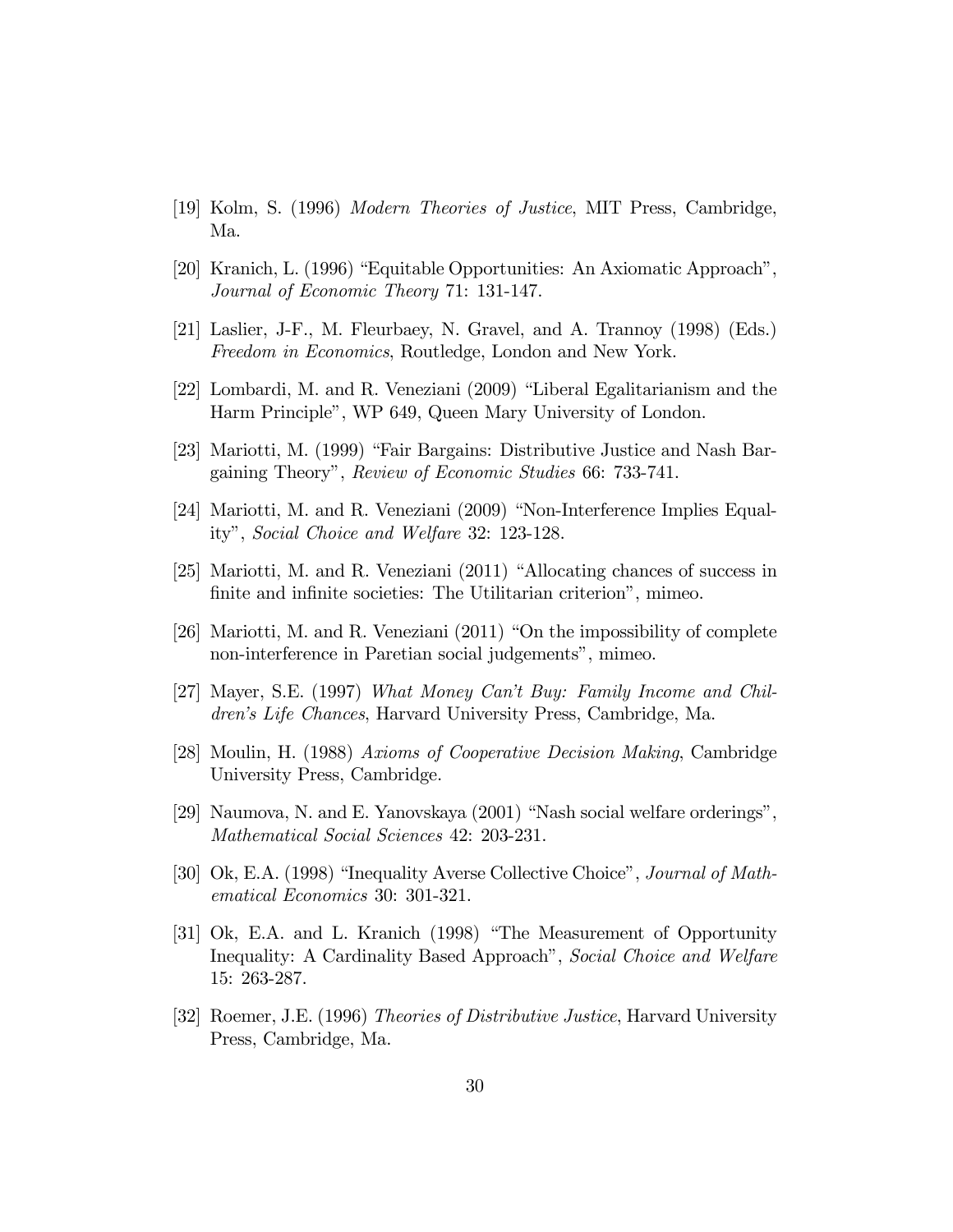[19] Kolm, S. (1996) *Modern Theories of Justice*, MIT Press, Cambridge, Ma.

[20] Kranich, L. (1996) "Equitable Opportunities: An Axiomatic Approach", *Journal of Economic Theory* 71: 131-147.

[21] Laslier, J-F., M. Fleurbaey, N. Gravel, and A. Trannoy (1998) (Eds.) *Freedom in Economics*, Routledge, London and New York.

[22] Lombardi, M. and R. Veneziani (2009) "Liberal Egalitarianism and the Harm Principle", WP 649, Queen Mary University of London.

[23] Mariotti, M. (1999) "Fair Bargains: Distributive Justice and Nash Bargaining Theory", *Review of Economic Studies* 66: 733-741.

[24] Mariotti, M. and R. Veneziani (2009) "Non-Interference Implies Equality", *Social Choice and Welfare* 32: 123-128.

[25] Mariotti, M. and R. Veneziani (2011) "Allocating chances of success in finite and infinite societies: The Utilitarian criterion", mimeo.

[26] Mariotti, M. and R. Veneziani (2011) "On the impossibility of complete non-interference in Paretian social judgements", mimeo.

[27] Mayer, S.E. (1997) *What Money Can't Buy: Family Income and Children's Life Chances*, Harvard University Press, Cambridge, Ma.

[28] Moulin, H. (1988) *Axioms of Cooperative Decision Making*, Cambridge University Press, Cambridge.

[29] Naumova, N. and E. Yanovskaya (2001) "Nash social welfare orderings", *Mathematical Social Sciences* 42: 203-231.

[30] Ok, E.A. (1998) "Inequality Averse Collective Choice", *Journal of Mathematical Economics* 30: 301-321.

[31] Ok, E.A. and L. Kranich (1998) "The Measurement of Opportunity Inequality: A Cardinality Based Approach", *Social Choice and Welfare* 15: 263-287.

[32] Roemer, J.E. (1996) *Theories of Distributive Justice*, Harvard University Press, Cambridge, Ma.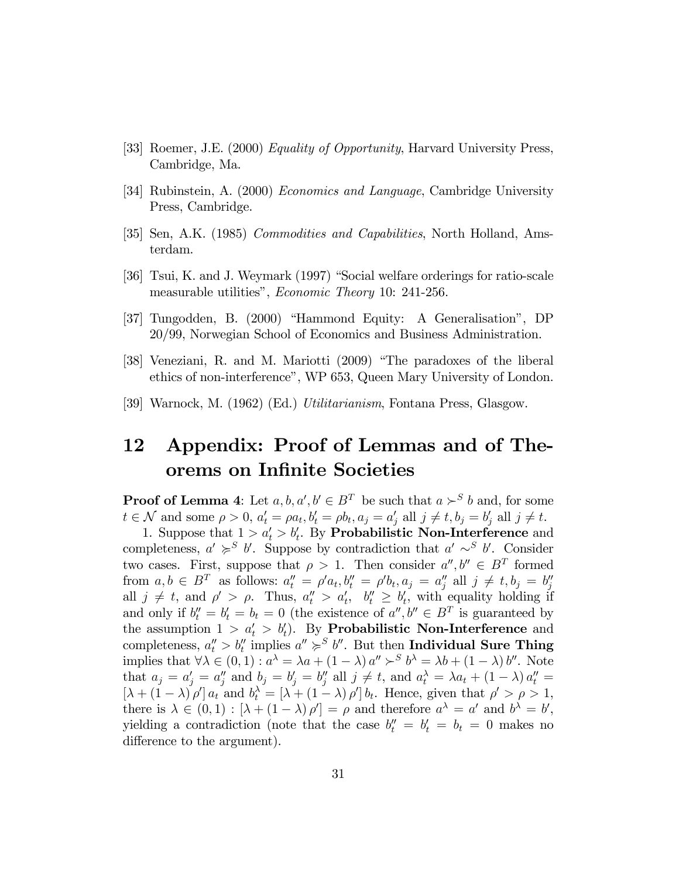[33] Roemer, J.E. (2000) *Equality of Opportunity*, Harvard University Press, Cambridge, Ma.

[34] Rubinstein, A. (2000) *Economics and Language*, Cambridge University Press, Cambridge.

[35] Sen, A.K. (1985) *Commodities and Capabilities*, North Holland, Amsterdam.

[36] Tsui, K. and J. Weymark (1997) "Social welfare orderings for ratio-scale measurable utilities", *Economic Theory* 10: 241-256.

[37] Tungodden, B. (2000) "Hammond Equity: A Generalisation", DP 20/99, Norwegian School of Economics and Business Administration.

[38] Veneziani, R. and M. Mariotti (2009) "The paradoxes of the liberal ethics of non-interference", WP 653, Queen Mary University of London.

[39] Warnock, M. (1962) (Ed.) *Utilitarianism*, Fontana Press, Glasgow.

# 12 Appendix: Proof of Lemmas and of Theorems on Infinite Societies

**Proof of Lemma 4**: Let $a, b, a', b' \in B^T$ be such that $a \succ^S b$ and, for some $t \in \mathcal{N}$ and some $\rho > 0$, $a'_t = \rho a_t, b'_t = \rho b_t, a_j = a'_j$ all $j \neq t, b_j = b'_j$ all $j \neq t$.

1. Suppose that $1 > a'_t > b'_t$. By **Probabilistic Non-Interference** and completeness, $a' \not\prec^S b'$. Suppose by contradiction that $a' \sim^S b'$. Consider two cases. First, suppose that $\rho > 1$. Then consider $a'', b'' \in B^T$ formed from $a, b \in B^T$ as follows: $a''_t = \rho' a_t, b''_t = \rho' b_t, a_j = a''_j$ all $j \neq t, b_j = b''_j$ all $j \neq t$, and $\rho' > \rho$. Thus, $a''_t > a'_t$, $b''_t \geq b'_t$, with equality holding if and only if $b''_t = b'_t = b_t = 0$ (the existence of $a'', b'' \in B^T$ is guaranteed by the assumption $1 > a'_t > b'_t$). By **Probabilistic Non-Interference** and completeness, $a''_t > b''_t$ implies $a'' \not\prec^S b''$. But then **Individual Sure Thing** implies that $\forall \lambda \in (0, 1) : a^\lambda = \lambda a + (1 - \lambda) a'' \succ^S b^\lambda = \lambda b + (1 - \lambda) b''$. Note that $a_j = a'_j = a''_j$ and $b_j = b'_j = b''_j$ all $j \neq t$, and $a^\lambda_t = \lambda a_t + (1 - \lambda) a''_t = [\lambda + (1 - \lambda) \rho'] a_t$ and $b^\lambda_t = [\lambda + (1 - \lambda) \rho'] b_t$. Hence, given that $\rho' > \rho > 1$, there is $\lambda \in (0, 1) : [\lambda + (1 - \lambda) \rho'] = \rho$ and therefore $a^\lambda = a'$ and $b^\lambda = b'$, yielding a contradiction (note that the case $b''_t = b'_t = b_t = 0$ makes no difference to the argument).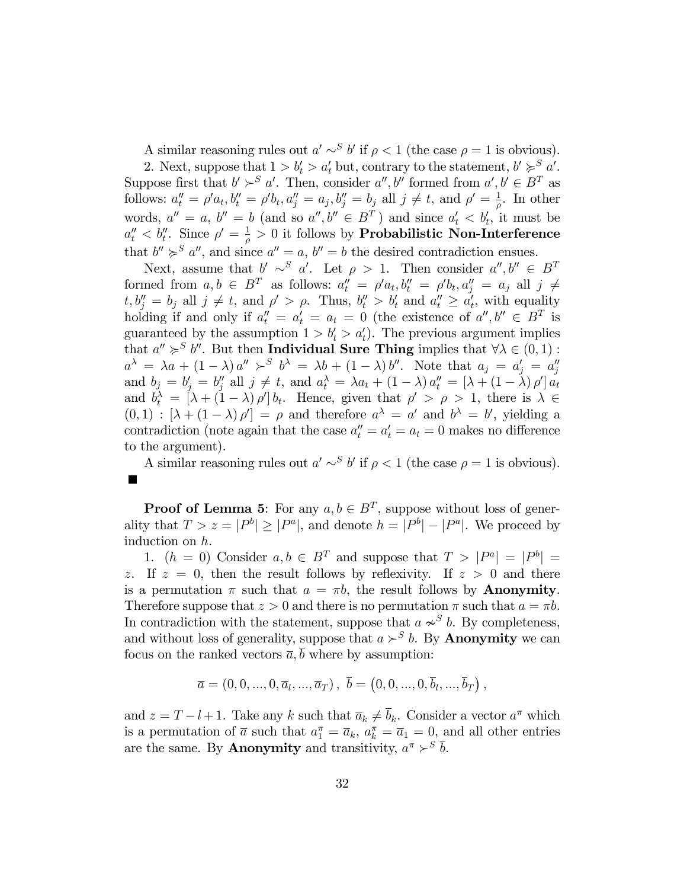A similar reasoning rules out $a' \sim^S b'$ if $\rho < 1$ (the case $\rho = 1$ is obvious).

2. Next, suppose that $1 > b'_t > a'_t$ but, contrary to the statement, $b' \not\succcurlyeq^S a'$. Suppose first that $b' \succ^S a'$. Then, consider $a'', b''$ formed from $a', b' \in B^T$ as follows: $a''_t = \rho' a_t, b''_t = \rho' b_t, a''_j = a_j, b''_j = b_j$ all $j \neq t$, and $\rho' = \frac{1}{\rho}$. In other words, $a'' = a$, $b'' = b$ (and so $a'', b'' \in B^T$) and since $a'_t < b'_t$, it must be $a''_t < b''_t$. Since $\rho' = \frac{1}{\rho} > 0$ it follows by **Probabilistic Non-Interference** that $b'' \succcurlyeq^S a''$, and since $a'' = a$, $b'' = b$ the desired contradiction ensues.

Next, assume that $b' \sim^S a'$. Let $\rho > 1$. Then consider $a'', b'' \in B^T$ formed from $a, b \in B^T$ as follows: $a''_t = \rho' a_t, b''_t = \rho' b_t, a''_j = a_j$ all $j \neq t, b''_j = b_j$ all $j \neq t$, and $\rho' > \rho$. Thus, $b''_t > b'_t$ and $a''_t \geq a'_t$, with equality holding if and only if $a''_t = a'_t = a_t = 0$ (the existence of $a'', b'' \in B^T$ is guaranteed by the assumption $1 > b'_t > a'_t$). The previous argument implies that $a'' \not\succcurlyeq^S b''$. But then **Individual Sure Thing** implies that $\forall \lambda \in (0, 1)$ : $a^\lambda = \lambda a + (1 - \lambda) a'' \succ^S b^\lambda = \lambda b + (1 - \lambda) b''$. Note that $a_j = a'_j = a''_j$ and $b_j = b'_j = b''_j$ all $j \neq t$, and $a^\lambda_t = \lambda a_t + (1 - \lambda) a''_t = [\lambda + (1 - \lambda) \rho'] a_t$ and $b^\lambda_t = [\lambda + (1 - \lambda) \rho'] b_t$. Hence, given that $\rho' > \rho > 1$, there is $\lambda \in (0, 1) : [\lambda + (1 - \lambda) \rho'] = \rho$ and therefore $a^\lambda = a'$ and $b^\lambda = b'$, yielding a contradiction (note again that the case $a''_t = a'_t = a_t = 0$ makes no difference to the argument).

A similar reasoning rules out $a' \sim^S b'$ if $\rho < 1$ (the case $\rho = 1$ is obvious). ■

**Proof of Lemma 5**: For any $a, b \in B^T$, suppose without loss of generality that $T > z = |P^b| \geq |P^a|$, and denote $h = |P^b| - |P^a|$. We proceed by induction on $h$.

1. ($h = 0$) Consider $a, b \in B^T$ and suppose that $T > |P^a| = |P^b| = z$. If $z = 0$, then the result follows by reflexivity. If $z > 0$ and there is a permutation $\pi$ such that $a = \pi b$, the result follows by **Anonymity**. Therefore suppose that $z > 0$ and there is no permutation $\pi$ such that $a = \pi b$. In contradiction with the statement, suppose that $a \nsim^S b$. By completeness, and without loss of generality, suppose that $a \succ^S b$. By **Anonymity** we can focus on the ranked vectors $\overline{a}, \overline{b}$ where by assumption:

$$\overline{a} = (0, 0, ..., 0, \overline{a}_l, ..., \overline{a}_T), \ \overline{b} = \left(0, 0, ..., 0, \overline{b}_l, ..., \overline{b}_T\right),$$

and $z = T - l + 1$. Take any $k$ such that $\overline{a}_k \neq \overline{b}_k$. Consider a vector $a^\pi$ which is a permutation of $\overline{a}$ such that $a^\pi_1 = \overline{a}_k$, $a^\pi_k = \overline{a}_1 = 0$, and all other entries are the same. By **Anonymity** and transitivity, $a^\pi \succ^S \overline{b}$.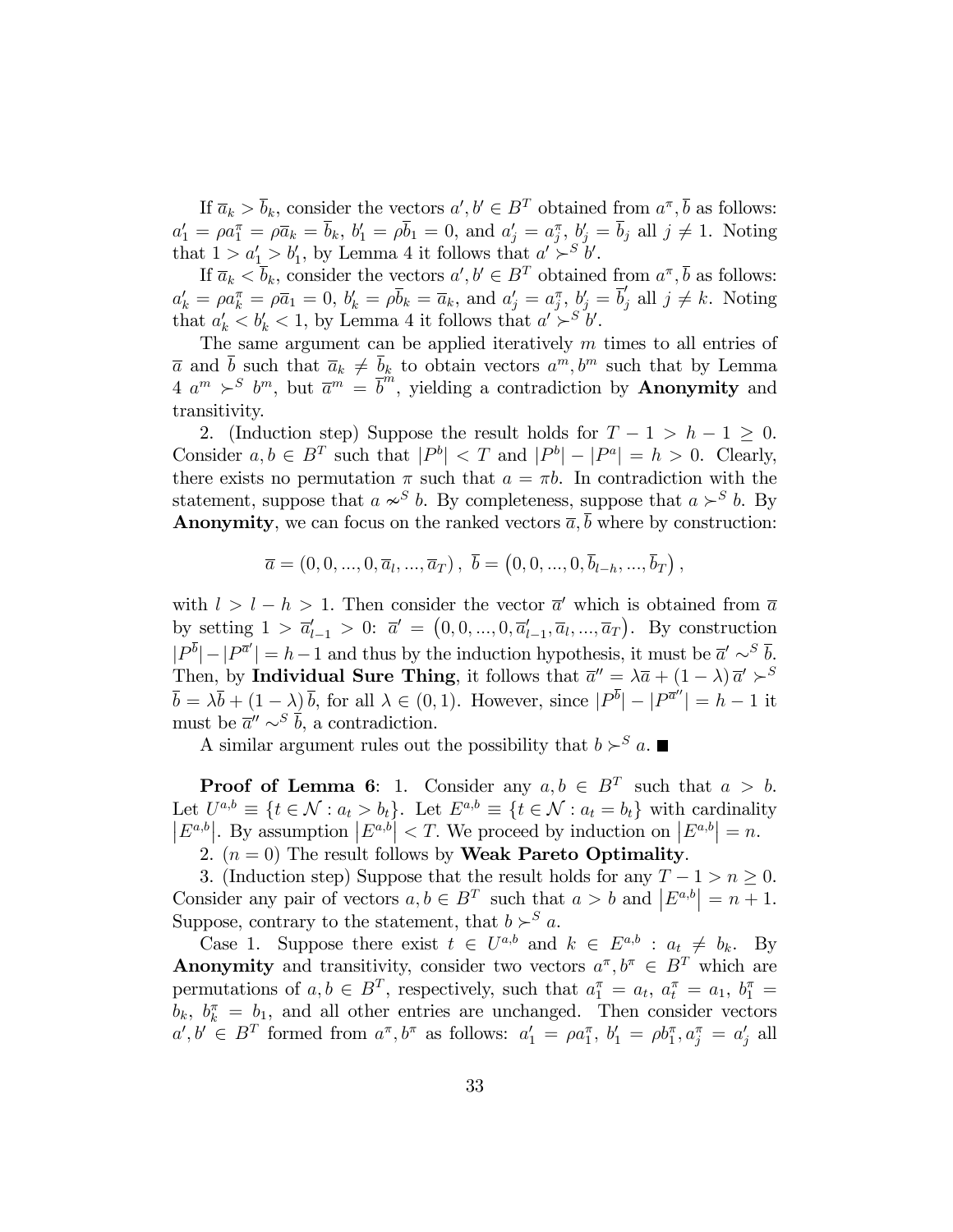If $\overline{a}_k > \overline{b}_k$, consider the vectors $a', b' \in B^T$ obtained from $a^\pi, \overline{b}$ as follows: $a'_1 = \rho a^\pi_1 = \rho \overline{a}_k = \overline{b}_k$, $b'_1 = \rho \overline{b}_1 = 0$, and $a'_j = a^\pi_j$, $b'_j = \overline{b}_j$ all $j \neq 1$. Noting that $1 > a'_1 > b'_1$, by Lemma 4 it follows that $a' \succ^S b'$.

If $\overline{a}_k < \overline{b}_k$, consider the vectors $a', b' \in B^T$ obtained from $a^\pi, \overline{b}$ as follows: $a'_k = \rho a^\pi_k = \rho \overline{a}_1 = 0$, $b'_k = \rho \overline{b}_k = \overline{a}_k$, and $a'_j = a^\pi_j$, $b'_j = \overline{b}'_j$ all $j \neq k$. Noting that $a'_k < b'_k < 1$, by Lemma 4 it follows that $a' \succ^S b'$.

The same argument can be applied iteratively $m$ times to all entries of $\overline{a}$ and $\overline{b}$ such that $\overline{a}_k \neq \overline{b}_k$ to obtain vectors $a^m, b^m$ such that by Lemma 4 $a^m \succ^S b^m$, but $\overline{a}^m = \overline{b}^m$, yielding a contradiction by **Anonymity** and transitivity.

2. (Induction step) Suppose the result holds for $T - 1 > h - 1 \geq 0$. Consider $a, b \in B^T$ such that $|P^b| < T$ and $|P^b| - |P^a| = h > 0$. Clearly, there exists no permutation $\pi$ such that $a = \pi b$. In contradiction with the statement, suppose that $a \nsim^S b$. By completeness, suppose that $a \succ^S b$. By **Anonymity**, we can focus on the ranked vectors $\overline{a}, \overline{b}$ where by construction:

$$\overline{a} = (0, 0, ..., 0, \overline{a}_l, ..., \overline{a}_T), \ \overline{b} = \left(0, 0, ..., 0, \overline{b}_{l-h}, ..., \overline{b}_T\right),$$

with $l > l - h > 1$. Then consider the vector $\overline{a}'$ which is obtained from $\overline{a}$ by setting $1 > \overline{a}'_{l-1} > 0$: $\overline{a}' = \left(0, 0, ..., 0, \overline{a}'_{l-1}, \overline{a}_l, ..., \overline{a}_T\right)$. By construction $|P^{\overline{b}}| - |P^{\overline{a}'}| = h - 1$ and thus by the induction hypothesis, it must be $\overline{a}' \sim^S \overline{b}$. Then, by **Individual Sure Thing**, it follows that $\overline{a}'' = \lambda \overline{a} + (1 - \lambda) \overline{a}' \succ^S \overline{b} = \lambda \overline{b} + (1 - \lambda) \overline{b}$, for all $\lambda \in (0, 1)$. However, since $|P^{\overline{b}}| - |P^{\overline{a}''}| = h - 1$ it must be $\overline{a}'' \sim^S \overline{b}$, a contradiction.

A similar argument rules out the possibility that $b \succ^S a$. ■

**Proof of Lemma 6**: 1. Consider any $a, b \in B^T$ such that $a > b$. Let $U^{a,b} \equiv \{t \in \mathcal{N} : a_t > b_t\}$. Let $E^{a,b} \equiv \{t \in \mathcal{N} : a_t = b_t\}$ with cardinality $\left|E^{a,b}\right|$. By assumption $\left|E^{a,b}\right| < T$. We proceed by induction on $\left|E^{a,b}\right| = n$.

2. ($n = 0$) The result follows by **Weak Pareto Optimality**.

3. (Induction step) Suppose that the result holds for any $T - 1 > n \geq 0$. Consider any pair of vectors $a, b \in B^T$ such that $a > b$ and $\left|E^{a,b}\right| = n + 1$. Suppose, contrary to the statement, that $b \succ^S a$.

Case 1. Suppose there exist $t \in U^{a,b}$ and $k \in E^{a,b}$ : $a_t \neq b_k$. By **Anonymity** and transitivity, consider two vectors $a^\pi, b^\pi \in B^T$ which are permutations of $a, b \in B^T$, respectively, such that $a^\pi_1 = a_t$, $a^\pi_t = a_1$, $b^\pi_1 = b_k$, $b^\pi_k = b_1$, and all other entries are unchanged. Then consider vectors $a', b' \in B^T$ formed from $a^\pi, b^\pi$ as follows: $a'_1 = \rho a^\pi_1$, $b'_1 = \rho b^\pi_1, a^\pi_j = a'_j$ all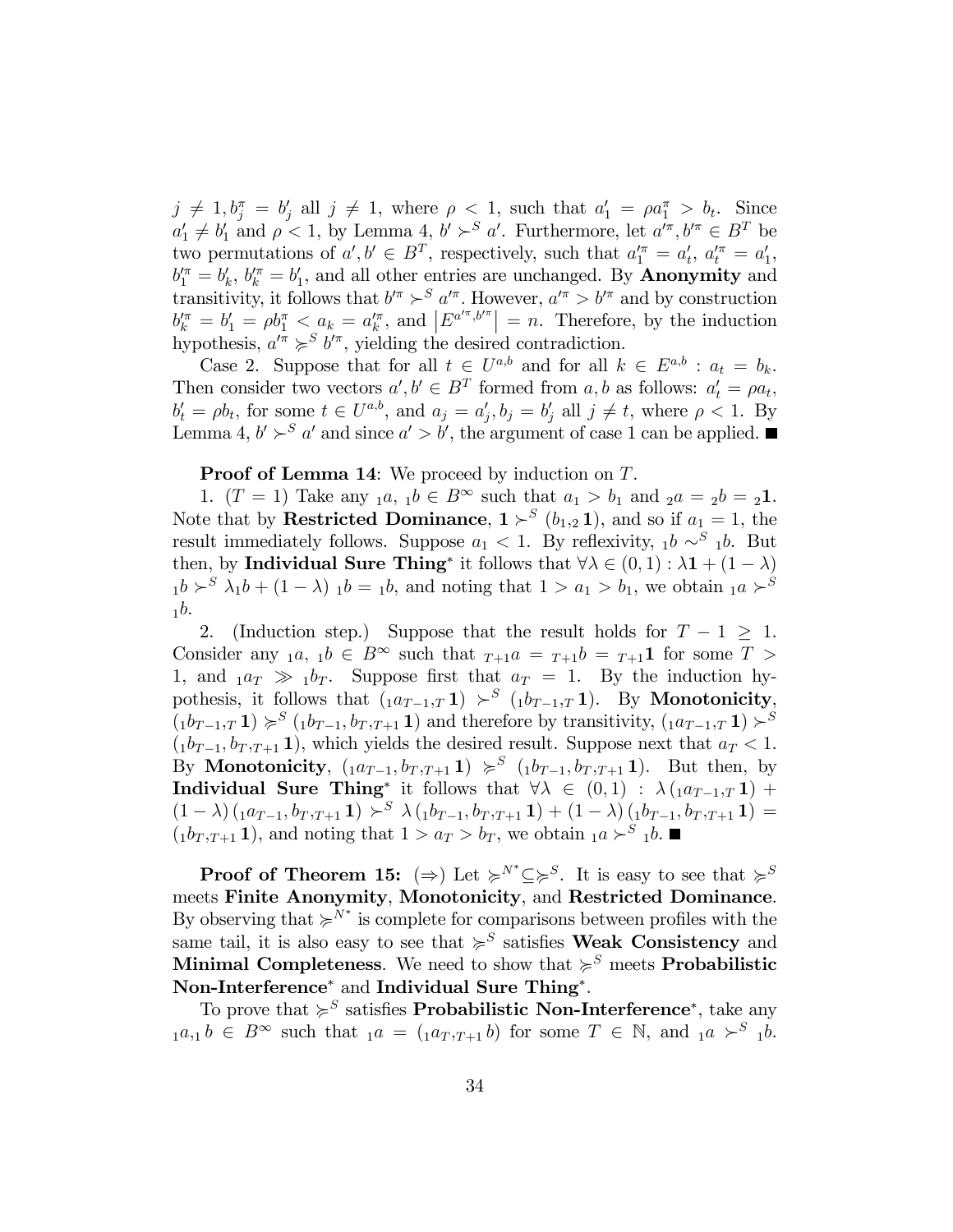$j \neq 1, b_j^\pi = b_j'$ all $j \neq 1$, where $\rho < 1$, such that $a_1' = \rho a_1^\pi > b_t$. Since $a_1' \neq b_1'$ and $\rho < 1$, by Lemma 4, $b' \succ^S a'$. Furthermore, let $a'^\pi, b'^\pi \in B^T$ be two permutations of $a', b' \in B^T$, respectively, such that $a_1'^\pi = a_t'$, $a_t'^\pi = a_1'$, $b_1'^\pi = b_k'$, $b_k'^\pi = b_1'$, and all other entries are unchanged. By **Anonymity** and transitivity, it follows that $b'^\pi \succ^S a'^\pi$. However, $a'^\pi > b'^\pi$ and by construction $b_k'^\pi = b_1' = \rho b_1^\pi < a_k = a_k'^\pi$, and $\left|E^{a'^\pi, b'^\pi}\right| = n$. Therefore, by the induction hypothesis, $a'^\pi \succcurlyeq^S b'^\pi$, yielding the desired contradiction.

Case 2. Suppose that for all $t \in U^{a,b}$ and for all $k \in E^{a,b}$ : $a_t = b_k$. Then consider two vectors $a', b' \in B^T$ formed from $a, b$ as follows: $a_t' = \rho a_t$, $b_t' = \rho b_t$, for some $t \in U^{a,b}$, and $a_j = a_j', b_j = b_j'$ all $j \neq t$, where $\rho < 1$. By Lemma 4, $b' \succ^S a'$ and since $a' > b'$, the argument of case 1 can be applied. ■

**Proof of Lemma 14**: We proceed by induction on $T$.

1. ($T = 1$) Take any ${}_1a$, ${}_1b \in B^\infty$ such that $a_1 > b_1$ and ${}_2a = {}_2b = {}_2\mathbf{1}$. Note that by **Restricted Dominance**, $\mathbf{1} \succ^S (b_1, {}_2\mathbf{1})$, and so if $a_1 = 1$, the result immediately follows. Suppose $a_1 < 1$. By reflexivity, ${}_1b \sim^S {}_1b$. But then, by **Individual Sure Thing**$^*$ it follows that $\forall \lambda \in (0,1) : \lambda \mathbf{1} + (1-\lambda)\, {}_1b \succ^S \lambda {}_1b + (1-\lambda)\, {}_1b = {}_1b$, and noting that $1 > a_1 > b_1$, we obtain ${}_1a \succ^S {}_1b$.

2. (Induction step.) Suppose that the result holds for $T - 1 \geq 1$. Consider any ${}_1a$, ${}_1b \in B^\infty$ such that ${}_{T+1}a = {}_{T+1}b = {}_{T+1}\mathbf{1}$ for some $T > 1$, and ${}_1a_T \gg {}_1b_T$. Suppose first that $a_T = 1$. By the induction hypothesis, it follows that $({}_1a_{T-1}, {}_T\mathbf{1}) \succ^S ({}_1b_{T-1}, {}_T\mathbf{1})$. By **Monotonicity**, $({}_1b_{T-1}, {}_T\mathbf{1}) \succcurlyeq^S ({}_1b_{T-1}, b_T, {}_{T+1}\mathbf{1})$ and therefore by transitivity, $({}_1a_{T-1}, {}_T\mathbf{1}) \succ^S ({}_1b_{T-1}, b_T, {}_{T+1}\mathbf{1})$, which yields the desired result. Suppose next that $a_T < 1$. By **Monotonicity**, $({}_1a_{T-1}, b_T, {}_{T+1}\mathbf{1}) \succcurlyeq^S ({}_1b_{T-1}, b_T, {}_{T+1}\mathbf{1})$. But then, by **Individual Sure Thing**$^*$ it follows that $\forall \lambda \in (0,1) : \lambda ({}_1a_{T-1}, {}_T\mathbf{1}) + (1-\lambda)({}_1a_{T-1}, b_T, {}_{T+1}\mathbf{1}) \succ^S \lambda ({}_1b_{T-1}, b_T, {}_{T+1}\mathbf{1}) + (1-\lambda)({}_1b_{T-1}, b_T, {}_{T+1}\mathbf{1}) = ({}_1b_T, {}_{T+1}\mathbf{1})$, and noting that $1 > a_T > b_T$, we obtain ${}_1a \succ^S {}_1b$. ■

**Proof of Theorem 15:** ($\Rightarrow$) Let $\succcurlyeq^{N^*} \subseteq \succcurlyeq^S$. It is easy to see that $\succcurlyeq^S$ meets **Finite Anonymity**, **Monotonicity**, and **Restricted Dominance**. By observing that $\succcurlyeq^{N^*}$ is complete for comparisons between profiles with the same tail, it is also easy to see that $\succcurlyeq^S$ satisfies **Weak Consistency** and **Minimal Completeness**. We need to show that $\succcurlyeq^S$ meets **Probabilistic Non-Interference**$^*$ and **Individual Sure Thing**$^*$.

To prove that $\succcurlyeq^S$ satisfies **Probabilistic Non-Interference**$^*$, take any ${}_1a, {}_1b \in B^\infty$ such that ${}_1a = ({}_1a_T, {}_{T+1}b)$ for some $T \in \mathbb{N}$, and ${}_1a \succ^S {}_1b$.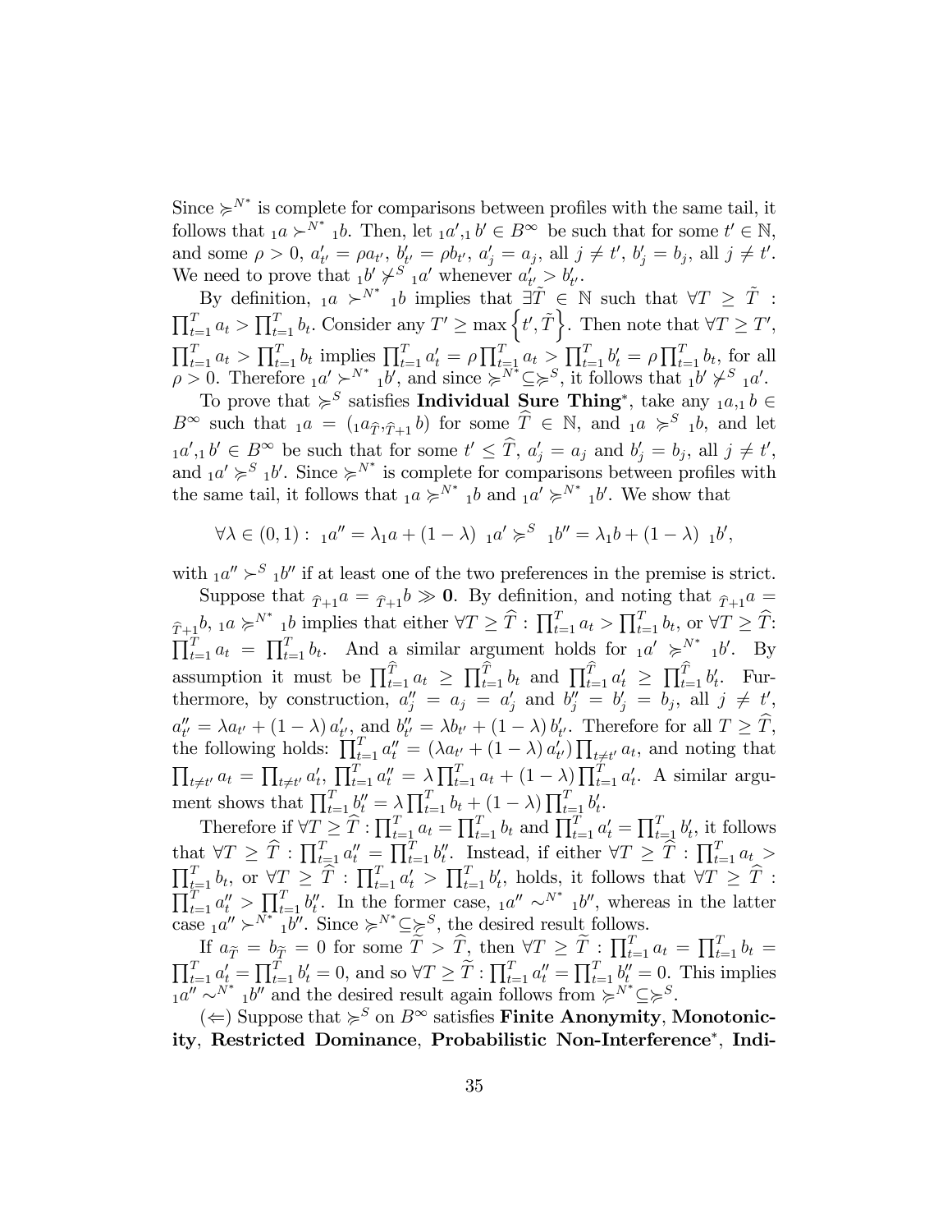Since $\succcurlyeq^{N^*}$ is complete for comparisons between profiles with the same tail, it follows that ${}_1a \succ^{N^*} {}_1b$. Then, let ${}_1a', {}_1b' \in B^\infty$ be such that for some $t' \in \mathbb{N}$, and some $\rho > 0$, $a'_{t'} = \rho a_{t'}$, $b'_{t'} = \rho b_{t'}$, $a'_j = a_j$, all $j \neq t'$, $b'_j = b_j$, all $j \neq t'$. We need to prove that ${}_1b' \not\succ^S {}_1a'$ whenever $a'_{t'} > b'_{t'}$.

By definition, ${}_1a \succ^{N^*} {}_1b$ implies that $\exists \tilde{T} \in \mathbb{N}$ such that $\forall T \geq \tilde{T}$ : $\prod_{t=1}^T a_t > \prod_{t=1}^T b_t$. Consider any $T' \geq \max\left\{t', \tilde{T}\right\}$. Then note that $\forall T \geq T'$, $\prod_{t=1}^T a_t > \prod_{t=1}^T b_t$ implies $\prod_{t=1}^T a'_t = \rho \prod_{t=1}^T a_t > \prod_{t=1}^T b'_t = \rho \prod_{t=1}^T b_t$, for all $\rho > 0$. Therefore ${}_1a' \succ^{N^*} {}_1b'$, and since $\succcurlyeq^{N^*} \subseteq \succcurlyeq^S$, it follows that ${}_1b' \not\succ^S {}_1a'$.

To prove that $\succcurlyeq^S$ satisfies **Individual Sure Thing**$^*$, take any ${}_1a, {}_1b \in B^\infty$ such that ${}_1a = ({}_1a_{\widehat{T}}, {}_{\widehat{T}+1}b)$ for some $\widehat{T} \in \mathbb{N}$, and ${}_1a \succcurlyeq^S {}_1b$, and let ${}_1a', {}_1b' \in B^\infty$ be such that for some $t' \leq \widehat{T}$, $a'_j = a_j$ and $b'_j = b_j$, all $j \neq t'$, and ${}_1a' \succcurlyeq^S {}_1b'$. Since $\succcurlyeq^{N^*}$ is complete for comparisons between profiles with the same tail, it follows that ${}_1a \succcurlyeq^{N^*} {}_1b$ and ${}_1a' \succcurlyeq^{N^*} {}_1b'$. We show that

$$\forall \lambda \in (0,1): \ {}_1a'' = \lambda {}_1a + (1-\lambda)\ {}_1a' \succcurlyeq^S \ {}_1b'' = \lambda {}_1b + (1-\lambda)\ {}_1b',$$

with ${}_1a'' \succ^S {}_1b''$ if at least one of the two preferences in the premise is strict.

Suppose that ${}_{\widehat{T}+1}a = {}_{\widehat{T}+1}b \gg \mathbf{0}$. By definition, and noting that ${}_{\widehat{T}+1}a = {}_{\widehat{T}+1}b$, ${}_1a \succcurlyeq^{N^*} {}_1b$ implies that either $\forall T \geq \widehat{T} : \prod_{t=1}^T a_t > \prod_{t=1}^T b_t$, or $\forall T \geq \widehat{T}$: $\prod_{t=1}^T a_t = \prod_{t=1}^T b_t$. And a similar argument holds for ${}_1a' \succcurlyeq^{N^*} {}_1b'$. By assumption it must be $\prod_{t=1}^{\widehat{T}} a_t \geq \prod_{t=1}^{\widehat{T}} b_t$ and $\prod_{t=1}^{\widehat{T}} a'_t \geq \prod_{t=1}^{\widehat{T}} b'_t$. Furthermore, by construction, $a''_j = a_j = a'_j$ and $b''_j = b'_j = b_j$, all $j \neq t'$, $a''_{t'} = \lambda a_{t'} + (1-\lambda) a'_{t'}$, and $b''_{t'} = \lambda b_{t'} + (1-\lambda) b'_{t'}$. Therefore for all $T \geq \widehat{T}$, the following holds: $\prod_{t=1}^T a''_t = (\lambda a_{t'} + (1-\lambda) a'_{t'}) \prod_{t \neq t'} a_t$, and noting that $\prod_{t \neq t'} a_t = \prod_{t \neq t'} a'_t$, $\prod_{t=1}^T a''_t = \lambda \prod_{t=1}^T a_t + (1-\lambda) \prod_{t=1}^T a'_t$. A similar argument shows that $\prod_{t=1}^T b''_t = \lambda \prod_{t=1}^T b_t + (1-\lambda) \prod_{t=1}^T b'_t$.

Therefore if $\forall T \geq \widehat{T} : \prod_{t=1}^T a_t = \prod_{t=1}^T b_t$ and $\prod_{t=1}^T a'_t = \prod_{t=1}^T b'_t$, it follows that $\forall T \geq \widehat{T} : \prod_{t=1}^T a''_t = \prod_{t=1}^T b''_t$. Instead, if either $\forall T \geq \widehat{T} : \prod_{t=1}^T a_t > \prod_{t=1}^T b_t$, or $\forall T \geq \widehat{T} : \prod_{t=1}^T a'_t > \prod_{t=1}^T b'_t$, holds, it follows that $\forall T \geq \widehat{T}$ : $\prod_{t=1}^T a''_t > \prod_{t=1}^T b''_t$. In the former case, ${}_1a'' \sim^{N^*} {}_1b''$, whereas in the latter case ${}_1a'' \succ^{N^*} {}_1b''$. Since $\succcurlyeq^{N^*} \subseteq \succcurlyeq^S$, the desired result follows.

If $a_{\widetilde{T}} = b_{\widetilde{T}} = 0$ for some $\widetilde{T} > \widehat{T}$, then $\forall T \geq \widetilde{T} : \prod_{t=1}^T a_t = \prod_{t=1}^T b_t = \prod_{t=1}^T a'_t = \prod_{t=1}^T b'_t = 0$, and so $\forall T \geq \widetilde{T} : \prod_{t=1}^T a''_t = \prod_{t=1}^T b''_t = 0$. This implies ${}_1a'' \sim^{N^*} {}_1b''$ and the desired result again follows from $\succcurlyeq^{N^*} \subseteq \succcurlyeq^S$.

($\Leftarrow$) Suppose that $\succcurlyeq^S$ on $B^\infty$ satisfies **Finite Anonymity**, **Monotonicity**, **Restricted Dominance**, **Probabilistic Non-Interference**$^*$, **Indi-**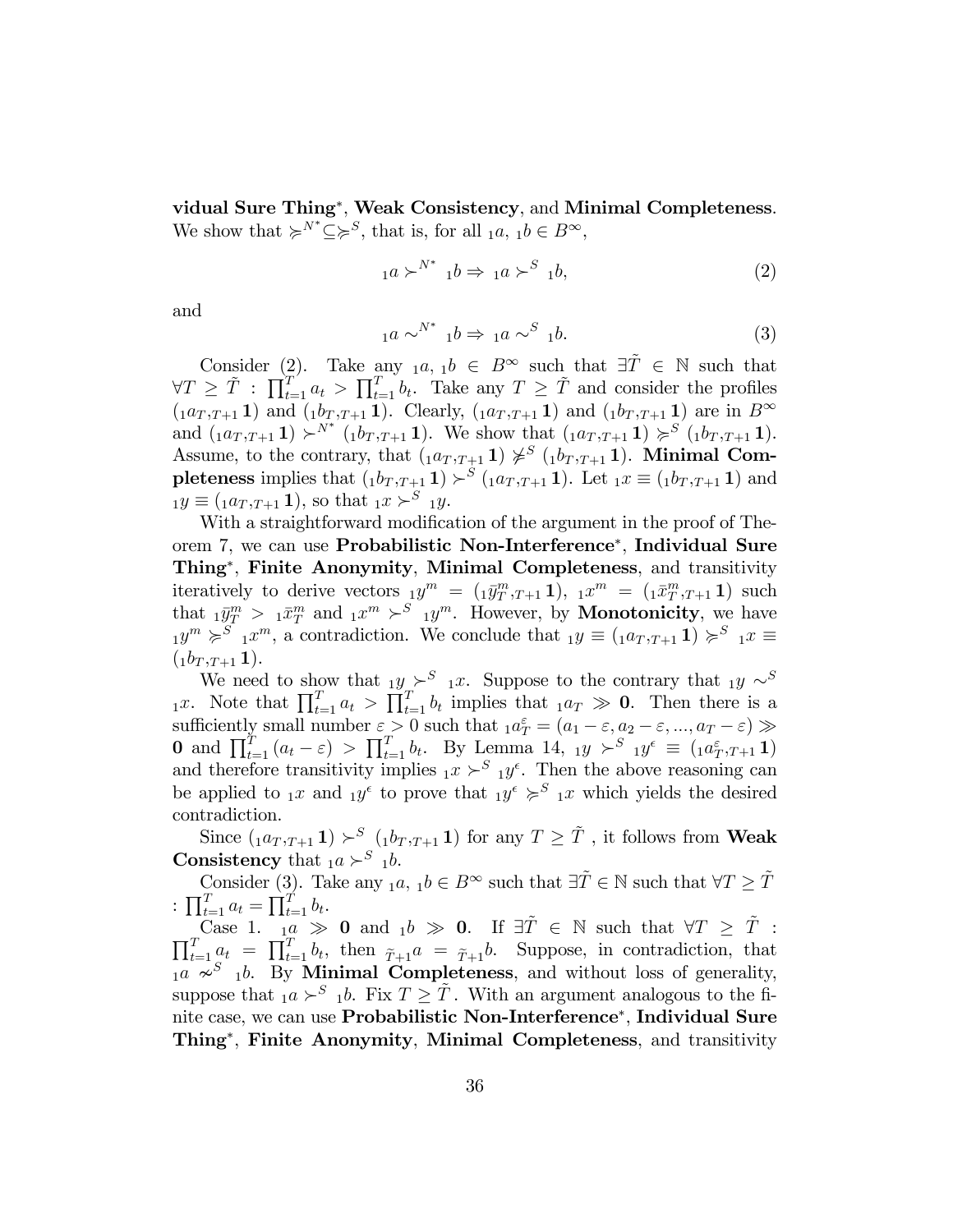**vidual Sure Thing***, **Weak Consistency**, and **Minimal Completeness**. We show that $\succcurlyeq^{N^*} \subseteq \succcurlyeq^S$, that is, for all ${}_1a,\, {}_1b \in B^\infty$,

$$ {}_1a \succ^{N^*} {}_1b \Rightarrow {}_1a \succ^S {}_1b, \tag{2}$$

and

$$ {}_1a \sim^{N^*} {}_1b \Rightarrow {}_1a \sim^S {}_1b. \tag{3}$$

Consider (2). Take any ${}_1a,\, {}_1b \in B^\infty$ such that $\exists \tilde{T} \in \mathbb{N}$ such that $\forall T \geq \tilde{T}$ : $\prod_{t=1}^{T} a_t > \prod_{t=1}^{T} b_t$. Take any $T \geq \tilde{T}$ and consider the profiles $({}_1a_T, {}_{T+1}\mathbf{1})$ and $({}_1b_T, {}_{T+1}\mathbf{1})$. Clearly, $({}_1a_T, {}_{T+1}\mathbf{1})$ and $({}_1b_T, {}_{T+1}\mathbf{1})$ are in $B^\infty$ and $({}_1a_T, {}_{T+1}\mathbf{1}) \succ^{N^*} ({}_1b_T, {}_{T+1}\mathbf{1})$. We show that $({}_1a_T, {}_{T+1}\mathbf{1}) \succcurlyeq^S ({}_1b_T, {}_{T+1}\mathbf{1})$. Assume, to the contrary, that $({}_1a_T, {}_{T+1}\mathbf{1}) \not\succcurlyeq^S ({}_1b_T, {}_{T+1}\mathbf{1})$. **Minimal Completeness** implies that $({}_1b_T, {}_{T+1}\mathbf{1}) \succ^S ({}_1a_T, {}_{T+1}\mathbf{1})$. Let ${}_1x \equiv ({}_1b_T, {}_{T+1}\mathbf{1})$ and ${}_1y \equiv ({}_1a_T, {}_{T+1}\mathbf{1})$, so that ${}_1x \succ^S {}_1y$.

With a straightforward modification of the argument in the proof of Theorem 7, we can use **Probabilistic Non-Interference***, **Individual Sure Thing***, **Finite Anonymity**, **Minimal Completeness**, and transitivity iteratively to derive vectors ${}_1y^m = ({}_1\bar{y}_T^m, {}_{T+1}\mathbf{1})$, ${}_1x^m = ({}_1\bar{x}_T^m, {}_{T+1}\mathbf{1})$ such that ${}_1\bar{y}_T^m > {}_1\bar{x}_T^m$ and ${}_1x^m \succ^S {}_1y^m$. However, by **Monotonicity**, we have ${}_1y^m \succcurlyeq^S {}_1x^m$, a contradiction. We conclude that ${}_1y \equiv ({}_1a_T, {}_{T+1}\mathbf{1}) \succcurlyeq^S {}_1x \equiv ({}_1b_T, {}_{T+1}\mathbf{1})$.

We need to show that ${}_1y \succ^S {}_1x$. Suppose to the contrary that ${}_1y \sim^S {}_1x$. Note that $\prod_{t=1}^{T} a_t > \prod_{t=1}^{T} b_t$ implies that ${}_1a_T \gg \mathbf{0}$. Then there is a sufficiently small number $\varepsilon > 0$ such that ${}_1a_T^\varepsilon = (a_1 - \varepsilon, a_2 - \varepsilon, ..., a_T - \varepsilon) \gg \mathbf{0}$ and $\prod_{t=1}^{T} (a_t - \varepsilon) > \prod_{t=1}^{T} b_t$. By Lemma 14, ${}_1y \succ^S {}_1y^\epsilon \equiv ({}_1a_T^\varepsilon, {}_{T+1}\mathbf{1})$ and therefore transitivity implies ${}_1x \succ^S {}_1y^\epsilon$. Then the above reasoning can be applied to ${}_1x$ and ${}_1y^\epsilon$ to prove that ${}_1y^\epsilon \succcurlyeq^S {}_1x$ which yields the desired contradiction.

Since $({}_1a_T, {}_{T+1}\mathbf{1}) \succ^S ({}_1b_T, {}_{T+1}\mathbf{1})$ for any $T \geq \tilde{T}$ , it follows from **Weak Consistency** that ${}_1a \succ^S {}_1b$.

Consider (3). Take any ${}_1a,\, {}_1b \in B^\infty$ such that $\exists \tilde{T} \in \mathbb{N}$ such that $\forall T \geq \tilde{T}$ : $\prod_{t=1}^{T} a_t = \prod_{t=1}^{T} b_t$.

Case 1. ${}_1a \gg \mathbf{0}$ and ${}_1b \gg \mathbf{0}$. If $\exists \tilde{T} \in \mathbb{N}$ such that $\forall T \geq \tilde{T}$ : $\prod_{t=1}^{T} a_t = \prod_{t=1}^{T} b_t$, then ${}_{\tilde{T}+1}a = {}_{\tilde{T}+1}b$. Suppose, in contradiction, that ${}_1a \nsim^S {}_1b$. By **Minimal Completeness**, and without loss of generality, suppose that ${}_1a \succ^S {}_1b$. Fix $T \geq \tilde{T}$. With an argument analogous to the finite case, we can use **Probabilistic Non-Interference***, **Individual Sure Thing***, **Finite Anonymity**, **Minimal Completeness**, and transitivity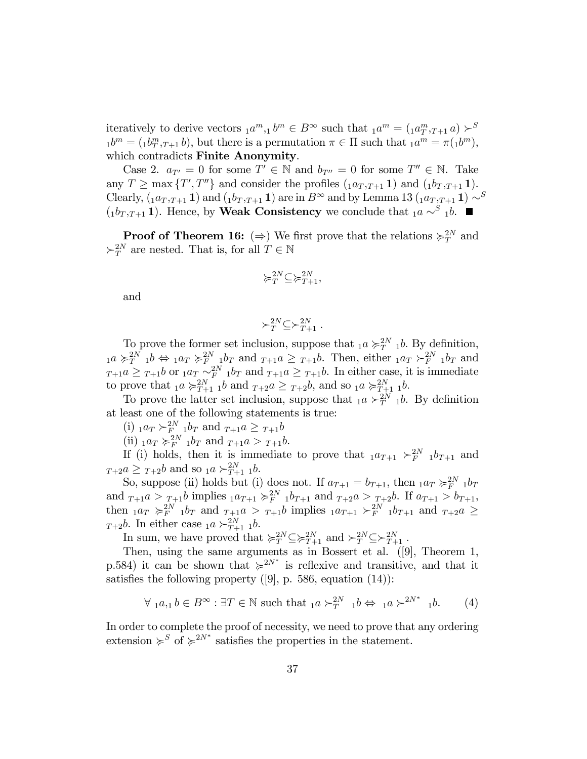iteratively to derive vectors ${}_1a^m, {}_1b^m \in B^\infty$ such that ${}_1a^m = ({}_1a^m_T, {}_{T+1}a) \succ^S {}_1b^m = ({}_1b^m_T, {}_{T+1}b)$, but there is a permutation $\pi \in \Pi$ such that ${}_1a^m = \pi({}_1b^m)$, which contradicts **Finite Anonymity**.

Case 2. $a_{T'} = 0$ for some $T' \in \mathbb{N}$ and $b_{T''} = 0$ for some $T'' \in \mathbb{N}$. Take any $T \geq \max\{T', T''\}$ and consider the profiles $({}_1a_T, {}_{T+1}\mathbf{1})$ and $({}_1b_T, {}_{T+1}\mathbf{1})$. Clearly, $({}_1a_T, {}_{T+1}\mathbf{1})$ and $({}_1b_T, {}_{T+1}\mathbf{1})$ are in $B^\infty$ and by Lemma 13 $({}_1a_T, {}_{T+1}\mathbf{1}) \sim^S ({}_1b_T, {}_{T+1}\mathbf{1})$. Hence, by **Weak Consistency** we conclude that ${}_1a \sim^S {}_1b$. ■

**Proof of Theorem 16:** $(\Rightarrow)$ We first prove that the relations $\succcurlyeq^{2N}_T$ and $\succ^{2N}_T$ are nested. That is, for all $T \in \mathbb{N}$

$$\succcurlyeq^{2N}_T \subseteq \succcurlyeq^{2N}_{T+1},$$

and

$$\succ^{2N}_T \subseteq \succ^{2N}_{T+1}.$$

To prove the former set inclusion, suppose that ${}_1a \succcurlyeq^{2N}_T {}_1b$. By definition, ${}_1a \succcurlyeq^{2N}_T {}_1b \Leftrightarrow {}_1a_T \succcurlyeq^{2N}_F {}_1b_T$ and ${}_{T+1}a \geq {}_{T+1}b$. Then, either ${}_1a_T \succ^{2N}_F {}_1b_T$ and ${}_{T+1}a \geq {}_{T+1}b$ or ${}_1a_T \sim^{2N}_F {}_1b_T$ and ${}_{T+1}a \geq {}_{T+1}b$. In either case, it is immediate to prove that ${}_1a \succcurlyeq^{2N}_{T+1} {}_1b$ and ${}_{T+2}a \geq {}_{T+2}b$, and so ${}_1a \succcurlyeq^{2N}_{T+1} {}_1b$.

To prove the latter set inclusion, suppose that ${}_1a \succ^{2N}_T {}_1b$. By definition at least one of the following statements is true:

(i) ${}_1a_T \succ^{2N}_F {}_1b_T$ and ${}_{T+1}a \geq {}_{T+1}b$

(ii) ${}_1a_T \succcurlyeq^{2N}_F {}_1b_T$ and ${}_{T+1}a > {}_{T+1}b$.

If (i) holds, then it is immediate to prove that ${}_1a_{T+1} \succ^{2N}_F {}_1b_{T+1}$ and ${}_{T+2}a \geq {}_{T+2}b$ and so ${}_1a \succ^{2N}_{T+1} {}_1b$.

So, suppose (ii) holds but (i) does not. If $a_{T+1} = b_{T+1}$, then ${}_1a_T \succcurlyeq^{2N}_F {}_1b_T$ and ${}_{T+1}a > {}_{T+1}b$ implies ${}_1a_{T+1} \succcurlyeq^{2N}_F {}_1b_{T+1}$ and ${}_{T+2}a > {}_{T+2}b$. If $a_{T+1} > b_{T+1}$, then ${}_1a_T \succcurlyeq^{2N}_F {}_1b_T$ and ${}_{T+1}a > {}_{T+1}b$ implies ${}_1a_{T+1} \succ^{2N}_F {}_1b_{T+1}$ and ${}_{T+2}a \geq {}_{T+2}b$. In either case ${}_1a \succ^{2N}_{T+1} {}_1b$.

In sum, we have proved that $\succcurlyeq^{2N}_T \subseteq \succcurlyeq^{2N}_{T+1}$ and $\succ^{2N}_T \subseteq \succ^{2N}_{T+1}$.

Then, using the same arguments as in Bossert et al. ([9], Theorem 1, p.584) it can be shown that $\succcurlyeq^{2N^*}$ is reflexive and transitive, and that it satisfies the following property ([9], p. 586, equation (14)):

$$\forall\ {}_1a, {}_1b \in B^\infty : \exists T \in \mathbb{N} \text{ such that } {}_1a \succ^{2N}_T {}_1b \Leftrightarrow {}_1a \succ^{2N^*} {}_1b. \tag{4}$$

In order to complete the proof of necessity, we need to prove that any ordering extension $\succcurlyeq^S$ of $\succcurlyeq^{2N^*}$ satisfies the properties in the statement.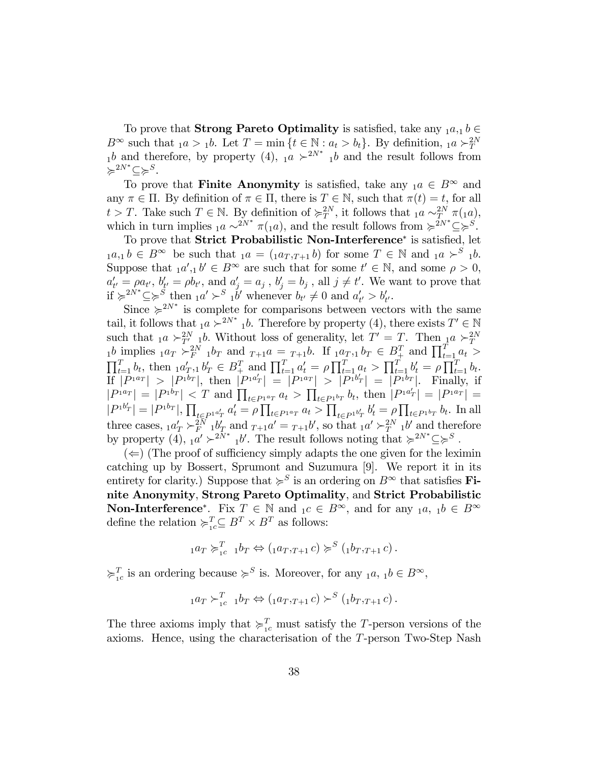To prove that **Strong Pareto Optimality** is satisfied, take any ${}_1a, {}_1b \in B^\infty$ such that ${}_1a > {}_1b$. Let $T = \min \{t \in \mathbb{N} : a_t > b_t\}$. By definition, ${}_1a \succ_T^{2N} {}_1b$ and therefore, by property (4), ${}_1a \succ^{2N^*} {}_1b$ and the result follows from $\succcurlyeq^{2N^*} \subseteq \succcurlyeq^S$.

To prove that **Finite Anonymity** is satisfied, take any ${}_1a \in B^\infty$ and any $\pi \in \Pi$. By definition of $\pi \in \Pi$, there is $T \in \mathbb{N}$, such that $\pi(t) = t$, for all $t > T$. Take such $T \in \mathbb{N}$. By definition of $\succcurlyeq_T^{2N}$, it follows that ${}_1a \sim_T^{2N} \pi({}_1a)$, which in turn implies ${}_1a \sim^{2N^*} \pi({}_1a)$, and the result follows from $\succcurlyeq^{2N^*} \subseteq \succcurlyeq^S$.

To prove that **Strict Probabilistic Non-Interference*** is satisfied, let ${}_1a, {}_1b \in B^\infty$ be such that ${}_1a = ({}_1a_T, {}_{T+1}b)$ for some $T \in \mathbb{N}$ and ${}_1a \succ^S {}_1b$. Suppose that ${}_1a', {}_1b' \in B^\infty$ are such that for some $t' \in \mathbb{N}$, and some $\rho > 0$, $a'_{t'} = \rho a_{t'}$, $b'_{t'} = \rho b_{t'}$, and $a'_j = a_j$ , $b'_j = b_j$ , all $j \neq t'$. We want to prove that if $\succcurlyeq^{2N^*} \subseteq \succcurlyeq^S$ then ${}_1a' \succ^S {}_1b'$ whenever $b_{t'} \neq 0$ and $a'_{t'} > b'_{t'}$.

Since $\succcurlyeq^{2N^*}$ is complete for comparisons between vectors with the same tail, it follows that ${}_1a \succ^{2N^*} {}_1b$. Therefore by property (4), there exists $T' \in \mathbb{N}$ such that ${}_1a \succ_{T'}^{2N} {}_1b$. Without loss of generality, let $T' = T$. Then ${}_1a \succ_T^{2N} {}_1b$ implies ${}_1a_T \succ_F^{2N} {}_1b_T$ and ${}_{T+1}a = {}_{T+1}b$. If ${}_1a_T, {}_1b_T \in B_+^T$ and $\prod_{t=1}^T a_t > \prod_{t=1}^T b_t$, then ${}_1a'_T, {}_1b'_T \in B_+^T$ and $\prod_{t=1}^T a'_t = \rho \prod_{t=1}^T a_t > \prod_{t=1}^T b'_t = \rho \prod_{t=1}^T b_t$. If $|P^{{}_1a_T}| > |P^{{}_1b_T}|$, then $|P^{{}_1a'_T}| = |P^{{}_1a_T}| > |P^{{}_1b'_T}| = |P^{{}_1b_T}|$. Finally, if $|P^{{}_1a_T}| = |P^{{}_1b_T}| < T$ and $\prod_{t \in P^{{}_1a_T}} a_t > \prod_{t \in P^{{}_1b_T}} b_t$, then $|P^{{}_1a'_T}| = |P^{{}_1a_T}| = |P^{{}_1b'_T}| = |P^{{}_1b_T}|$, $\prod_{t \in P^{{}_1a'_T}} a'_t = \rho \prod_{t \in P^{{}_1a_T}} a_t > \prod_{t \in P^{{}_1b'_T}} b'_t = \rho \prod_{t \in P^{{}_1b_T}} b_t$. In all three cases, ${}_1a'_T \succ_F^{2N} {}_1b'_T$ and ${}_{T+1}a' = {}_{T+1}b'$, so that ${}_1a' \succ_T^{2N} {}_1b'$ and therefore by property (4), ${}_1a' \succ^{2N^*} {}_1b'$. The result follows noting that $\succcurlyeq^{2N^*} \subseteq \succcurlyeq^S$.

($\Leftarrow$) (The proof of sufficiency simply adapts the one given for the leximin catching up by Bossert, Sprumont and Suzumura [9]. We report it in its entirety for clarity.) Suppose that $\succcurlyeq^S$ is an ordering on $B^\infty$ that satisfies **Finite Anonymity**, **Strong Pareto Optimality**, and **Strict Probabilistic Non-Interference***. Fix $T \in \mathbb{N}$ and ${}_1c \in B^\infty$, and for any ${}_1a$, ${}_1b \in B^\infty$ define the relation $\succcurlyeq_{{}_1c}^T \subseteq B^T \times B^T$ as follows:

$${}_1a_T \succcurlyeq_{{}_1c}^T {}_1b_T \Leftrightarrow ({}_1a_T, {}_{T+1}c) \succcurlyeq^S ({}_1b_T, {}_{T+1}c).$$

$\succcurlyeq_{{}_1c}^T$ is an ordering because $\succcurlyeq^S$ is. Moreover, for any ${}_1a$, ${}_1b \in B^\infty$,

$${}_1a_T \succ_{{}_1c}^T {}_1b_T \Leftrightarrow ({}_1a_T, {}_{T+1}c) \succ^S ({}_1b_T, {}_{T+1}c).$$

The three axioms imply that $\succcurlyeq_{{}_1c}^T$ must satisfy the $T$-person versions of the axioms. Hence, using the characterisation of the $T$-person Two-Step Nash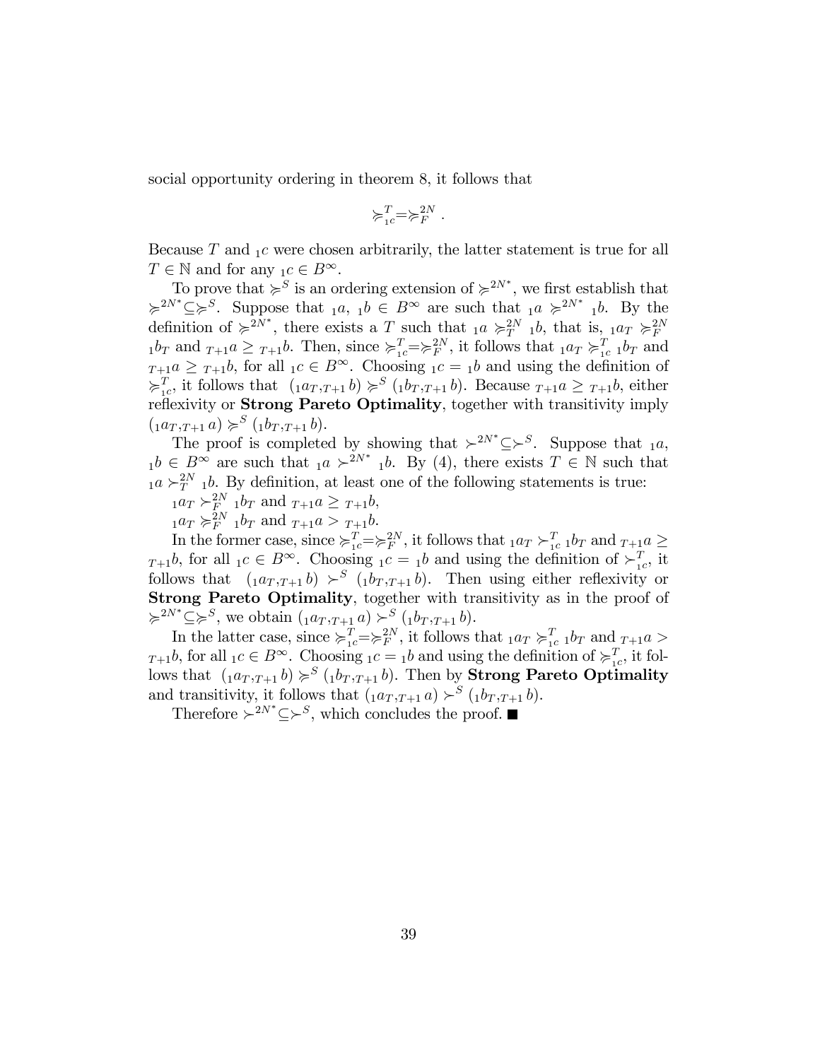social opportunity ordering in theorem 8, it follows that

$$\succcurlyeq^T_{{}_1c} = \succcurlyeq^{2N}_F .$$

Because $T$ and ${}_1c$ were chosen arbitrarily, the latter statement is true for all $T \in \mathbb{N}$ and for any ${}_1c \in B^\infty$.

To prove that $\succcurlyeq^S$ is an ordering extension of $\succcurlyeq^{2N^*}$, we first establish that $\succcurlyeq^{2N^*} \subseteq \succcurlyeq^S$. Suppose that ${}_1a$, ${}_1b \in B^\infty$ are such that ${}_1a \succcurlyeq^{2N^*} {}_1b$. By the definition of $\succcurlyeq^{2N^*}$, there exists a $T$ such that ${}_1a \succcurlyeq^{2N}_T {}_1b$, that is, ${}_1a_T \succcurlyeq^{2N}_F {}_1b_T$ and ${}_{T+1}a \geq {}_{T+1}b$. Then, since $\succcurlyeq^T_{{}_1c} = \succcurlyeq^{2N}_F$, it follows that ${}_1a_T \succcurlyeq^T_{{}_1c} {}_1b_T$ and ${}_{T+1}a \geq {}_{T+1}b$, for all ${}_1c \in B^\infty$. Choosing ${}_1c = {}_1b$ and using the definition of $\succcurlyeq^T_{{}_1c}$, it follows that $({}_1a_T, {}_{T+1}b) \succcurlyeq^S ({}_1b_T, {}_{T+1}b)$. Because ${}_{T+1}a \geq {}_{T+1}b$, either reflexivity or **Strong Pareto Optimality**, together with transitivity imply $({}_1a_T, {}_{T+1}a) \succcurlyeq^S ({}_1b_T, {}_{T+1}b)$.

The proof is completed by showing that $\succ^{2N^*} \subseteq \succ^S$. Suppose that ${}_1a$, ${}_1b \in B^\infty$ are such that ${}_1a \succ^{2N^*} {}_1b$. By (4), there exists $T \in \mathbb{N}$ such that ${}_1a \succ^{2N}_T {}_1b$. By definition, at least one of the following statements is true:

${}_1a_T \succ^{2N}_F {}_1b_T$ and ${}_{T+1}a \geq {}_{T+1}b$,

${}_1a_T \succcurlyeq^{2N}_F {}_1b_T$ and ${}_{T+1}a > {}_{T+1}b$.

In the former case, since $\succcurlyeq^T_{{}_1c} = \succcurlyeq^{2N}_F$, it follows that ${}_1a_T \succ^T_{{}_1c} {}_1b_T$ and ${}_{T+1}a \geq {}_{T+1}b$, for all ${}_1c \in B^\infty$. Choosing ${}_1c = {}_1b$ and using the definition of $\succ^T_{{}_1c}$, it follows that $({}_1a_T, {}_{T+1}b) \succ^S ({}_1b_T, {}_{T+1}b)$. Then using either reflexivity or **Strong Pareto Optimality**, together with transitivity as in the proof of $\succcurlyeq^{2N^*} \subseteq \succcurlyeq^S$, we obtain $({}_1a_T, {}_{T+1}a) \succ^S ({}_1b_T, {}_{T+1}b)$.

In the latter case, since $\succcurlyeq^T_{{}_1c} = \succcurlyeq^{2N}_F$, it follows that ${}_1a_T \succcurlyeq^T_{{}_1c} {}_1b_T$ and ${}_{T+1}a > {}_{T+1}b$, for all ${}_1c \in B^\infty$. Choosing ${}_1c = {}_1b$ and using the definition of $\succcurlyeq^T_{{}_1c}$, it follows that $({}_1a_T, {}_{T+1}b) \succcurlyeq^S ({}_1b_T, {}_{T+1}b)$. Then by **Strong Pareto Optimality** and transitivity, it follows that $({}_1a_T, {}_{T+1}a) \succ^S ({}_1b_T, {}_{T+1}b)$.

Therefore $\succ^{2N^*} \subseteq \succ^S$, which concludes the proof. ■